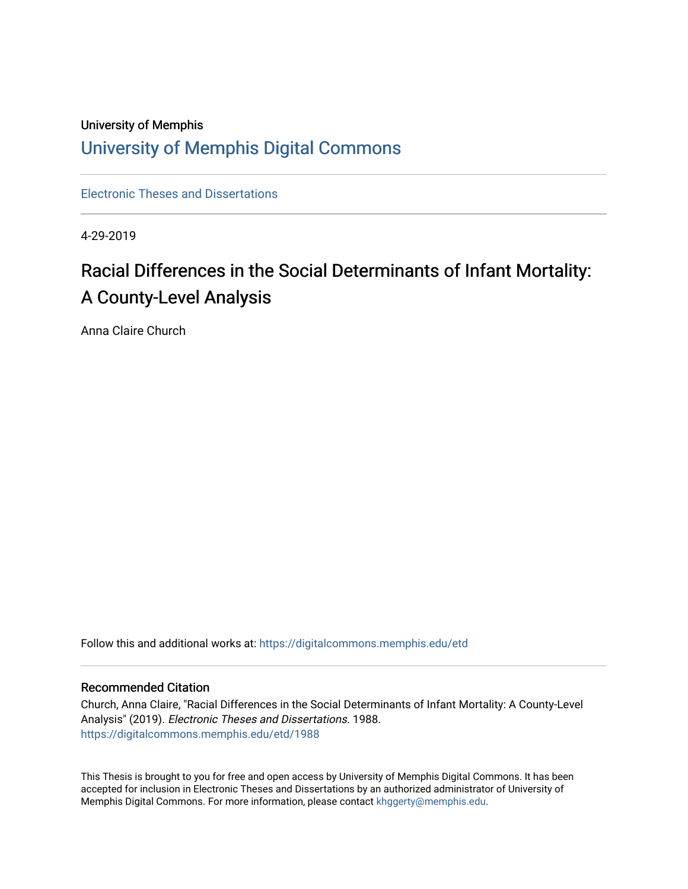University of Memphis

# University of Memphis Digital Commons

Electronic Theses and Dissertations

4-29-2019

## Racial Differences in the Social Determinants of Infant Mortality: A County-Level Analysis

Anna Claire Church

Follow this and additional works at: https://digitalcommons.memphis.edu/etd

### Recommended Citation

Church, Anna Claire, "Racial Differences in the Social Determinants of Infant Mortality: A County-Level Analysis" (2019). *Electronic Theses and Dissertations*. 1988.
https://digitalcommons.memphis.edu/etd/1988

This Thesis is brought to you for free and open access by University of Memphis Digital Commons. It has been accepted for inclusion in Electronic Theses and Dissertations by an authorized administrator of University of Memphis Digital Commons. For more information, please contact khggerty@memphis.edu.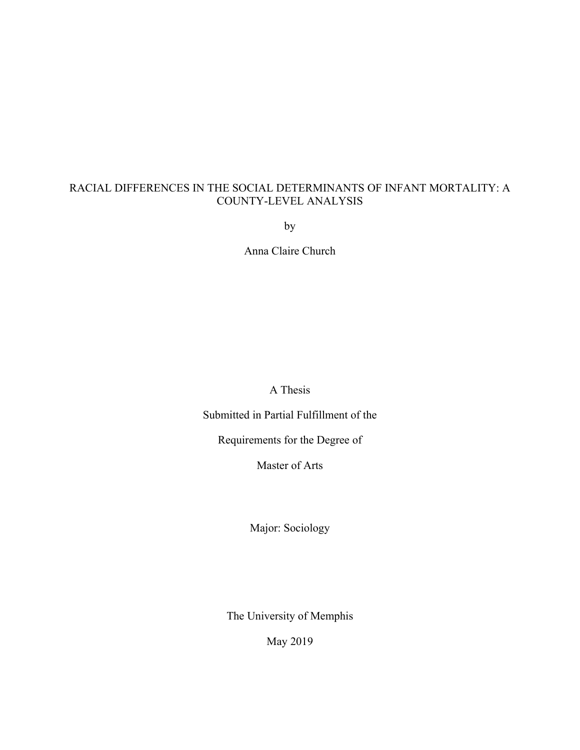# RACIAL DIFFERENCES IN THE SOCIAL DETERMINANTS OF INFANT MORTALITY: A COUNTY-LEVEL ANALYSIS

by

Anna Claire Church

A Thesis

Submitted in Partial Fulfillment of the

Requirements for the Degree of

Master of Arts

Major: Sociology

The University of Memphis

May 2019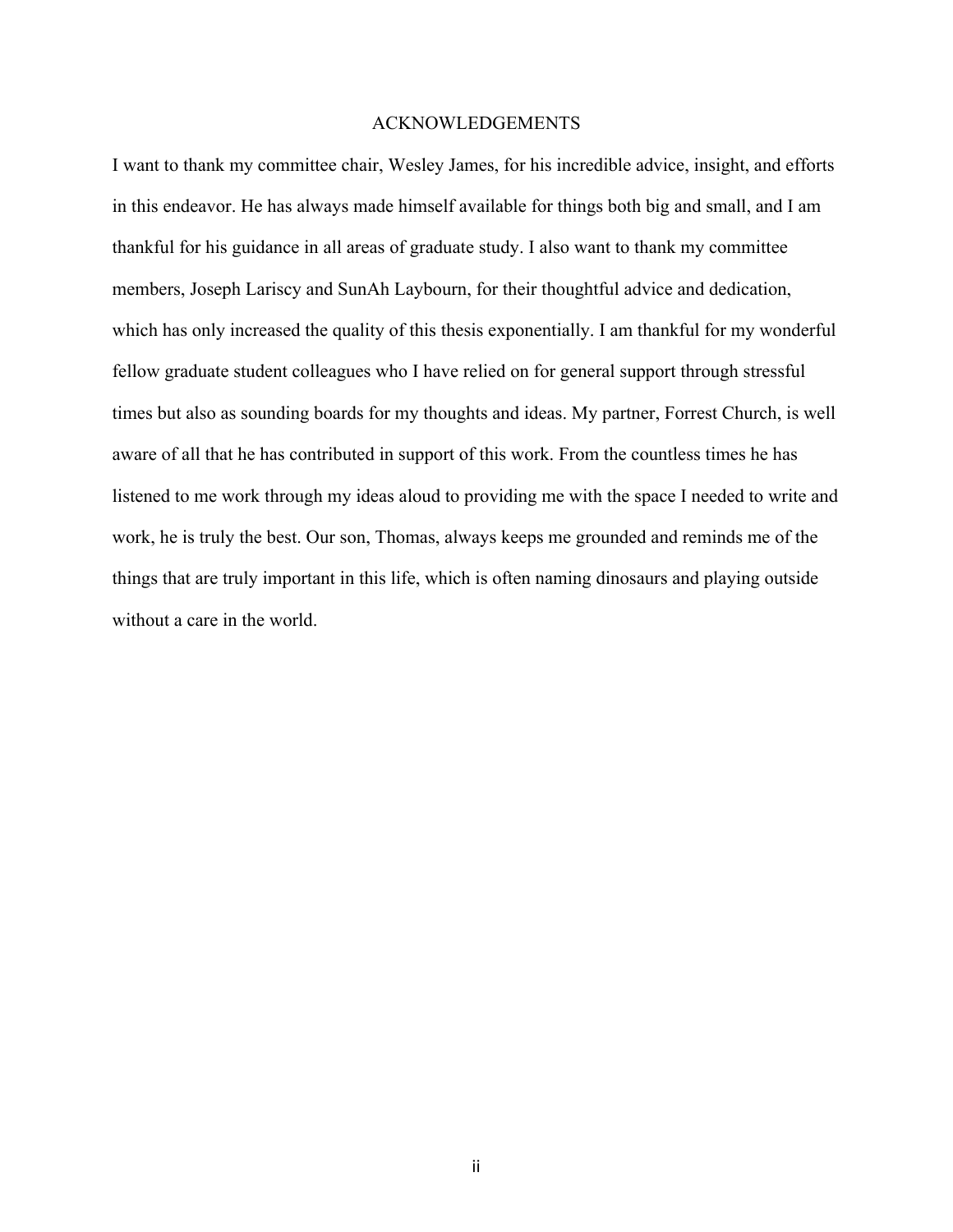# ACKNOWLEDGEMENTS

I want to thank my committee chair, Wesley James, for his incredible advice, insight, and efforts in this endeavor. He has always made himself available for things both big and small, and I am thankful for his guidance in all areas of graduate study. I also want to thank my committee members, Joseph Lariscy and SunAh Laybourn, for their thoughtful advice and dedication, which has only increased the quality of this thesis exponentially. I am thankful for my wonderful fellow graduate student colleagues who I have relied on for general support through stressful times but also as sounding boards for my thoughts and ideas. My partner, Forrest Church, is well aware of all that he has contributed in support of this work. From the countless times he has listened to me work through my ideas aloud to providing me with the space I needed to write and work, he is truly the best. Our son, Thomas, always keeps me grounded and reminds me of the things that are truly important in this life, which is often naming dinosaurs and playing outside without a care in the world.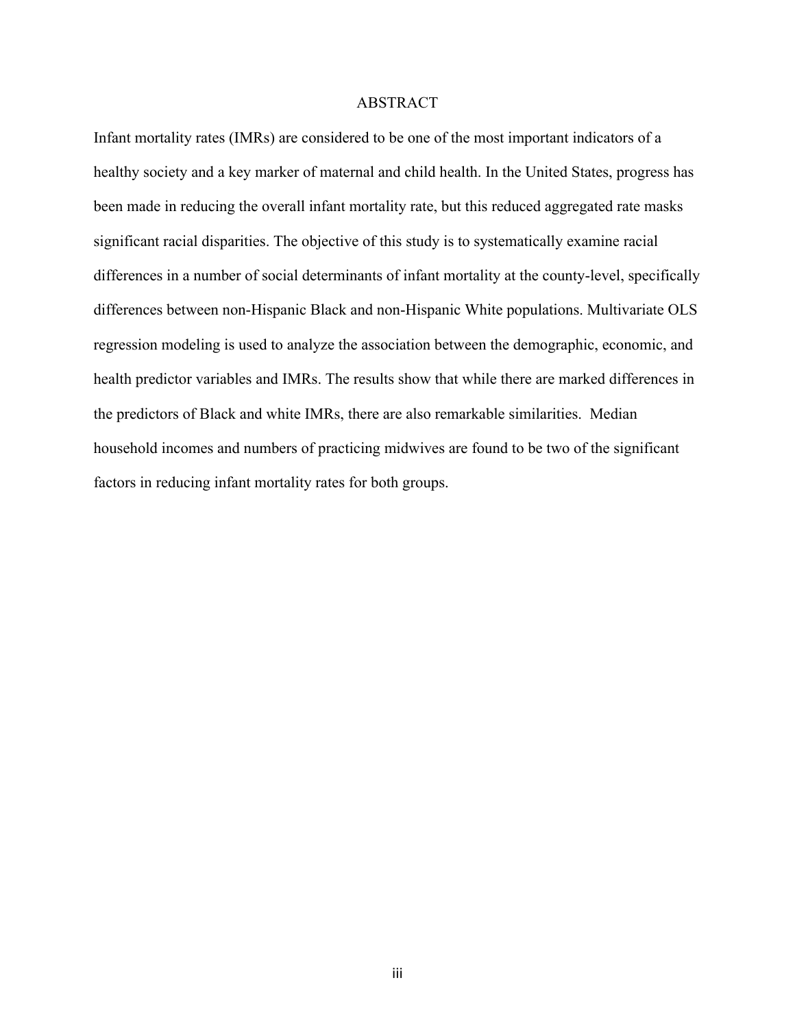# ABSTRACT

Infant mortality rates (IMRs) are considered to be one of the most important indicators of a healthy society and a key marker of maternal and child health. In the United States, progress has been made in reducing the overall infant mortality rate, but this reduced aggregated rate masks significant racial disparities. The objective of this study is to systematically examine racial differences in a number of social determinants of infant mortality at the county-level, specifically differences between non-Hispanic Black and non-Hispanic White populations. Multivariate OLS regression modeling is used to analyze the association between the demographic, economic, and health predictor variables and IMRs. The results show that while there are marked differences in the predictors of Black and white IMRs, there are also remarkable similarities. Median household incomes and numbers of practicing midwives are found to be two of the significant factors in reducing infant mortality rates for both groups.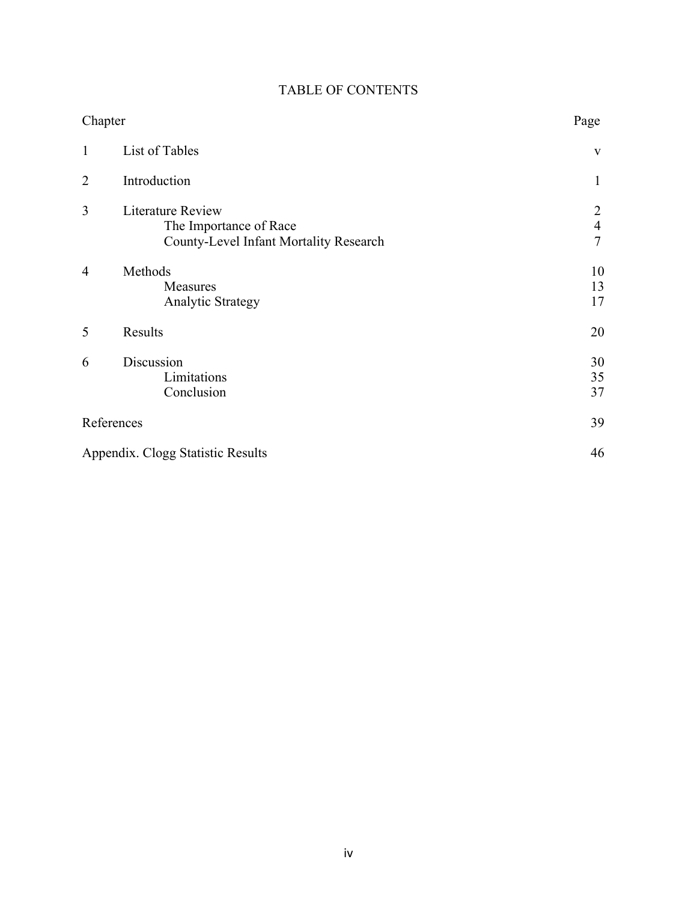# TABLE OF CONTENTS

| Chapter | | Page |
|---|---|---|
| 1 | List of Tables | v |
| 2 | Introduction | 1 |
| 3 | Literature Review | 2 |
| | The Importance of Race | 4 |
| | County-Level Infant Mortality Research | 7 |
| 4 | Methods | 10 |
| | Measures | 13 |
| | Analytic Strategy | 17 |
| 5 | Results | 20 |
| 6 | Discussion | 30 |
| | Limitations | 35 |
| | Conclusion | 37 |
| References | | 39 |
| Appendix. Clogg Statistic Results | | 46 |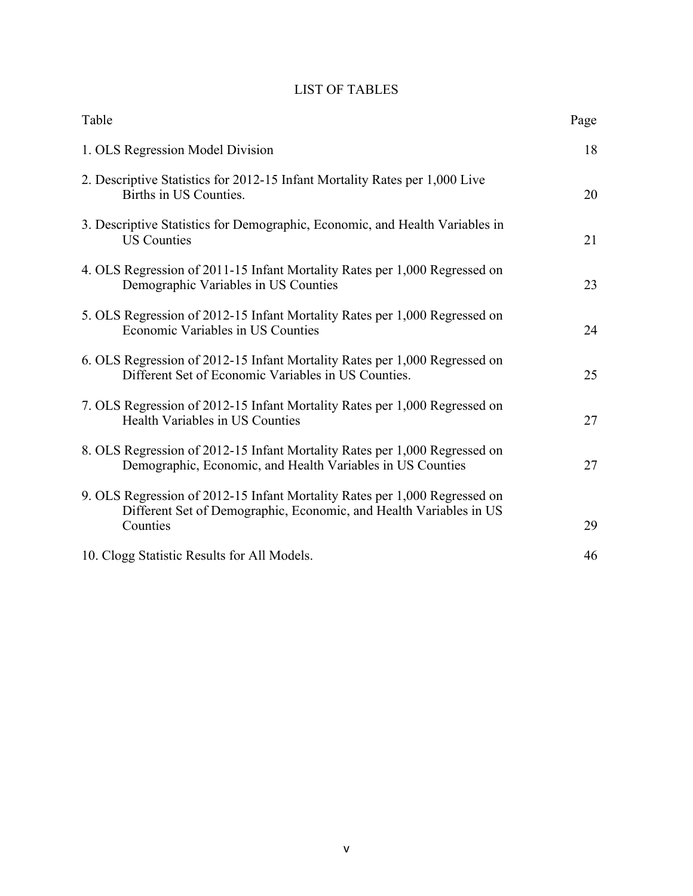# LIST OF TABLES

| Table | Page |
|---|---|
| 1. OLS Regression Model Division | 18 |
| 2. Descriptive Statistics for 2012-15 Infant Mortality Rates per 1,000 Live Births in US Counties. | 20 |
| 3. Descriptive Statistics for Demographic, Economic, and Health Variables in US Counties | 21 |
| 4. OLS Regression of 2011-15 Infant Mortality Rates per 1,000 Regressed on Demographic Variables in US Counties | 23 |
| 5. OLS Regression of 2012-15 Infant Mortality Rates per 1,000 Regressed on Economic Variables in US Counties | 24 |
| 6. OLS Regression of 2012-15 Infant Mortality Rates per 1,000 Regressed on Different Set of Economic Variables in US Counties. | 25 |
| 7. OLS Regression of 2012-15 Infant Mortality Rates per 1,000 Regressed on Health Variables in US Counties | 27 |
| 8. OLS Regression of 2012-15 Infant Mortality Rates per 1,000 Regressed on Demographic, Economic, and Health Variables in US Counties | 27 |
| 9. OLS Regression of 2012-15 Infant Mortality Rates per 1,000 Regressed on Different Set of Demographic, Economic, and Health Variables in US Counties | 29 |
| 10. Clogg Statistic Results for All Models. | 46 |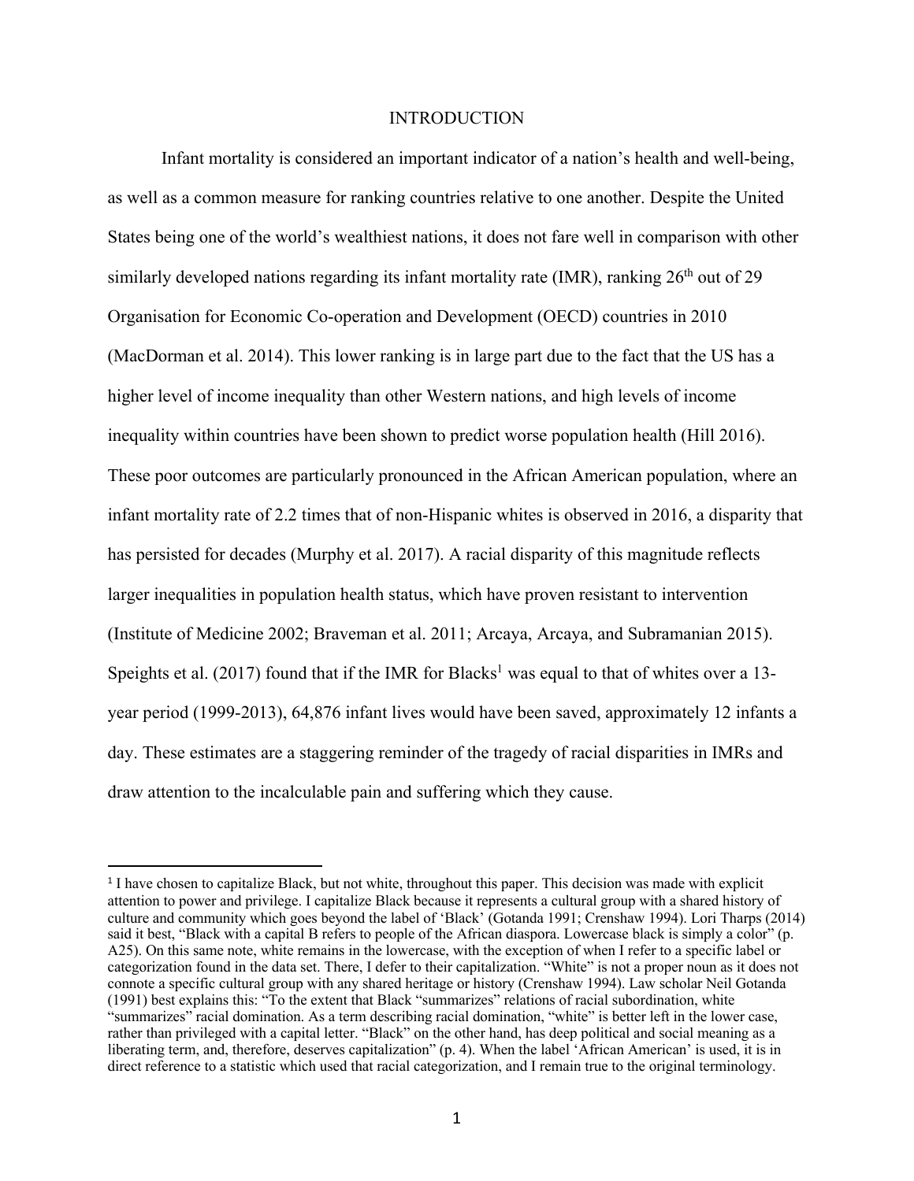# INTRODUCTION

Infant mortality is considered an important indicator of a nation's health and well-being, as well as a common measure for ranking countries relative to one another. Despite the United States being one of the world's wealthiest nations, it does not fare well in comparison with other similarly developed nations regarding its infant mortality rate (IMR), ranking 26th out of 29 Organisation for Economic Co-operation and Development (OECD) countries in 2010 (MacDorman et al. 2014). This lower ranking is in large part due to the fact that the US has a higher level of income inequality than other Western nations, and high levels of income inequality within countries have been shown to predict worse population health (Hill 2016). These poor outcomes are particularly pronounced in the African American population, where an infant mortality rate of 2.2 times that of non-Hispanic whites is observed in 2016, a disparity that has persisted for decades (Murphy et al. 2017). A racial disparity of this magnitude reflects larger inequalities in population health status, which have proven resistant to intervention (Institute of Medicine 2002; Braveman et al. 2011; Arcaya, Arcaya, and Subramanian 2015). Speights et al. (2017) found that if the IMR for Blacks[1] was equal to that of whites over a 13-year period (1999-2013), 64,876 infant lives would have been saved, approximately 12 infants a day. These estimates are a staggering reminder of the tragedy of racial disparities in IMRs and draw attention to the incalculable pain and suffering which they cause.

[1] I have chosen to capitalize Black, but not white, throughout this paper. This decision was made with explicit attention to power and privilege. I capitalize Black because it represents a cultural group with a shared history of culture and community which goes beyond the label of 'Black' (Gotanda 1991; Crenshaw 1994). Lori Tharps (2014) said it best, "Black with a capital B refers to people of the African diaspora. Lowercase black is simply a color" (p. A25). On this same note, white remains in the lowercase, with the exception of when I refer to a specific label or categorization found in the data set. There, I defer to their capitalization. "White" is not a proper noun as it does not connote a specific cultural group with any shared heritage or history (Crenshaw 1994). Law scholar Neil Gotanda (1991) best explains this: "To the extent that Black "summarizes" relations of racial subordination, white "summarizes" racial domination. As a term describing racial domination, "white" is better left in the lower case, rather than privileged with a capital letter. "Black" on the other hand, has deep political and social meaning as a liberating term, and, therefore, deserves capitalization" (p. 4). When the label 'African American' is used, it is in direct reference to a statistic which used that racial categorization, and I remain true to the original terminology.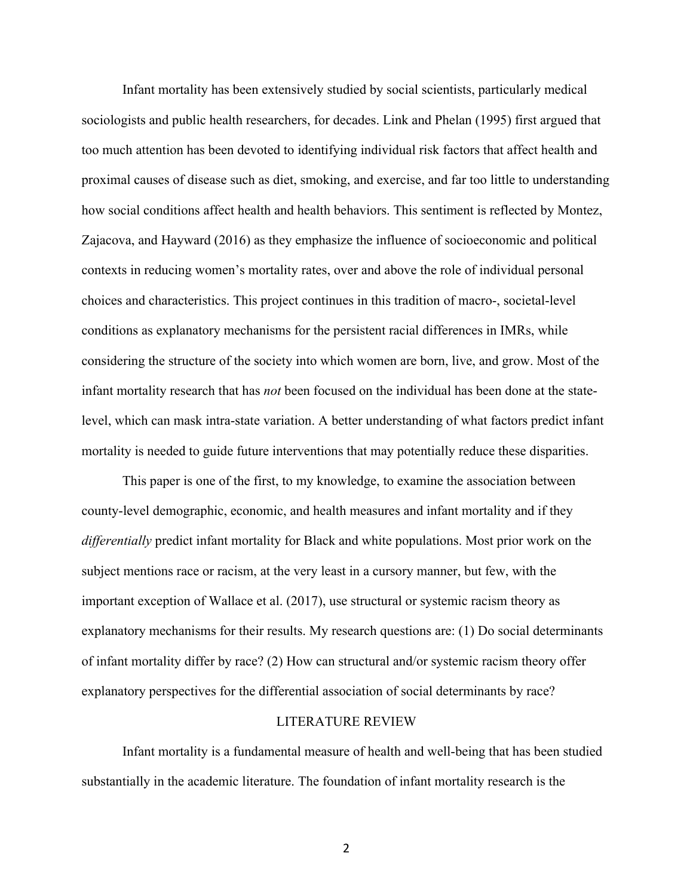Infant mortality has been extensively studied by social scientists, particularly medical sociologists and public health researchers, for decades. Link and Phelan (1995) first argued that too much attention has been devoted to identifying individual risk factors that affect health and proximal causes of disease such as diet, smoking, and exercise, and far too little to understanding how social conditions affect health and health behaviors. This sentiment is reflected by Montez, Zajacova, and Hayward (2016) as they emphasize the influence of socioeconomic and political contexts in reducing women's mortality rates, over and above the role of individual personal choices and characteristics. This project continues in this tradition of macro-, societal-level conditions as explanatory mechanisms for the persistent racial differences in IMRs, while considering the structure of the society into which women are born, live, and grow. Most of the infant mortality research that has *not* been focused on the individual has been done at the state-level, which can mask intra-state variation. A better understanding of what factors predict infant mortality is needed to guide future interventions that may potentially reduce these disparities.

This paper is one of the first, to my knowledge, to examine the association between county-level demographic, economic, and health measures and infant mortality and if they *differentially* predict infant mortality for Black and white populations. Most prior work on the subject mentions race or racism, at the very least in a cursory manner, but few, with the important exception of Wallace et al. (2017), use structural or systemic racism theory as explanatory mechanisms for their results. My research questions are: (1) Do social determinants of infant mortality differ by race? (2) How can structural and/or systemic racism theory offer explanatory perspectives for the differential association of social determinants by race?

## LITERATURE REVIEW

Infant mortality is a fundamental measure of health and well-being that has been studied substantially in the academic literature. The foundation of infant mortality research is the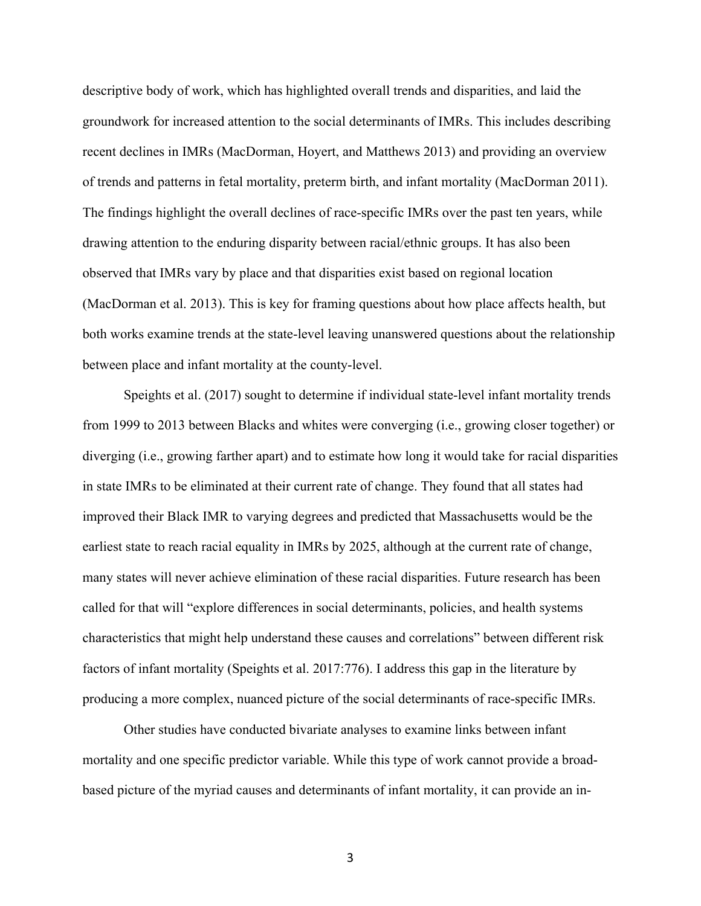descriptive body of work, which has highlighted overall trends and disparities, and laid the groundwork for increased attention to the social determinants of IMRs. This includes describing recent declines in IMRs (MacDorman, Hoyert, and Matthews 2013) and providing an overview of trends and patterns in fetal mortality, preterm birth, and infant mortality (MacDorman 2011). The findings highlight the overall declines of race-specific IMRs over the past ten years, while drawing attention to the enduring disparity between racial/ethnic groups. It has also been observed that IMRs vary by place and that disparities exist based on regional location (MacDorman et al. 2013). This is key for framing questions about how place affects health, but both works examine trends at the state-level leaving unanswered questions about the relationship between place and infant mortality at the county-level.

Speights et al. (2017) sought to determine if individual state-level infant mortality trends from 1999 to 2013 between Blacks and whites were converging (i.e., growing closer together) or diverging (i.e., growing farther apart) and to estimate how long it would take for racial disparities in state IMRs to be eliminated at their current rate of change. They found that all states had improved their Black IMR to varying degrees and predicted that Massachusetts would be the earliest state to reach racial equality in IMRs by 2025, although at the current rate of change, many states will never achieve elimination of these racial disparities. Future research has been called for that will "explore differences in social determinants, policies, and health systems characteristics that might help understand these causes and correlations" between different risk factors of infant mortality (Speights et al. 2017:776). I address this gap in the literature by producing a more complex, nuanced picture of the social determinants of race-specific IMRs.

Other studies have conducted bivariate analyses to examine links between infant mortality and one specific predictor variable. While this type of work cannot provide a broad-based picture of the myriad causes and determinants of infant mortality, it can provide an in-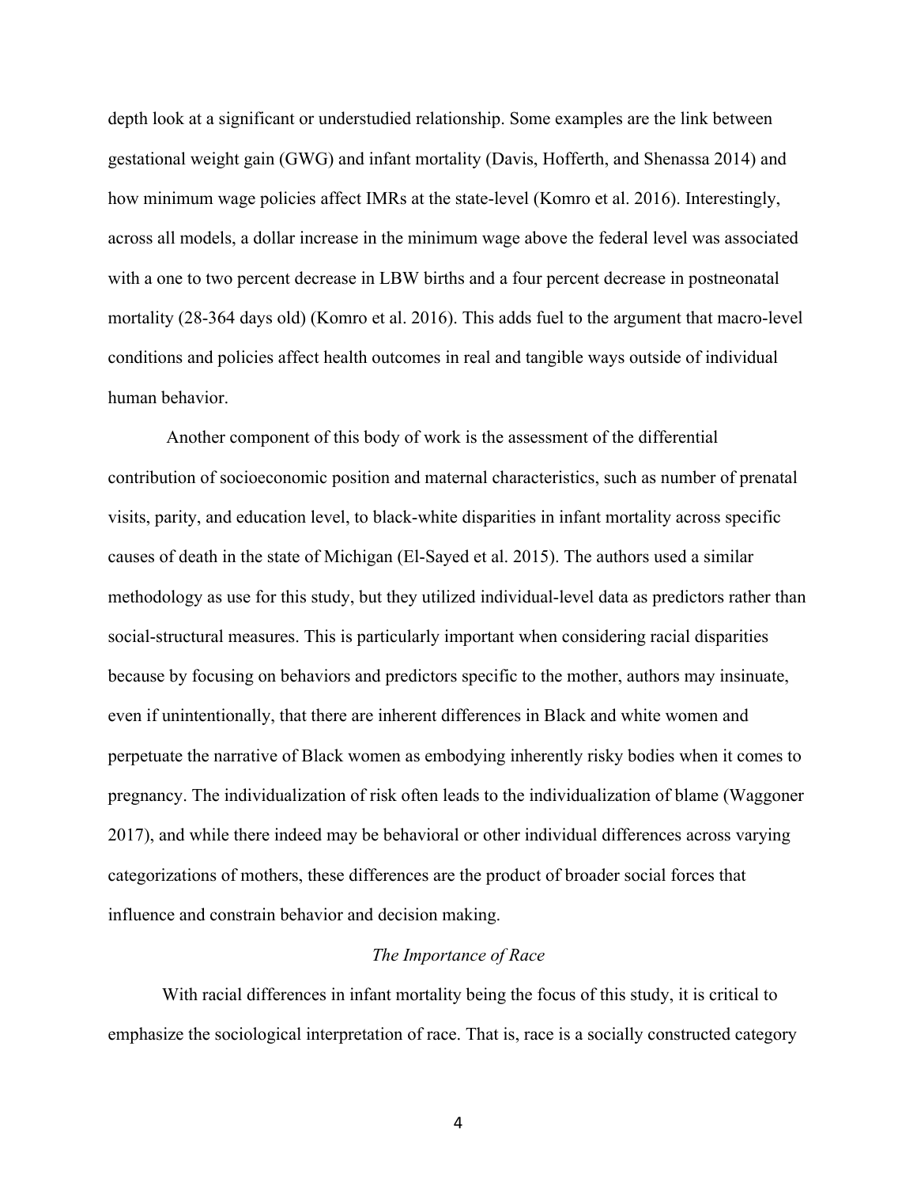depth look at a significant or understudied relationship. Some examples are the link between gestational weight gain (GWG) and infant mortality (Davis, Hofferth, and Shenassa 2014) and how minimum wage policies affect IMRs at the state-level (Komro et al. 2016). Interestingly, across all models, a dollar increase in the minimum wage above the federal level was associated with a one to two percent decrease in LBW births and a four percent decrease in postneonatal mortality (28-364 days old) (Komro et al. 2016). This adds fuel to the argument that macro-level conditions and policies affect health outcomes in real and tangible ways outside of individual human behavior.

Another component of this body of work is the assessment of the differential contribution of socioeconomic position and maternal characteristics, such as number of prenatal visits, parity, and education level, to black-white disparities in infant mortality across specific causes of death in the state of Michigan (El-Sayed et al. 2015). The authors used a similar methodology as use for this study, but they utilized individual-level data as predictors rather than social-structural measures. This is particularly important when considering racial disparities because by focusing on behaviors and predictors specific to the mother, authors may insinuate, even if unintentionally, that there are inherent differences in Black and white women and perpetuate the narrative of Black women as embodying inherently risky bodies when it comes to pregnancy. The individualization of risk often leads to the individualization of blame (Waggoner 2017), and while there indeed may be behavioral or other individual differences across varying categorizations of mothers, these differences are the product of broader social forces that influence and constrain behavior and decision making.

### *The Importance of Race*

With racial differences in infant mortality being the focus of this study, it is critical to emphasize the sociological interpretation of race. That is, race is a socially constructed category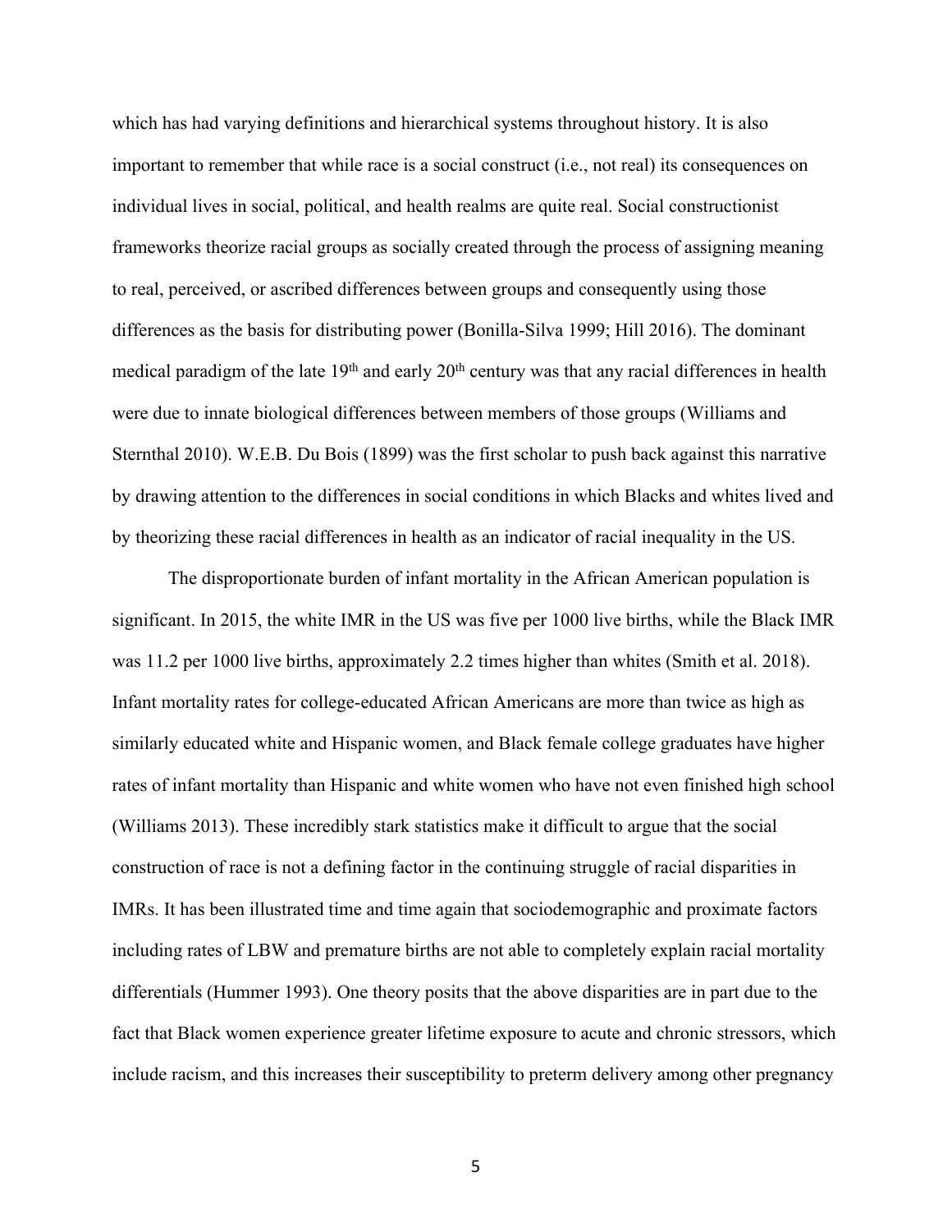which has had varying definitions and hierarchical systems throughout history. It is also important to remember that while race is a social construct (i.e., not real) its consequences on individual lives in social, political, and health realms are quite real. Social constructionist frameworks theorize racial groups as socially created through the process of assigning meaning to real, perceived, or ascribed differences between groups and consequently using those differences as the basis for distributing power (Bonilla-Silva 1999; Hill 2016). The dominant medical paradigm of the late 19th and early 20th century was that any racial differences in health were due to innate biological differences between members of those groups (Williams and Sternthal 2010). W.E.B. Du Bois (1899) was the first scholar to push back against this narrative by drawing attention to the differences in social conditions in which Blacks and whites lived and by theorizing these racial differences in health as an indicator of racial inequality in the US.

The disproportionate burden of infant mortality in the African American population is significant. In 2015, the white IMR in the US was five per 1000 live births, while the Black IMR was 11.2 per 1000 live births, approximately 2.2 times higher than whites (Smith et al. 2018). Infant mortality rates for college-educated African Americans are more than twice as high as similarly educated white and Hispanic women, and Black female college graduates have higher rates of infant mortality than Hispanic and white women who have not even finished high school (Williams 2013). These incredibly stark statistics make it difficult to argue that the social construction of race is not a defining factor in the continuing struggle of racial disparities in IMRs. It has been illustrated time and time again that sociodemographic and proximate factors including rates of LBW and premature births are not able to completely explain racial mortality differentials (Hummer 1993). One theory posits that the above disparities are in part due to the fact that Black women experience greater lifetime exposure to acute and chronic stressors, which include racism, and this increases their susceptibility to preterm delivery among other pregnancy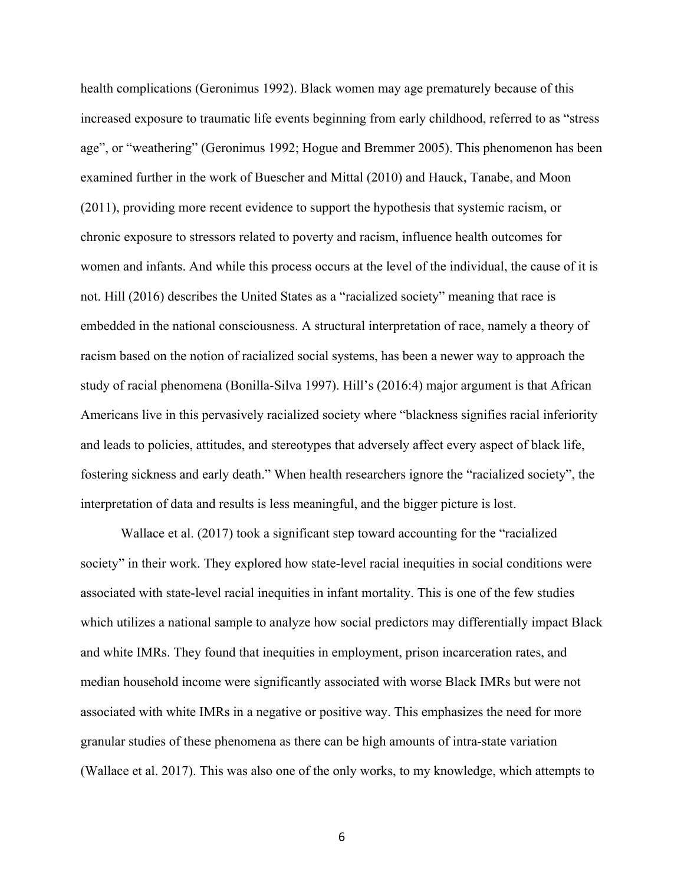health complications (Geronimus 1992). Black women may age prematurely because of this increased exposure to traumatic life events beginning from early childhood, referred to as "stress age", or "weathering" (Geronimus 1992; Hogue and Bremmer 2005). This phenomenon has been examined further in the work of Buescher and Mittal (2010) and Hauck, Tanabe, and Moon (2011), providing more recent evidence to support the hypothesis that systemic racism, or chronic exposure to stressors related to poverty and racism, influence health outcomes for women and infants. And while this process occurs at the level of the individual, the cause of it is not. Hill (2016) describes the United States as a "racialized society" meaning that race is embedded in the national consciousness. A structural interpretation of race, namely a theory of racism based on the notion of racialized social systems, has been a newer way to approach the study of racial phenomena (Bonilla-Silva 1997). Hill's (2016:4) major argument is that African Americans live in this pervasively racialized society where "blackness signifies racial inferiority and leads to policies, attitudes, and stereotypes that adversely affect every aspect of black life, fostering sickness and early death." When health researchers ignore the "racialized society", the interpretation of data and results is less meaningful, and the bigger picture is lost.

Wallace et al. (2017) took a significant step toward accounting for the "racialized society" in their work. They explored how state-level racial inequities in social conditions were associated with state-level racial inequities in infant mortality. This is one of the few studies which utilizes a national sample to analyze how social predictors may differentially impact Black and white IMRs. They found that inequities in employment, prison incarceration rates, and median household income were significantly associated with worse Black IMRs but were not associated with white IMRs in a negative or positive way. This emphasizes the need for more granular studies of these phenomena as there can be high amounts of intra-state variation (Wallace et al. 2017). This was also one of the only works, to my knowledge, which attempts to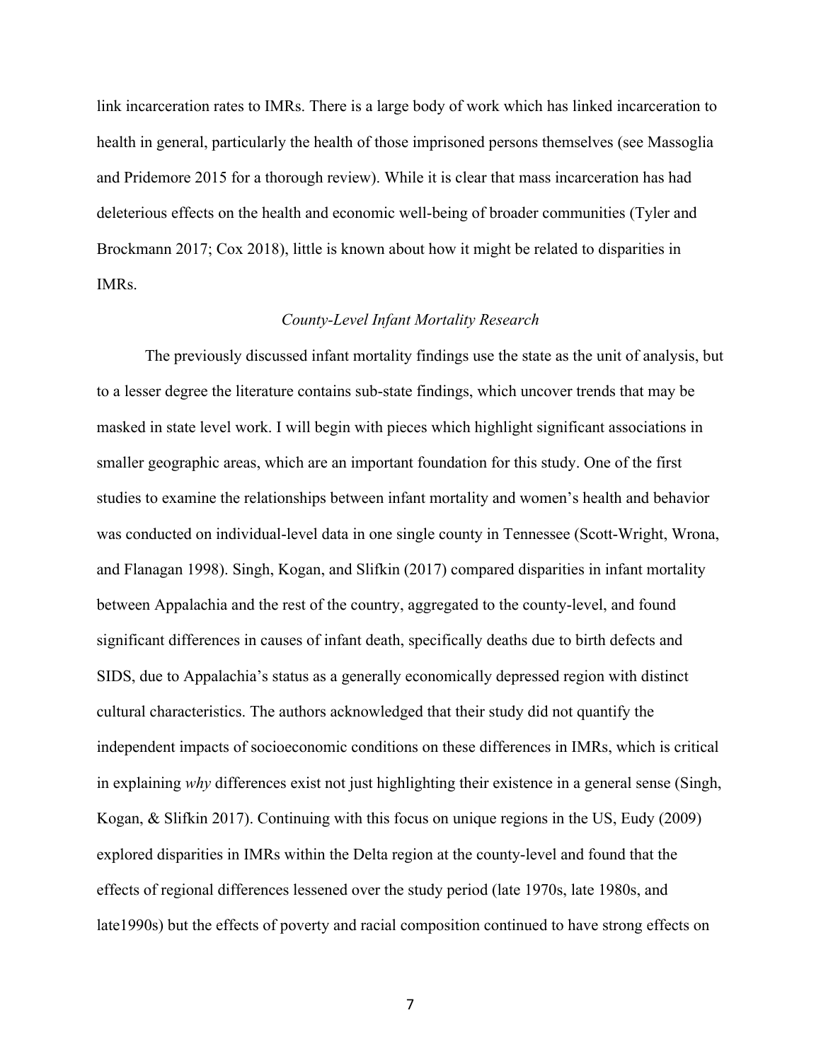link incarceration rates to IMRs. There is a large body of work which has linked incarceration to health in general, particularly the health of those imprisoned persons themselves (see Massoglia and Pridemore 2015 for a thorough review). While it is clear that mass incarceration has had deleterious effects on the health and economic well-being of broader communities (Tyler and Brockmann 2017; Cox 2018), little is known about how it might be related to disparities in IMRs.

### *County-Level Infant Mortality Research*

The previously discussed infant mortality findings use the state as the unit of analysis, but to a lesser degree the literature contains sub-state findings, which uncover trends that may be masked in state level work. I will begin with pieces which highlight significant associations in smaller geographic areas, which are an important foundation for this study. One of the first studies to examine the relationships between infant mortality and women's health and behavior was conducted on individual-level data in one single county in Tennessee (Scott-Wright, Wrona, and Flanagan 1998). Singh, Kogan, and Slifkin (2017) compared disparities in infant mortality between Appalachia and the rest of the country, aggregated to the county-level, and found significant differences in causes of infant death, specifically deaths due to birth defects and SIDS, due to Appalachia's status as a generally economically depressed region with distinct cultural characteristics. The authors acknowledged that their study did not quantify the independent impacts of socioeconomic conditions on these differences in IMRs, which is critical in explaining *why* differences exist not just highlighting their existence in a general sense (Singh, Kogan, & Slifkin 2017). Continuing with this focus on unique regions in the US, Eudy (2009) explored disparities in IMRs within the Delta region at the county-level and found that the effects of regional differences lessened over the study period (late 1970s, late 1980s, and late1990s) but the effects of poverty and racial composition continued to have strong effects on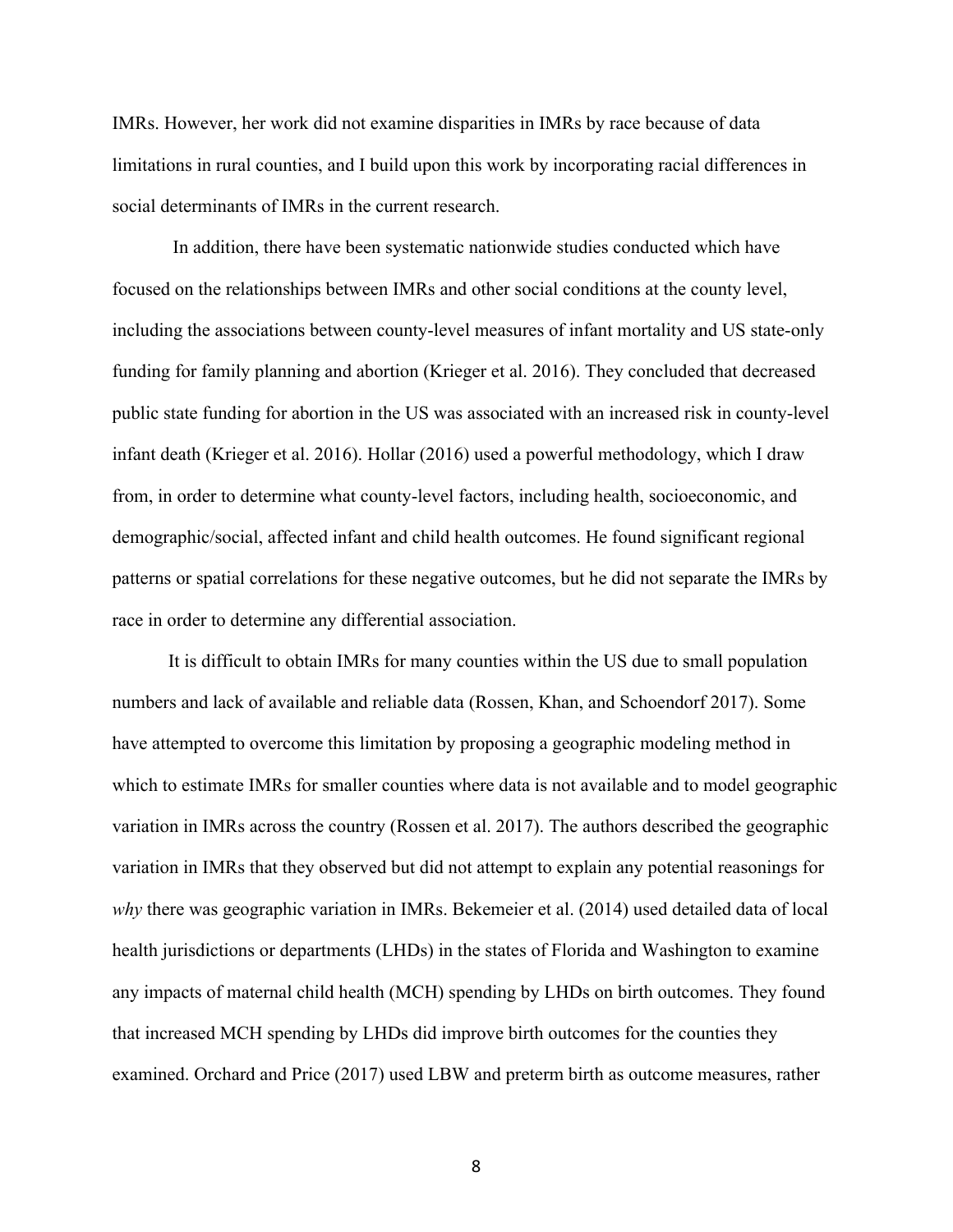IMRs. However, her work did not examine disparities in IMRs by race because of data limitations in rural counties, and I build upon this work by incorporating racial differences in social determinants of IMRs in the current research.

In addition, there have been systematic nationwide studies conducted which have focused on the relationships between IMRs and other social conditions at the county level, including the associations between county-level measures of infant mortality and US state-only funding for family planning and abortion (Krieger et al. 2016). They concluded that decreased public state funding for abortion in the US was associated with an increased risk in county-level infant death (Krieger et al. 2016). Hollar (2016) used a powerful methodology, which I draw from, in order to determine what county-level factors, including health, socioeconomic, and demographic/social, affected infant and child health outcomes. He found significant regional patterns or spatial correlations for these negative outcomes, but he did not separate the IMRs by race in order to determine any differential association.

It is difficult to obtain IMRs for many counties within the US due to small population numbers and lack of available and reliable data (Rossen, Khan, and Schoendorf 2017). Some have attempted to overcome this limitation by proposing a geographic modeling method in which to estimate IMRs for smaller counties where data is not available and to model geographic variation in IMRs across the country (Rossen et al. 2017). The authors described the geographic variation in IMRs that they observed but did not attempt to explain any potential reasonings for *why* there was geographic variation in IMRs. Bekemeier et al. (2014) used detailed data of local health jurisdictions or departments (LHDs) in the states of Florida and Washington to examine any impacts of maternal child health (MCH) spending by LHDs on birth outcomes. They found that increased MCH spending by LHDs did improve birth outcomes for the counties they examined. Orchard and Price (2017) used LBW and preterm birth as outcome measures, rather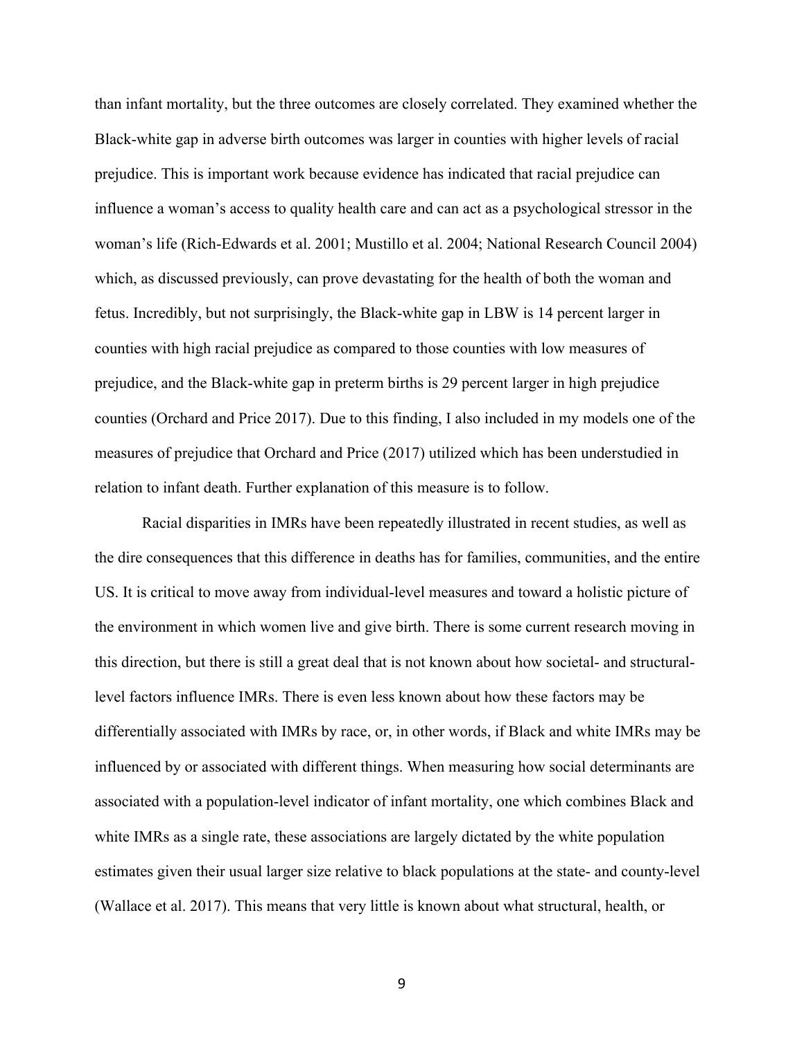than infant mortality, but the three outcomes are closely correlated. They examined whether the Black-white gap in adverse birth outcomes was larger in counties with higher levels of racial prejudice. This is important work because evidence has indicated that racial prejudice can influence a woman's access to quality health care and can act as a psychological stressor in the woman's life (Rich-Edwards et al. 2001; Mustillo et al. 2004; National Research Council 2004) which, as discussed previously, can prove devastating for the health of both the woman and fetus. Incredibly, but not surprisingly, the Black-white gap in LBW is 14 percent larger in counties with high racial prejudice as compared to those counties with low measures of prejudice, and the Black-white gap in preterm births is 29 percent larger in high prejudice counties (Orchard and Price 2017). Due to this finding, I also included in my models one of the measures of prejudice that Orchard and Price (2017) utilized which has been understudied in relation to infant death. Further explanation of this measure is to follow.

Racial disparities in IMRs have been repeatedly illustrated in recent studies, as well as the dire consequences that this difference in deaths has for families, communities, and the entire US. It is critical to move away from individual-level measures and toward a holistic picture of the environment in which women live and give birth. There is some current research moving in this direction, but there is still a great deal that is not known about how societal- and structural-level factors influence IMRs. There is even less known about how these factors may be differentially associated with IMRs by race, or, in other words, if Black and white IMRs may be influenced by or associated with different things. When measuring how social determinants are associated with a population-level indicator of infant mortality, one which combines Black and white IMRs as a single rate, these associations are largely dictated by the white population estimates given their usual larger size relative to black populations at the state- and county-level (Wallace et al. 2017). This means that very little is known about what structural, health, or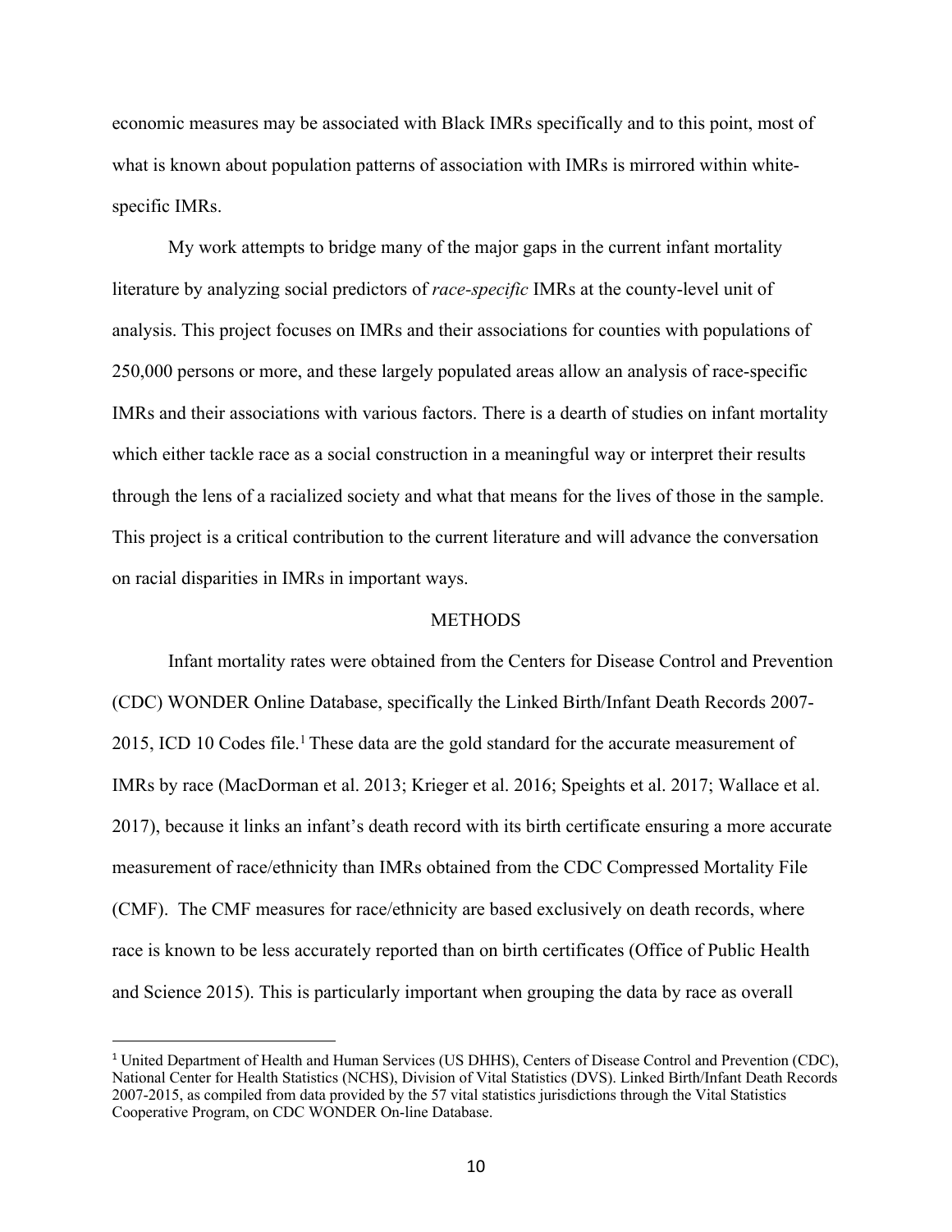economic measures may be associated with Black IMRs specifically and to this point, most of what is known about population patterns of association with IMRs is mirrored within white-specific IMRs.

My work attempts to bridge many of the major gaps in the current infant mortality literature by analyzing social predictors of *race-specific* IMRs at the county-level unit of analysis. This project focuses on IMRs and their associations for counties with populations of 250,000 persons or more, and these largely populated areas allow an analysis of race-specific IMRs and their associations with various factors. There is a dearth of studies on infant mortality which either tackle race as a social construction in a meaningful way or interpret their results through the lens of a racialized society and what that means for the lives of those in the sample. This project is a critical contribution to the current literature and will advance the conversation on racial disparities in IMRs in important ways.

## METHODS

Infant mortality rates were obtained from the Centers for Disease Control and Prevention (CDC) WONDER Online Database, specifically the Linked Birth/Infant Death Records 2007-2015, ICD 10 Codes file.[1] These data are the gold standard for the accurate measurement of IMRs by race (MacDorman et al. 2013; Krieger et al. 2016; Speights et al. 2017; Wallace et al. 2017), because it links an infant's death record with its birth certificate ensuring a more accurate measurement of race/ethnicity than IMRs obtained from the CDC Compressed Mortality File (CMF). The CMF measures for race/ethnicity are based exclusively on death records, where race is known to be less accurately reported than on birth certificates (Office of Public Health and Science 2015). This is particularly important when grouping the data by race as overall

---

[1] United Department of Health and Human Services (US DHHS), Centers of Disease Control and Prevention (CDC), National Center for Health Statistics (NCHS), Division of Vital Statistics (DVS). Linked Birth/Infant Death Records 2007-2015, as compiled from data provided by the 57 vital statistics jurisdictions through the Vital Statistics Cooperative Program, on CDC WONDER On-line Database.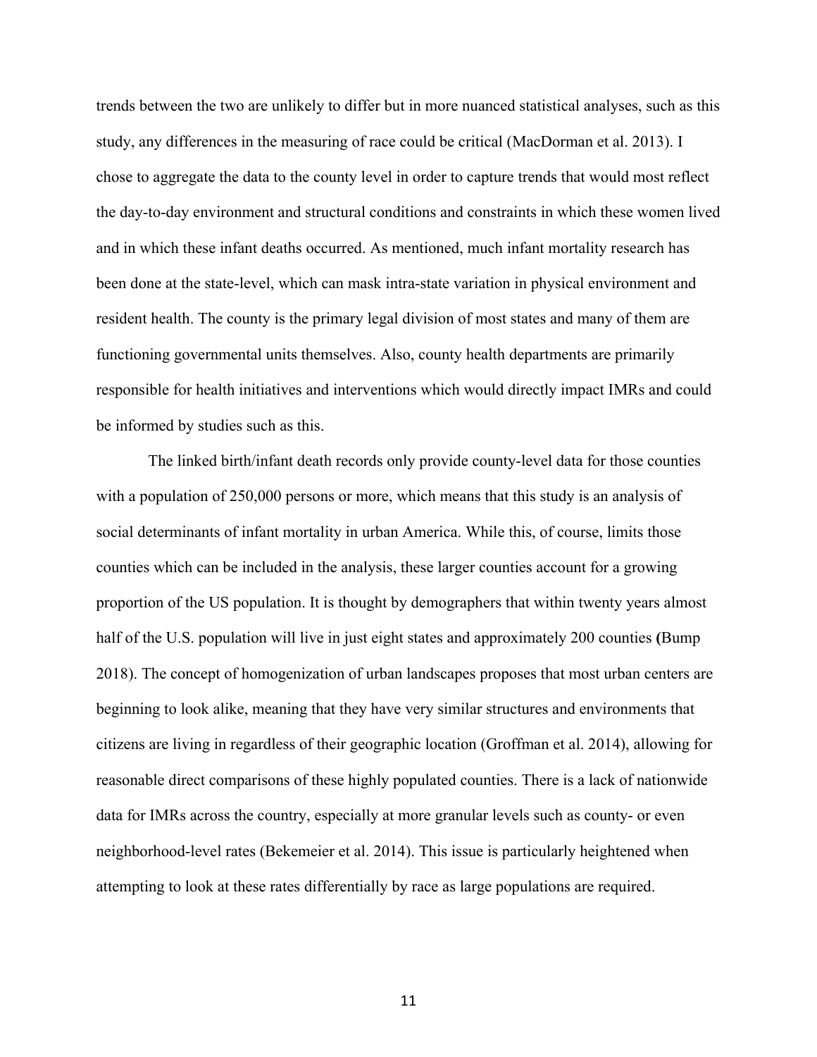trends between the two are unlikely to differ but in more nuanced statistical analyses, such as this study, any differences in the measuring of race could be critical (MacDorman et al. 2013). I chose to aggregate the data to the county level in order to capture trends that would most reflect the day-to-day environment and structural conditions and constraints in which these women lived and in which these infant deaths occurred. As mentioned, much infant mortality research has been done at the state-level, which can mask intra-state variation in physical environment and resident health. The county is the primary legal division of most states and many of them are functioning governmental units themselves. Also, county health departments are primarily responsible for health initiatives and interventions which would directly impact IMRs and could be informed by studies such as this.

The linked birth/infant death records only provide county-level data for those counties with a population of 250,000 persons or more, which means that this study is an analysis of social determinants of infant mortality in urban America. While this, of course, limits those counties which can be included in the analysis, these larger counties account for a growing proportion of the US population. It is thought by demographers that within twenty years almost half of the U.S. population will live in just eight states and approximately 200 counties (Bump 2018). The concept of homogenization of urban landscapes proposes that most urban centers are beginning to look alike, meaning that they have very similar structures and environments that citizens are living in regardless of their geographic location (Groffman et al. 2014), allowing for reasonable direct comparisons of these highly populated counties. There is a lack of nationwide data for IMRs across the country, especially at more granular levels such as county- or even neighborhood-level rates (Bekemeier et al. 2014). This issue is particularly heightened when attempting to look at these rates differentially by race as large populations are required.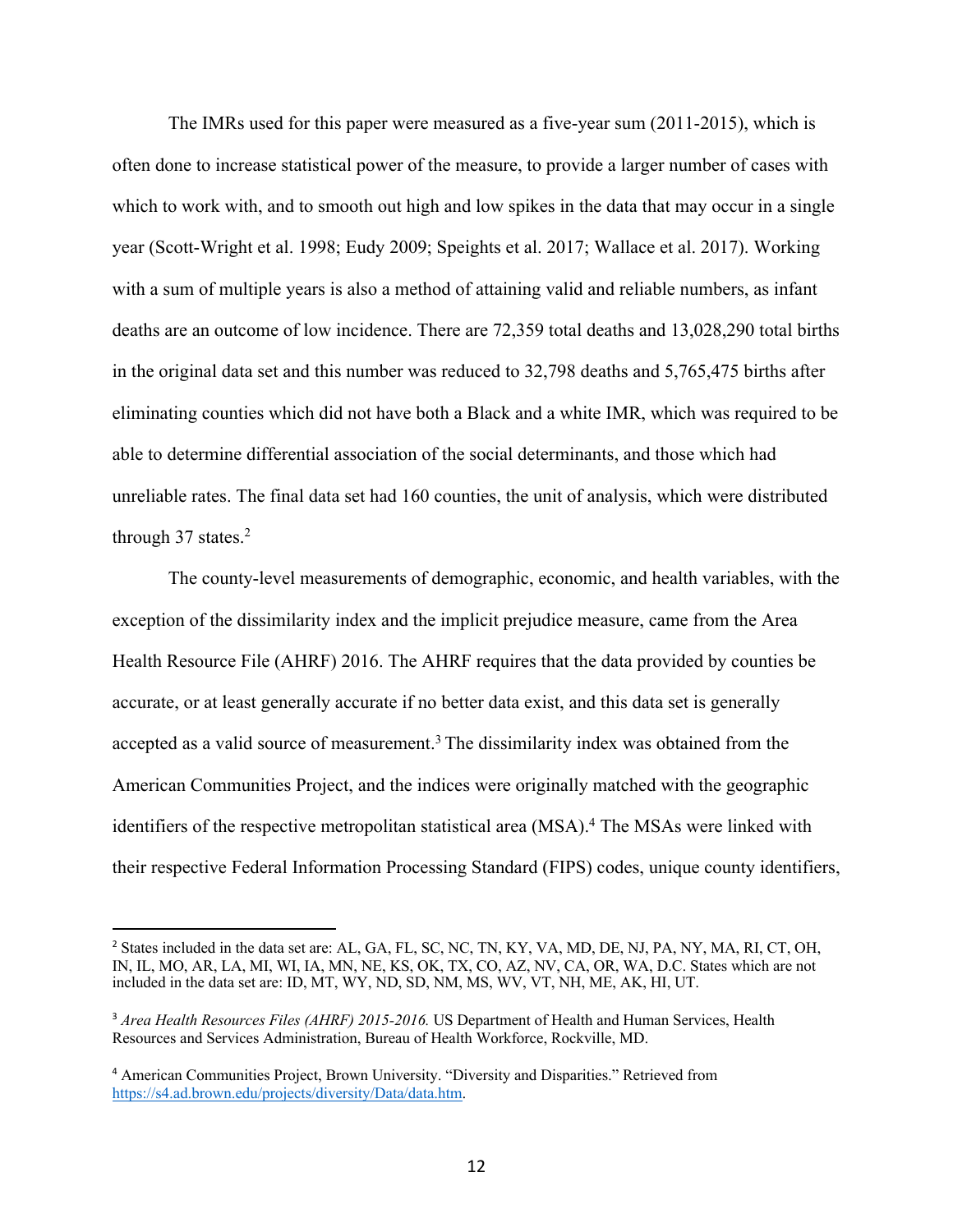The IMRs used for this paper were measured as a five-year sum (2011-2015), which is often done to increase statistical power of the measure, to provide a larger number of cases with which to work with, and to smooth out high and low spikes in the data that may occur in a single year (Scott-Wright et al. 1998; Eudy 2009; Speights et al. 2017; Wallace et al. 2017). Working with a sum of multiple years is also a method of attaining valid and reliable numbers, as infant deaths are an outcome of low incidence. There are 72,359 total deaths and 13,028,290 total births in the original data set and this number was reduced to 32,798 deaths and 5,765,475 births after eliminating counties which did not have both a Black and a white IMR, which was required to be able to determine differential association of the social determinants, and those which had unreliable rates. The final data set had 160 counties, the unit of analysis, which were distributed through 37 states.[2]

The county-level measurements of demographic, economic, and health variables, with the exception of the dissimilarity index and the implicit prejudice measure, came from the Area Health Resource File (AHRF) 2016. The AHRF requires that the data provided by counties be accurate, or at least generally accurate if no better data exist, and this data set is generally accepted as a valid source of measurement.[3] The dissimilarity index was obtained from the American Communities Project, and the indices were originally matched with the geographic identifiers of the respective metropolitan statistical area (MSA).[4] The MSAs were linked with their respective Federal Information Processing Standard (FIPS) codes, unique county identifiers,

---

[2] States included in the data set are: AL, GA, FL, SC, NC, TN, KY, VA, MD, DE, NJ, PA, NY, MA, RI, CT, OH, IN, IL, MO, AR, LA, MI, WI, IA, MN, NE, KS, OK, TX, CO, AZ, NV, CA, OR, WA, D.C. States which are not included in the data set are: ID, MT, WY, ND, SD, NM, MS, WV, VT, NH, ME, AK, HI, UT.

[3] *Area Health Resources Files (AHRF) 2015-2016.* US Department of Health and Human Services, Health Resources and Services Administration, Bureau of Health Workforce, Rockville, MD.

[4] American Communities Project, Brown University. "Diversity and Disparities." Retrieved from https://s4.ad.brown.edu/projects/diversity/Data/data.htm.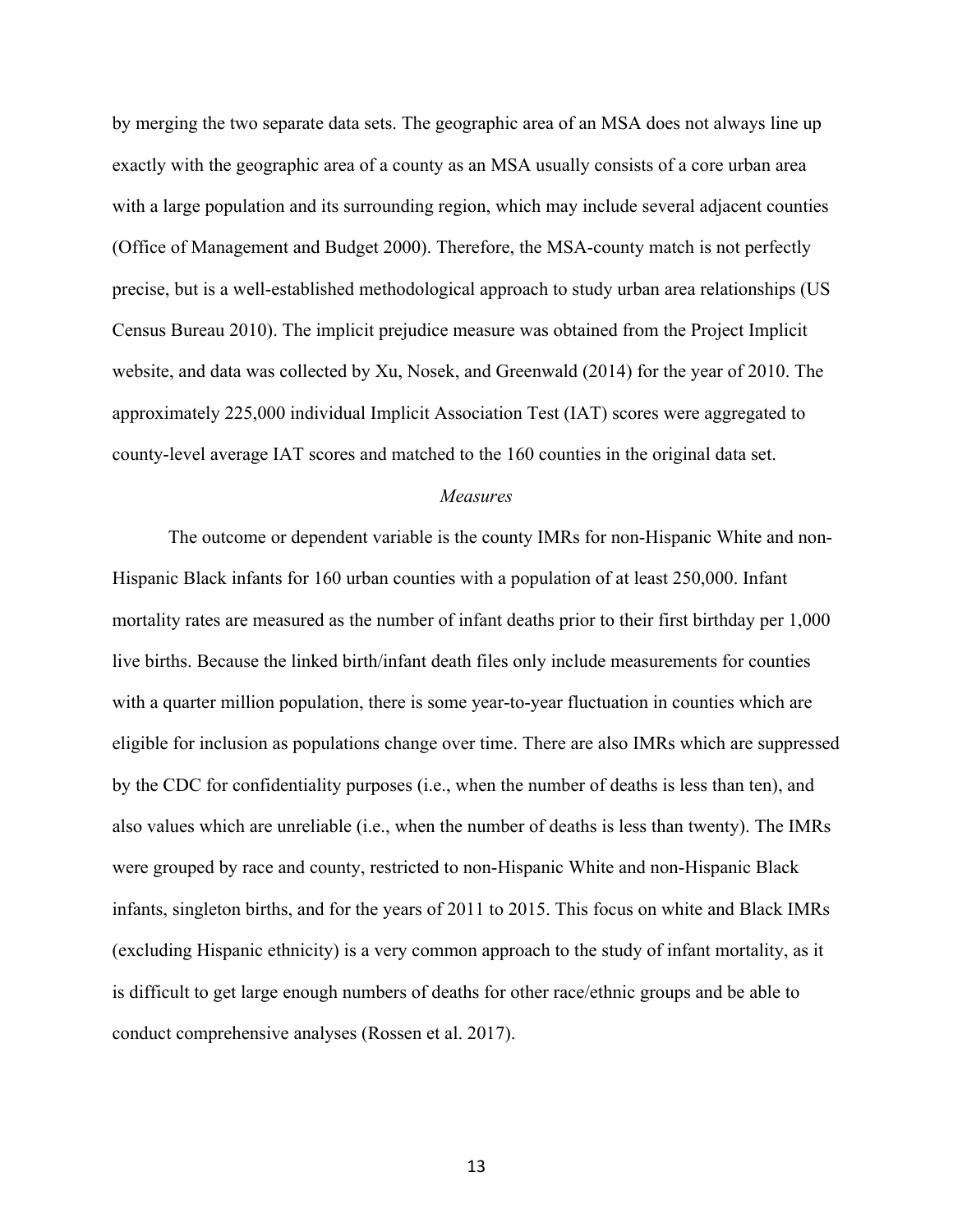by merging the two separate data sets. The geographic area of an MSA does not always line up exactly with the geographic area of a county as an MSA usually consists of a core urban area with a large population and its surrounding region, which may include several adjacent counties (Office of Management and Budget 2000). Therefore, the MSA-county match is not perfectly precise, but is a well-established methodological approach to study urban area relationships (US Census Bureau 2010). The implicit prejudice measure was obtained from the Project Implicit website, and data was collected by Xu, Nosek, and Greenwald (2014) for the year of 2010. The approximately 225,000 individual Implicit Association Test (IAT) scores were aggregated to county-level average IAT scores and matched to the 160 counties in the original data set.

### *Measures*

The outcome or dependent variable is the county IMRs for non-Hispanic White and non-Hispanic Black infants for 160 urban counties with a population of at least 250,000. Infant mortality rates are measured as the number of infant deaths prior to their first birthday per 1,000 live births. Because the linked birth/infant death files only include measurements for counties with a quarter million population, there is some year-to-year fluctuation in counties which are eligible for inclusion as populations change over time. There are also IMRs which are suppressed by the CDC for confidentiality purposes (i.e., when the number of deaths is less than ten), and also values which are unreliable (i.e., when the number of deaths is less than twenty). The IMRs were grouped by race and county, restricted to non-Hispanic White and non-Hispanic Black infants, singleton births, and for the years of 2011 to 2015. This focus on white and Black IMRs (excluding Hispanic ethnicity) is a very common approach to the study of infant mortality, as it is difficult to get large enough numbers of deaths for other race/ethnic groups and be able to conduct comprehensive analyses (Rossen et al. 2017).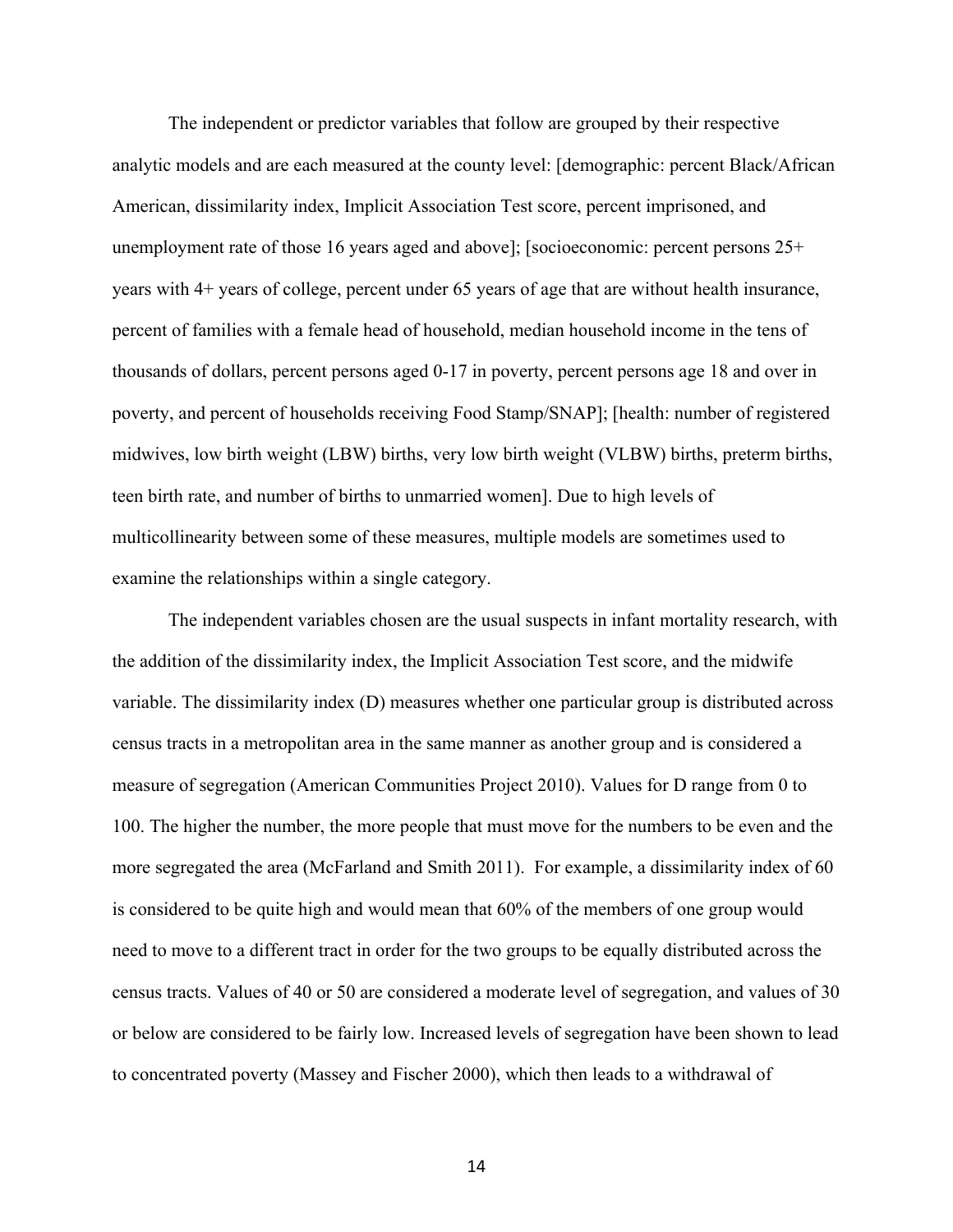The independent or predictor variables that follow are grouped by their respective analytic models and are each measured at the county level: [demographic: percent Black/African American, dissimilarity index, Implicit Association Test score, percent imprisoned, and unemployment rate of those 16 years aged and above]; [socioeconomic: percent persons 25+ years with 4+ years of college, percent under 65 years of age that are without health insurance, percent of families with a female head of household, median household income in the tens of thousands of dollars, percent persons aged 0-17 in poverty, percent persons age 18 and over in poverty, and percent of households receiving Food Stamp/SNAP]; [health: number of registered midwives, low birth weight (LBW) births, very low birth weight (VLBW) births, preterm births, teen birth rate, and number of births to unmarried women]. Due to high levels of multicollinearity between some of these measures, multiple models are sometimes used to examine the relationships within a single category.

The independent variables chosen are the usual suspects in infant mortality research, with the addition of the dissimilarity index, the Implicit Association Test score, and the midwife variable. The dissimilarity index (D) measures whether one particular group is distributed across census tracts in a metropolitan area in the same manner as another group and is considered a measure of segregation (American Communities Project 2010). Values for D range from 0 to 100. The higher the number, the more people that must move for the numbers to be even and the more segregated the area (McFarland and Smith 2011). For example, a dissimilarity index of 60 is considered to be quite high and would mean that 60% of the members of one group would need to move to a different tract in order for the two groups to be equally distributed across the census tracts. Values of 40 or 50 are considered a moderate level of segregation, and values of 30 or below are considered to be fairly low. Increased levels of segregation have been shown to lead to concentrated poverty (Massey and Fischer 2000), which then leads to a withdrawal of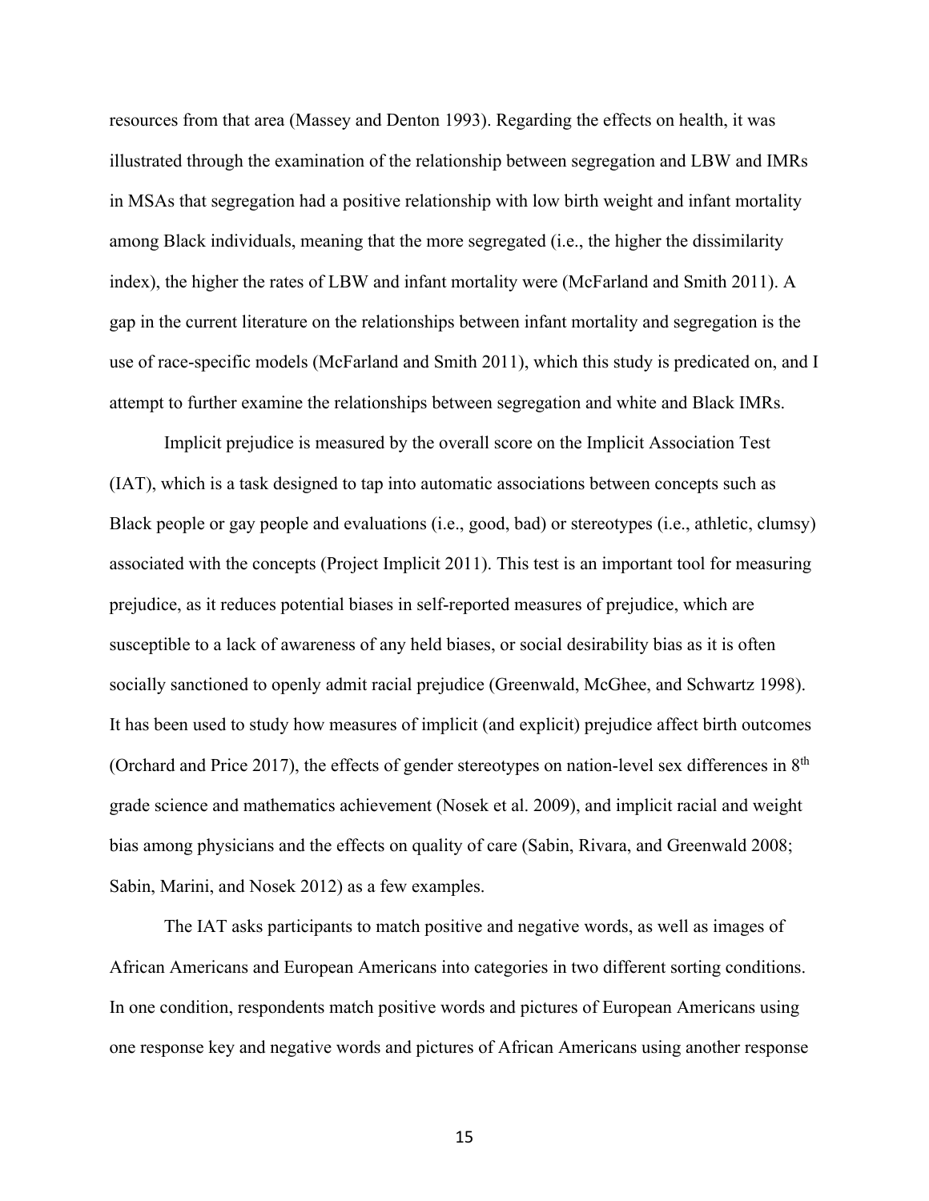resources from that area (Massey and Denton 1993). Regarding the effects on health, it was illustrated through the examination of the relationship between segregation and LBW and IMRs in MSAs that segregation had a positive relationship with low birth weight and infant mortality among Black individuals, meaning that the more segregated (i.e., the higher the dissimilarity index), the higher the rates of LBW and infant mortality were (McFarland and Smith 2011). A gap in the current literature on the relationships between infant mortality and segregation is the use of race-specific models (McFarland and Smith 2011), which this study is predicated on, and I attempt to further examine the relationships between segregation and white and Black IMRs.

Implicit prejudice is measured by the overall score on the Implicit Association Test (IAT), which is a task designed to tap into automatic associations between concepts such as Black people or gay people and evaluations (i.e., good, bad) or stereotypes (i.e., athletic, clumsy) associated with the concepts (Project Implicit 2011). This test is an important tool for measuring prejudice, as it reduces potential biases in self-reported measures of prejudice, which are susceptible to a lack of awareness of any held biases, or social desirability bias as it is often socially sanctioned to openly admit racial prejudice (Greenwald, McGhee, and Schwartz 1998). It has been used to study how measures of implicit (and explicit) prejudice affect birth outcomes (Orchard and Price 2017), the effects of gender stereotypes on nation-level sex differences in 8th grade science and mathematics achievement (Nosek et al. 2009), and implicit racial and weight bias among physicians and the effects on quality of care (Sabin, Rivara, and Greenwald 2008; Sabin, Marini, and Nosek 2012) as a few examples.

The IAT asks participants to match positive and negative words, as well as images of African Americans and European Americans into categories in two different sorting conditions. In one condition, respondents match positive words and pictures of European Americans using one response key and negative words and pictures of African Americans using another response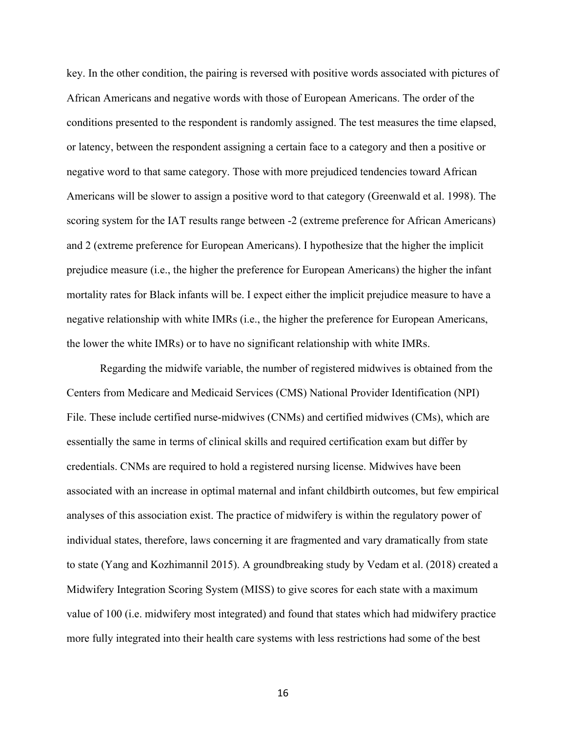key. In the other condition, the pairing is reversed with positive words associated with pictures of African Americans and negative words with those of European Americans. The order of the conditions presented to the respondent is randomly assigned. The test measures the time elapsed, or latency, between the respondent assigning a certain face to a category and then a positive or negative word to that same category. Those with more prejudiced tendencies toward African Americans will be slower to assign a positive word to that category (Greenwald et al. 1998). The scoring system for the IAT results range between -2 (extreme preference for African Americans) and 2 (extreme preference for European Americans). I hypothesize that the higher the implicit prejudice measure (i.e., the higher the preference for European Americans) the higher the infant mortality rates for Black infants will be. I expect either the implicit prejudice measure to have a negative relationship with white IMRs (i.e., the higher the preference for European Americans, the lower the white IMRs) or to have no significant relationship with white IMRs.

Regarding the midwife variable, the number of registered midwives is obtained from the Centers from Medicare and Medicaid Services (CMS) National Provider Identification (NPI) File. These include certified nurse-midwives (CNMs) and certified midwives (CMs), which are essentially the same in terms of clinical skills and required certification exam but differ by credentials. CNMs are required to hold a registered nursing license. Midwives have been associated with an increase in optimal maternal and infant childbirth outcomes, but few empirical analyses of this association exist. The practice of midwifery is within the regulatory power of individual states, therefore, laws concerning it are fragmented and vary dramatically from state to state (Yang and Kozhimannil 2015). A groundbreaking study by Vedam et al. (2018) created a Midwifery Integration Scoring System (MISS) to give scores for each state with a maximum value of 100 (i.e. midwifery most integrated) and found that states which had midwifery practice more fully integrated into their health care systems with less restrictions had some of the best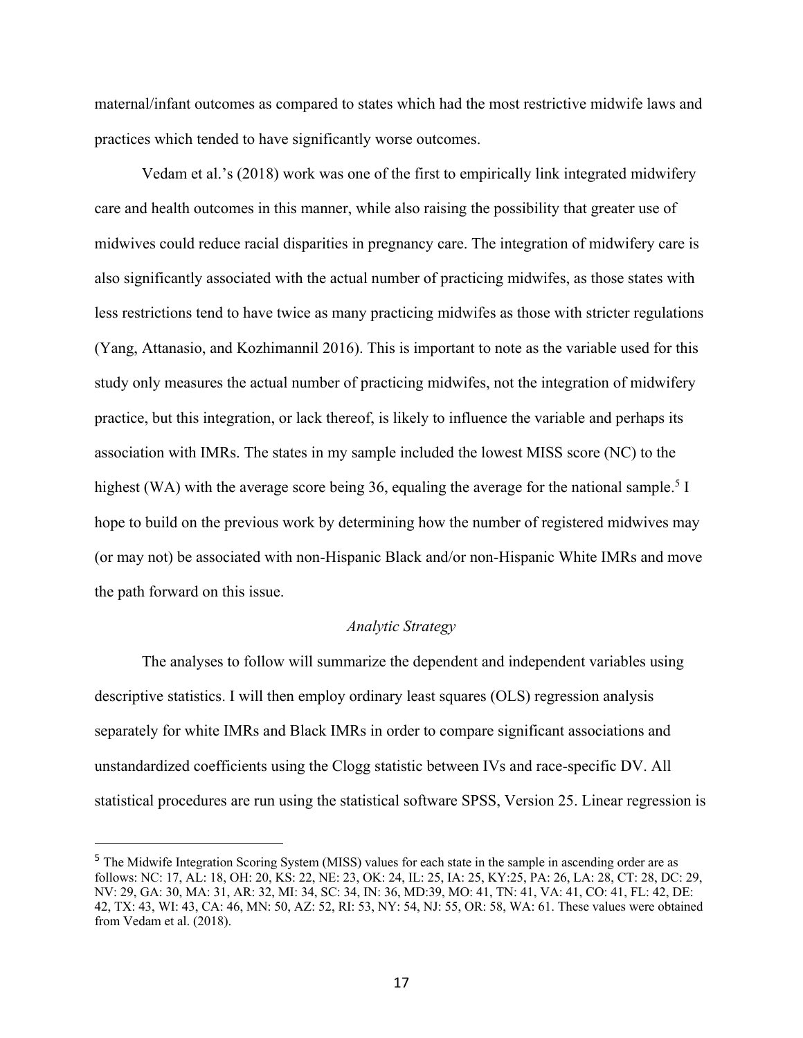maternal/infant outcomes as compared to states which had the most restrictive midwife laws and practices which tended to have significantly worse outcomes.

Vedam et al.'s (2018) work was one of the first to empirically link integrated midwifery care and health outcomes in this manner, while also raising the possibility that greater use of midwives could reduce racial disparities in pregnancy care. The integration of midwifery care is also significantly associated with the actual number of practicing midwifes, as those states with less restrictions tend to have twice as many practicing midwifes as those with stricter regulations (Yang, Attanasio, and Kozhimannil 2016). This is important to note as the variable used for this study only measures the actual number of practicing midwifes, not the integration of midwifery practice, but this integration, or lack thereof, is likely to influence the variable and perhaps its association with IMRs. The states in my sample included the lowest MISS score (NC) to the highest (WA) with the average score being 36, equaling the average for the national sample.[5] I hope to build on the previous work by determining how the number of registered midwives may (or may not) be associated with non-Hispanic Black and/or non-Hispanic White IMRs and move the path forward on this issue.

*Analytic Strategy*

The analyses to follow will summarize the dependent and independent variables using descriptive statistics. I will then employ ordinary least squares (OLS) regression analysis separately for white IMRs and Black IMRs in order to compare significant associations and unstandardized coefficients using the Clogg statistic between IVs and race-specific DV. All statistical procedures are run using the statistical software SPSS, Version 25. Linear regression is

---

[5] The Midwife Integration Scoring System (MISS) values for each state in the sample in ascending order are as follows: NC: 17, AL: 18, OH: 20, KS: 22, NE: 23, OK: 24, IL: 25, IA: 25, KY:25, PA: 26, LA: 28, CT: 28, DC: 29, NV: 29, GA: 30, MA: 31, AR: 32, MI: 34, SC: 34, IN: 36, MD:39, MO: 41, TN: 41, VA: 41, CO: 41, FL: 42, DE: 42, TX: 43, WI: 43, CA: 46, MN: 50, AZ: 52, RI: 53, NY: 54, NJ: 55, OR: 58, WA: 61. These values were obtained from Vedam et al. (2018).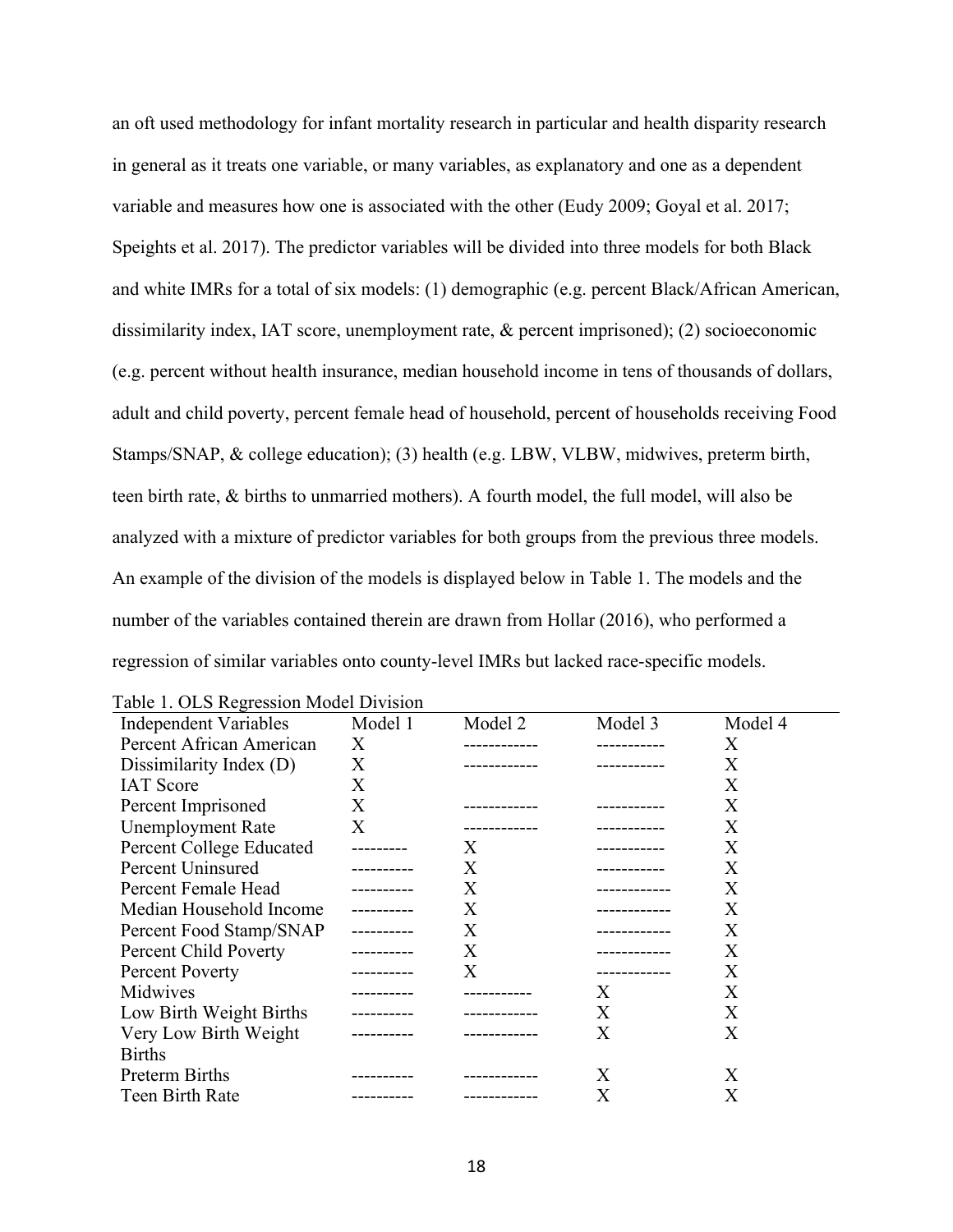an oft used methodology for infant mortality research in particular and health disparity research in general as it treats one variable, or many variables, as explanatory and one as a dependent variable and measures how one is associated with the other (Eudy 2009; Goyal et al. 2017; Speights et al. 2017). The predictor variables will be divided into three models for both Black and white IMRs for a total of six models: (1) demographic (e.g. percent Black/African American, dissimilarity index, IAT score, unemployment rate, & percent imprisoned); (2) socioeconomic (e.g. percent without health insurance, median household income in tens of thousands of dollars, adult and child poverty, percent female head of household, percent of households receiving Food Stamps/SNAP, & college education); (3) health (e.g. LBW, VLBW, midwives, preterm birth, teen birth rate, & births to unmarried mothers). A fourth model, the full model, will also be analyzed with a mixture of predictor variables for both groups from the previous three models. An example of the division of the models is displayed below in Table 1. The models and the number of the variables contained therein are drawn from Hollar (2016), who performed a regression of similar variables onto county-level IMRs but lacked race-specific models.

Table 1. OLS Regression Model Division

| Independent Variables | Model 1 | Model 2 | Model 3 | Model 4 |
|---|---|---|---|---|
| Percent African American | X | ------------ | ----------- | X |
| Dissimilarity Index (D) | X | ------------ | ----------- | X |
| IAT Score | X | | | X |
| Percent Imprisoned | X | ------------ | ----------- | X |
| Unemployment Rate | X | ------------ | ----------- | X |
| Percent College Educated | --------- | X | ----------- | X |
| Percent Uninsured | ---------- | X | ----------- | X |
| Percent Female Head | ---------- | X | ------------ | X |
| Median Household Income | ---------- | X | ------------ | X |
| Percent Food Stamp/SNAP | ---------- | X | ------------ | X |
| Percent Child Poverty | ---------- | X | ------------ | X |
| Percent Poverty | ---------- | X | ------------ | X |
| Midwives | ---------- | ----------- | X | X |
| Low Birth Weight Births | ---------- | ------------ | X | X |
| Very Low Birth Weight Births | ---------- | ------------ | X | X |
| Preterm Births | ---------- | ------------ | X | X |
| Teen Birth Rate | ---------- | ------------ | X | X |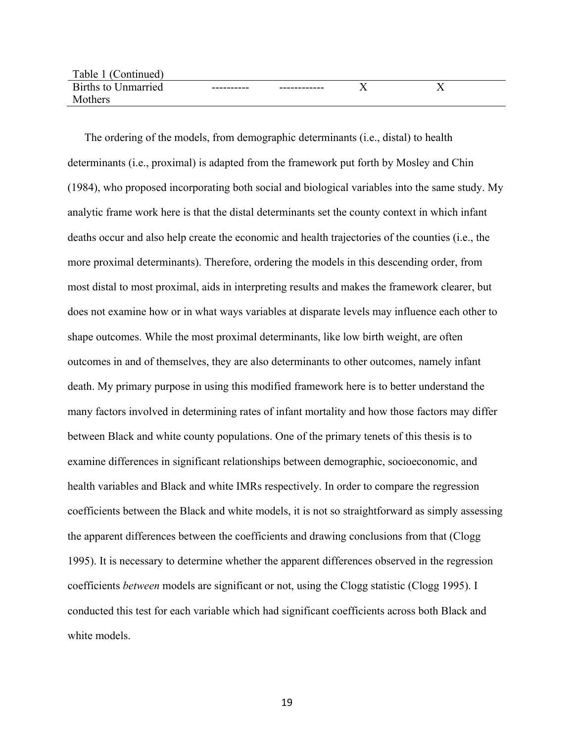Table 1 (Continued)

| | | | | |
|---|---|---|---|---|
| Births to Unmarried Mothers | ---------- | ------------ | X | X |

The ordering of the models, from demographic determinants (i.e., distal) to health determinants (i.e., proximal) is adapted from the framework put forth by Mosley and Chin (1984), who proposed incorporating both social and biological variables into the same study. My analytic frame work here is that the distal determinants set the county context in which infant deaths occur and also help create the economic and health trajectories of the counties (i.e., the more proximal determinants). Therefore, ordering the models in this descending order, from most distal to most proximal, aids in interpreting results and makes the framework clearer, but does not examine how or in what ways variables at disparate levels may influence each other to shape outcomes. While the most proximal determinants, like low birth weight, are often outcomes in and of themselves, they are also determinants to other outcomes, namely infant death. My primary purpose in using this modified framework here is to better understand the many factors involved in determining rates of infant mortality and how those factors may differ between Black and white county populations. One of the primary tenets of this thesis is to examine differences in significant relationships between demographic, socioeconomic, and health variables and Black and white IMRs respectively. In order to compare the regression coefficients between the Black and white models, it is not so straightforward as simply assessing the apparent differences between the coefficients and drawing conclusions from that (Clogg 1995). It is necessary to determine whether the apparent differences observed in the regression coefficients *between* models are significant or not, using the Clogg statistic (Clogg 1995). I conducted this test for each variable which had significant coefficients across both Black and white models.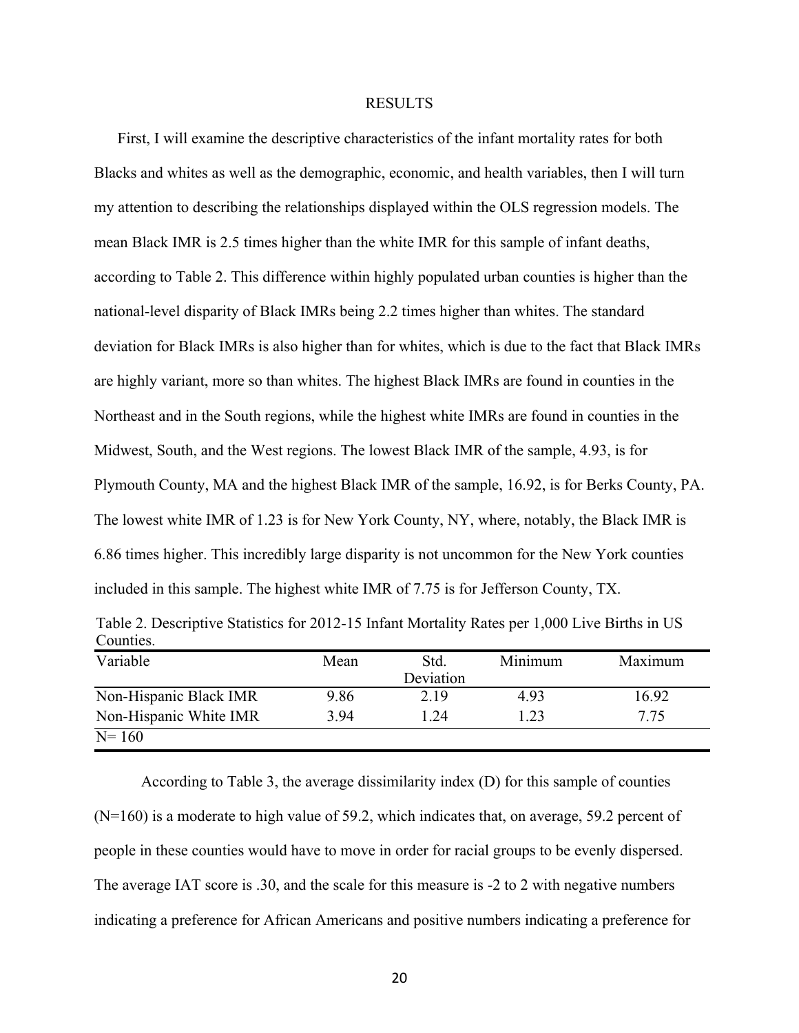# RESULTS

First, I will examine the descriptive characteristics of the infant mortality rates for both Blacks and whites as well as the demographic, economic, and health variables, then I will turn my attention to describing the relationships displayed within the OLS regression models. The mean Black IMR is 2.5 times higher than the white IMR for this sample of infant deaths, according to Table 2. This difference within highly populated urban counties is higher than the national-level disparity of Black IMRs being 2.2 times higher than whites. The standard deviation for Black IMRs is also higher than for whites, which is due to the fact that Black IMRs are highly variant, more so than whites. The highest Black IMRs are found in counties in the Northeast and in the South regions, while the highest white IMRs are found in counties in the Midwest, South, and the West regions. The lowest Black IMR of the sample, 4.93, is for Plymouth County, MA and the highest Black IMR of the sample, 16.92, is for Berks County, PA. The lowest white IMR of 1.23 is for New York County, NY, where, notably, the Black IMR is 6.86 times higher. This incredibly large disparity is not uncommon for the New York counties included in this sample. The highest white IMR of 7.75 is for Jefferson County, TX.

Table 2. Descriptive Statistics for 2012-15 Infant Mortality Rates per 1,000 Live Births in US Counties.

| Variable | Mean | Std. Deviation | Minimum | Maximum |
|---|---|---|---|---|
| Non-Hispanic Black IMR | 9.86 | 2.19 | 4.93 | 16.92 |
| Non-Hispanic White IMR | 3.94 | 1.24 | 1.23 | 7.75 |
| N= 160 | | | | |

According to Table 3, the average dissimilarity index (D) for this sample of counties (N=160) is a moderate to high value of 59.2, which indicates that, on average, 59.2 percent of people in these counties would have to move in order for racial groups to be evenly dispersed. The average IAT score is .30, and the scale for this measure is -2 to 2 with negative numbers indicating a preference for African Americans and positive numbers indicating a preference for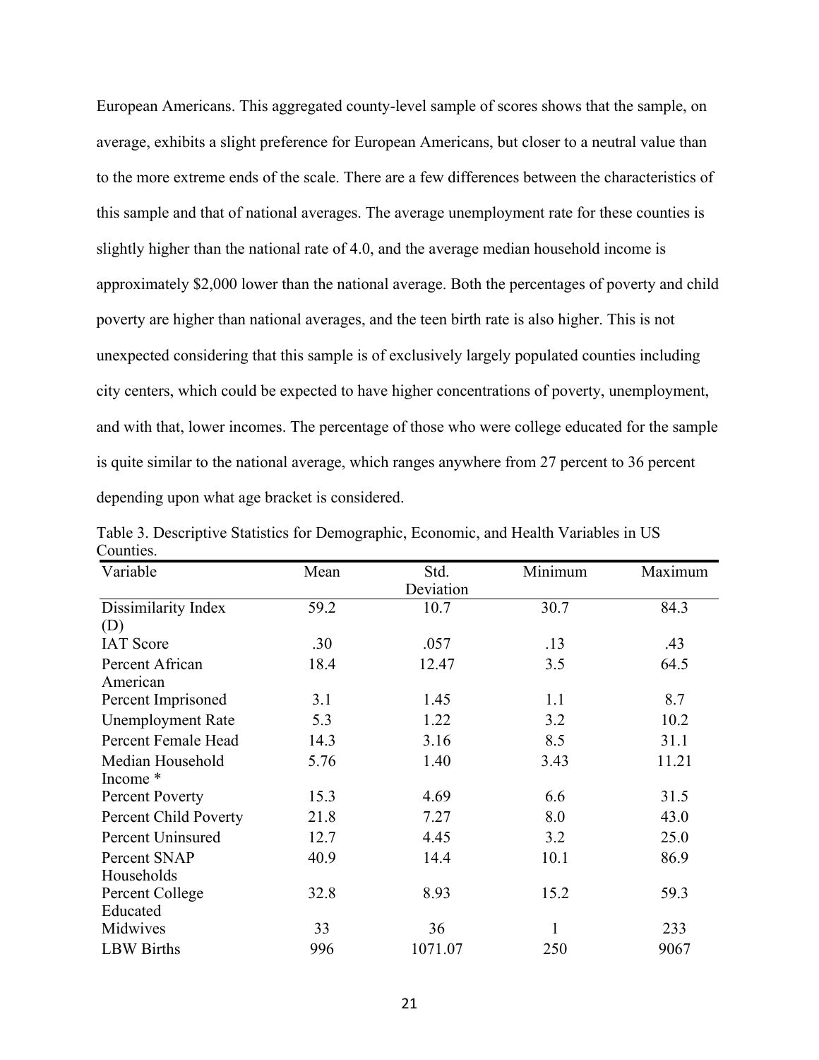European Americans. This aggregated county-level sample of scores shows that the sample, on average, exhibits a slight preference for European Americans, but closer to a neutral value than to the more extreme ends of the scale. There are a few differences between the characteristics of this sample and that of national averages. The average unemployment rate for these counties is slightly higher than the national rate of 4.0, and the average median household income is approximately $2,000 lower than the national average. Both the percentages of poverty and child poverty are higher than national averages, and the teen birth rate is also higher. This is not unexpected considering that this sample is of exclusively largely populated counties including city centers, which could be expected to have higher concentrations of poverty, unemployment, and with that, lower incomes. The percentage of those who were college educated for the sample is quite similar to the national average, which ranges anywhere from 27 percent to 36 percent depending upon what age bracket is considered.

Table 3. Descriptive Statistics for Demographic, Economic, and Health Variables in US Counties.

| Variable | Mean | Std. Deviation | Minimum | Maximum |
|---|---|---|---|---|
| Dissimilarity Index (D) | 59.2 | 10.7 | 30.7 | 84.3 |
| IAT Score | .30 | .057 | .13 | .43 |
| Percent African American | 18.4 | 12.47 | 3.5 | 64.5 |
| Percent Imprisoned | 3.1 | 1.45 | 1.1 | 8.7 |
| Unemployment Rate | 5.3 | 1.22 | 3.2 | 10.2 |
| Percent Female Head | 14.3 | 3.16 | 8.5 | 31.1 |
| Median Household Income * | 5.76 | 1.40 | 3.43 | 11.21 |
| Percent Poverty | 15.3 | 4.69 | 6.6 | 31.5 |
| Percent Child Poverty | 21.8 | 7.27 | 8.0 | 43.0 |
| Percent Uninsured | 12.7 | 4.45 | 3.2 | 25.0 |
| Percent SNAP Households | 40.9 | 14.4 | 10.1 | 86.9 |
| Percent College Educated | 32.8 | 8.93 | 15.2 | 59.3 |
| Midwives | 33 | 36 | 1 | 233 |
| LBW Births | 996 | 1071.07 | 250 | 9067 |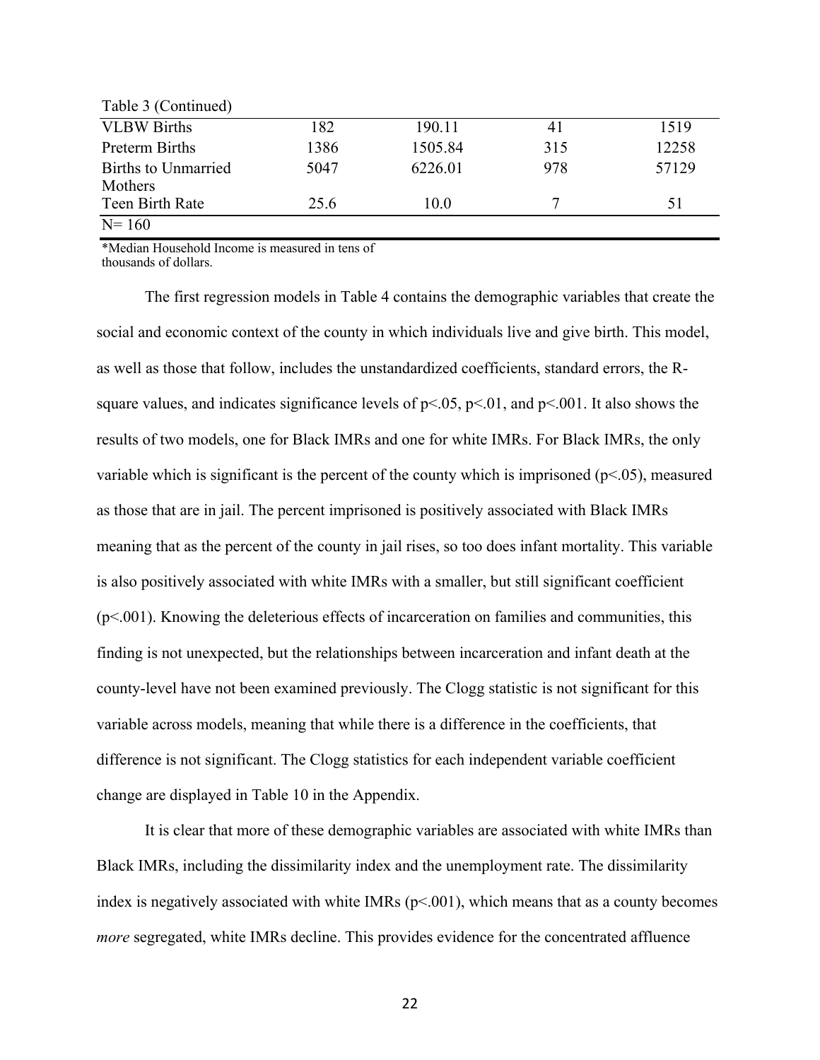Table 3 (Continued)

| | | | | |
|---|---|---|---|---|
| VLBW Births | 182 | 190.11 | 41 | 1519 |
| Preterm Births | 1386 | 1505.84 | 315 | 12258 |
| Births to Unmarried Mothers | 5047 | 6226.01 | 978 | 57129 |
| Teen Birth Rate | 25.6 | 10.0 | 7 | 51 |
| N= 160 | | | | |

*Median Household Income is measured in tens of thousands of dollars.

The first regression models in Table 4 contains the demographic variables that create the social and economic context of the county in which individuals live and give birth. This model, as well as those that follow, includes the unstandardized coefficients, standard errors, the R-square values, and indicates significance levels of $p<.05$, $p<.01$, and $p<.001$. It also shows the results of two models, one for Black IMRs and one for white IMRs. For Black IMRs, the only variable which is significant is the percent of the county which is imprisoned ($p<.05$), measured as those that are in jail. The percent imprisoned is positively associated with Black IMRs meaning that as the percent of the county in jail rises, so too does infant mortality. This variable is also positively associated with white IMRs with a smaller, but still significant coefficient ($p<.001$). Knowing the deleterious effects of incarceration on families and communities, this finding is not unexpected, but the relationships between incarceration and infant death at the county-level have not been examined previously. The Clogg statistic is not significant for this variable across models, meaning that while there is a difference in the coefficients, that difference is not significant. The Clogg statistics for each independent variable coefficient change are displayed in Table 10 in the Appendix.

It is clear that more of these demographic variables are associated with white IMRs than Black IMRs, including the dissimilarity index and the unemployment rate. The dissimilarity index is negatively associated with white IMRs ($p<.001$), which means that as a county becomes *more* segregated, white IMRs decline. This provides evidence for the concentrated affluence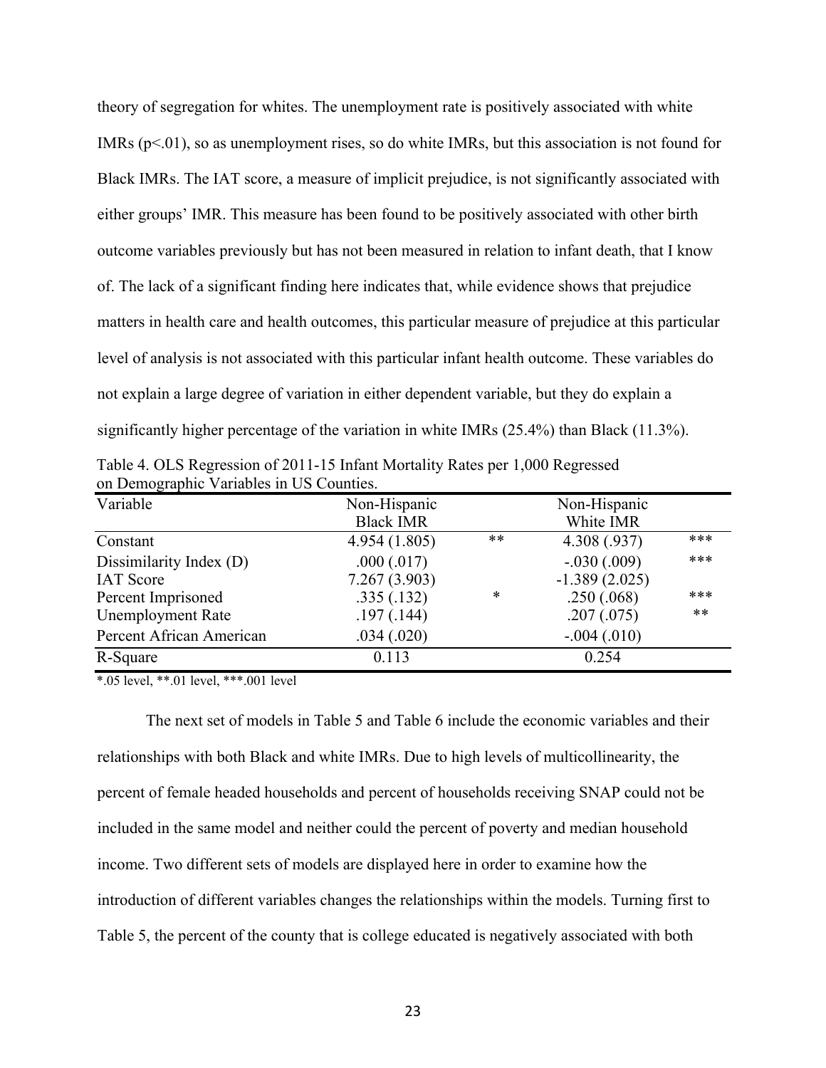theory of segregation for whites. The unemployment rate is positively associated with white IMRs ($p<.01$), so as unemployment rises, so do white IMRs, but this association is not found for Black IMRs. The IAT score, a measure of implicit prejudice, is not significantly associated with either groups' IMR. This measure has been found to be positively associated with other birth outcome variables previously but has not been measured in relation to infant death, that I know of. The lack of a significant finding here indicates that, while evidence shows that prejudice matters in health care and health outcomes, this particular measure of prejudice at this particular level of analysis is not associated with this particular infant health outcome. These variables do not explain a large degree of variation in either dependent variable, but they do explain a significantly higher percentage of the variation in white IMRs (25.4%) than Black (11.3%).

Table 4. OLS Regression of 2011-15 Infant Mortality Rates per 1,000 Regressed on Demographic Variables in US Counties.

| Variable | Non-Hispanic Black IMR | | Non-Hispanic White IMR | |
|---|---|---|---|---|
| Constant | 4.954 (1.805) | ** | 4.308 (.937) | *** |
| Dissimilarity Index (D) | .000 (.017) | | -.030 (.009) | *** |
| IAT Score | 7.267 (3.903) | | -1.389 (2.025) | |
| Percent Imprisoned | .335 (.132) | * | .250 (.068) | *** |
| Unemployment Rate | .197 (.144) | | .207 (.075) | ** |
| Percent African American | .034 (.020) | | -.004 (.010) | |
| R-Square | 0.113 | | 0.254 | |

*.05 level, **.01 level, ***.001 level

The next set of models in Table 5 and Table 6 include the economic variables and their relationships with both Black and white IMRs. Due to high levels of multicollinearity, the percent of female headed households and percent of households receiving SNAP could not be included in the same model and neither could the percent of poverty and median household income. Two different sets of models are displayed here in order to examine how the introduction of different variables changes the relationships within the models. Turning first to Table 5, the percent of the county that is college educated is negatively associated with both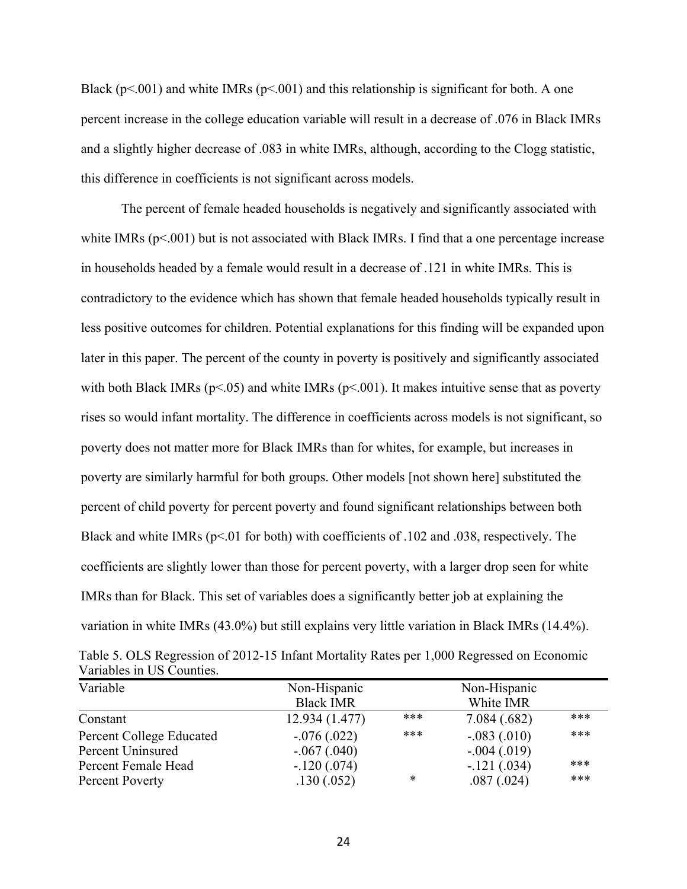Black ($p<.001$) and white IMRs ($p<.001$) and this relationship is significant for both. A one percent increase in the college education variable will result in a decrease of .076 in Black IMRs and a slightly higher decrease of .083 in white IMRs, although, according to the Clogg statistic, this difference in coefficients is not significant across models.

The percent of female headed households is negatively and significantly associated with white IMRs ($p<.001$) but is not associated with Black IMRs. I find that a one percentage increase in households headed by a female would result in a decrease of .121 in white IMRs. This is contradictory to the evidence which has shown that female headed households typically result in less positive outcomes for children. Potential explanations for this finding will be expanded upon later in this paper. The percent of the county in poverty is positively and significantly associated with both Black IMRs ($p<.05$) and white IMRs ($p<.001$). It makes intuitive sense that as poverty rises so would infant mortality. The difference in coefficients across models is not significant, so poverty does not matter more for Black IMRs than for whites, for example, but increases in poverty are similarly harmful for both groups. Other models [not shown here] substituted the percent of child poverty for percent poverty and found significant relationships between both Black and white IMRs ($p<.01$ for both) with coefficients of .102 and .038, respectively. The coefficients are slightly lower than those for percent poverty, with a larger drop seen for white IMRs than for Black. This set of variables does a significantly better job at explaining the variation in white IMRs (43.0%) but still explains very little variation in Black IMRs (14.4%).

Table 5. OLS Regression of 2012-15 Infant Mortality Rates per 1,000 Regressed on Economic Variables in US Counties.

| Variable | Non-Hispanic Black IMR | | Non-Hispanic White IMR | |
|---|---|---|---|---|
| Constant | 12.934 (1.477) | *** | 7.084 (.682) | *** |
| Percent College Educated | -.076 (.022) | *** | -.083 (.010) | *** |
| Percent Uninsured | -.067 (.040) | | -.004 (.019) | |
| Percent Female Head | -.120 (.074) | | -.121 (.034) | *** |
| Percent Poverty | .130 (.052) | * | .087 (.024) | *** |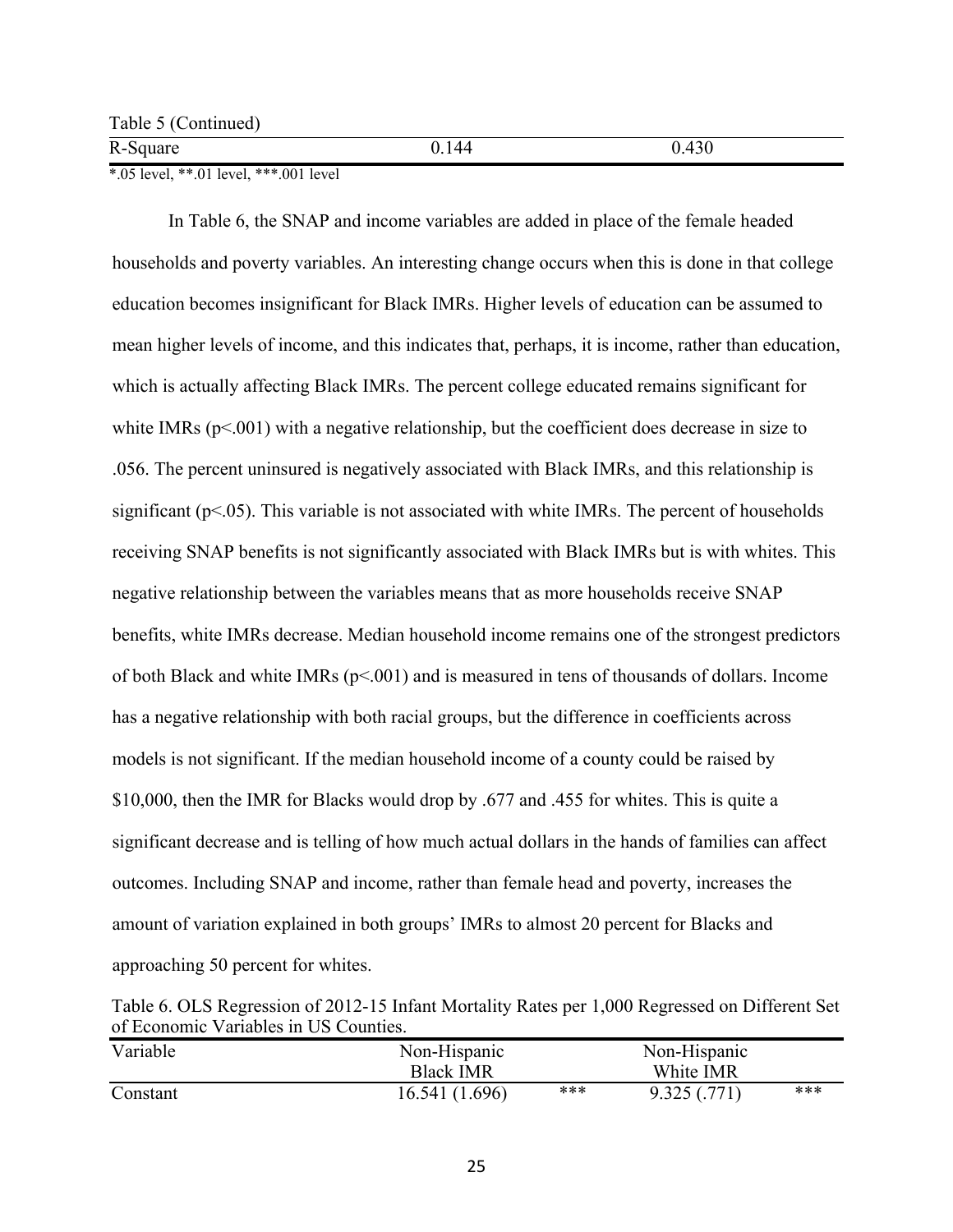Table 5 (Continued)

| | | |
|---|---|---|
| R-Square | 0.144 | 0.430 |

*.05 level, **.01 level, ***.001 level

In Table 6, the SNAP and income variables are added in place of the female headed households and poverty variables. An interesting change occurs when this is done in that college education becomes insignificant for Black IMRs. Higher levels of education can be assumed to mean higher levels of income, and this indicates that, perhaps, it is income, rather than education, which is actually affecting Black IMRs. The percent college educated remains significant for white IMRs ($p<.001$) with a negative relationship, but the coefficient does decrease in size to .056. The percent uninsured is negatively associated with Black IMRs, and this relationship is significant ($p<.05$). This variable is not associated with white IMRs. The percent of households receiving SNAP benefits is not significantly associated with Black IMRs but is with whites. This negative relationship between the variables means that as more households receive SNAP benefits, white IMRs decrease. Median household income remains one of the strongest predictors of both Black and white IMRs ($p<.001$) and is measured in tens of thousands of dollars. Income has a negative relationship with both racial groups, but the difference in coefficients across models is not significant. If the median household income of a county could be raised by $10,000, then the IMR for Blacks would drop by .677 and .455 for whites. This is quite a significant decrease and is telling of how much actual dollars in the hands of families can affect outcomes. Including SNAP and income, rather than female head and poverty, increases the amount of variation explained in both groups' IMRs to almost 20 percent for Blacks and approaching 50 percent for whites.

Table 6. OLS Regression of 2012-15 Infant Mortality Rates per 1,000 Regressed on Different Set of Economic Variables in US Counties.

| Variable | Non-Hispanic Black IMR | | Non-Hispanic White IMR | |
|---|---|---|---|---|
| Constant | 16.541 (1.696) | *** | 9.325 (.771) | *** |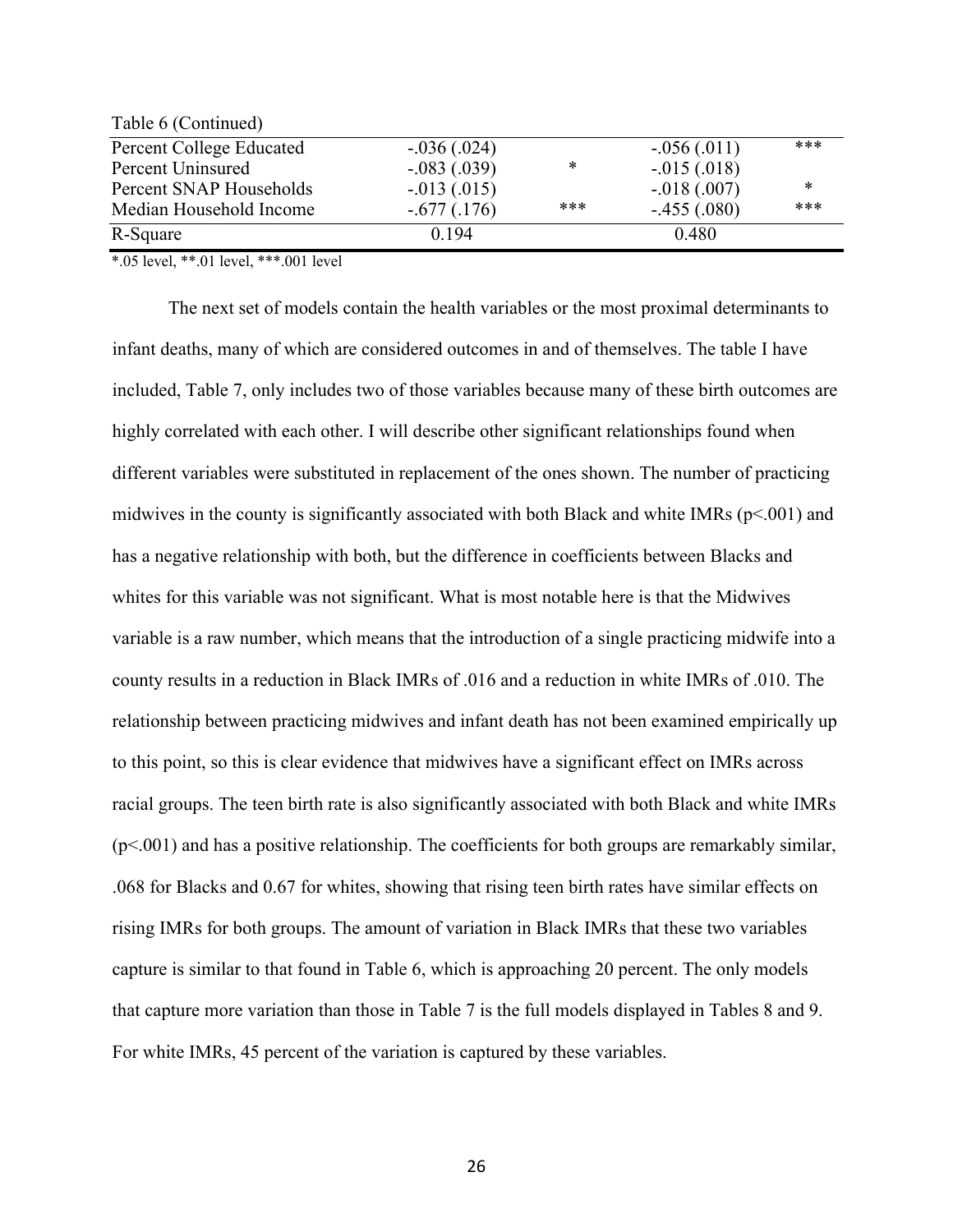Table 6 (Continued)

| | | | | |
|---|---|---|---|---|
| Percent College Educated | -.036 (.024) | | -.056 (.011) | *** |
| Percent Uninsured | -.083 (.039) | * | -.015 (.018) | |
| Percent SNAP Households | -.013 (.015) | | -.018 (.007) | * |
| Median Household Income | -.677 (.176) | *** | -.455 (.080) | *** |
| R-Square | 0.194 | | 0.480 | |

*.05 level, **.01 level, ***.001 level

The next set of models contain the health variables or the most proximal determinants to infant deaths, many of which are considered outcomes in and of themselves. The table I have included, Table 7, only includes two of those variables because many of these birth outcomes are highly correlated with each other. I will describe other significant relationships found when different variables were substituted in replacement of the ones shown. The number of practicing midwives in the county is significantly associated with both Black and white IMRs ($p<.001$) and has a negative relationship with both, but the difference in coefficients between Blacks and whites for this variable was not significant. What is most notable here is that the Midwives variable is a raw number, which means that the introduction of a single practicing midwife into a county results in a reduction in Black IMRs of .016 and a reduction in white IMRs of .010. The relationship between practicing midwives and infant death has not been examined empirically up to this point, so this is clear evidence that midwives have a significant effect on IMRs across racial groups. The teen birth rate is also significantly associated with both Black and white IMRs ($p<.001$) and has a positive relationship. The coefficients for both groups are remarkably similar, .068 for Blacks and 0.67 for whites, showing that rising teen birth rates have similar effects on rising IMRs for both groups. The amount of variation in Black IMRs that these two variables capture is similar to that found in Table 6, which is approaching 20 percent. The only models that capture more variation than those in Table 7 is the full models displayed in Tables 8 and 9. For white IMRs, 45 percent of the variation is captured by these variables.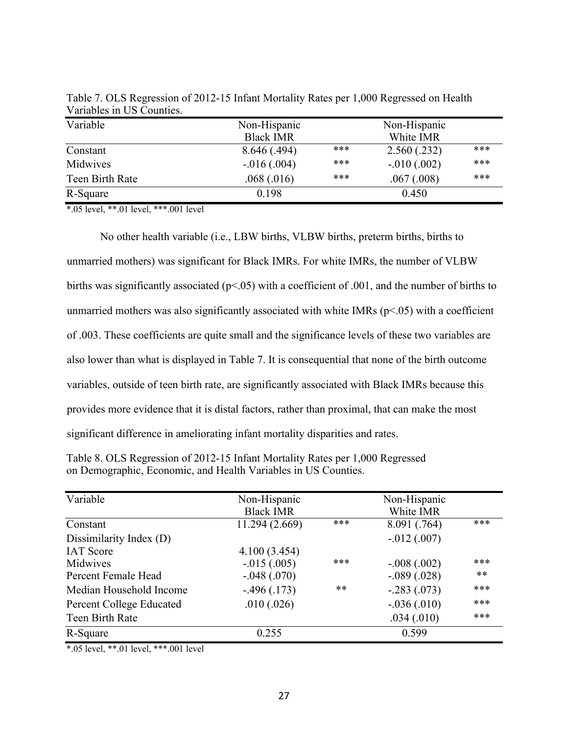Table 7. OLS Regression of 2012-15 Infant Mortality Rates per 1,000 Regressed on Health Variables in US Counties.

| Variable | Non-Hispanic Black IMR | | Non-Hispanic White IMR | |
|---|---|---|---|---|
| Constant | 8.646 (.494) | *** | 2.560 (.232) | *** |
| Midwives | -.016 (.004) | *** | -.010 (.002) | *** |
| Teen Birth Rate | .068 (.016) | *** | .067 (.008) | *** |
| R-Square | 0.198 | | 0.450 | |

*.05 level, **.01 level, ***.001 level

No other health variable (i.e., LBW births, VLBW births, preterm births, births to unmarried mothers) was significant for Black IMRs. For white IMRs, the number of VLBW births was significantly associated ($p<.05$) with a coefficient of .001, and the number of births to unmarried mothers was also significantly associated with white IMRs ($p<.05$) with a coefficient of .003. These coefficients are quite small and the significance levels of these two variables are also lower than what is displayed in Table 7. It is consequential that none of the birth outcome variables, outside of teen birth rate, are significantly associated with Black IMRs because this provides more evidence that it is distal factors, rather than proximal, that can make the most significant difference in ameliorating infant mortality disparities and rates.

Table 8. OLS Regression of 2012-15 Infant Mortality Rates per 1,000 Regressed on Demographic, Economic, and Health Variables in US Counties.

| Variable | Non-Hispanic Black IMR | | Non-Hispanic White IMR | |
|---|---|---|---|---|
| Constant | 11.294 (2.669) | *** | 8.091 (.764) | *** |
| Dissimilarity Index (D) | | | -.012 (.007) | |
| IAT Score | 4.100 (3.454) | | | |
| Midwives | -.015 (.005) | *** | -.008 (.002) | *** |
| Percent Female Head | -.048 (.070) | | -.089 (.028) | ** |
| Median Household Income | -.496 (.173) | ** | -.283 (.073) | *** |
| Percent College Educated | .010 (.026) | | -.036 (.010) | *** |
| Teen Birth Rate | | | .034 (.010) | *** |
| R-Square | 0.255 | | 0.599 | |

*.05 level, **.01 level, ***.001 level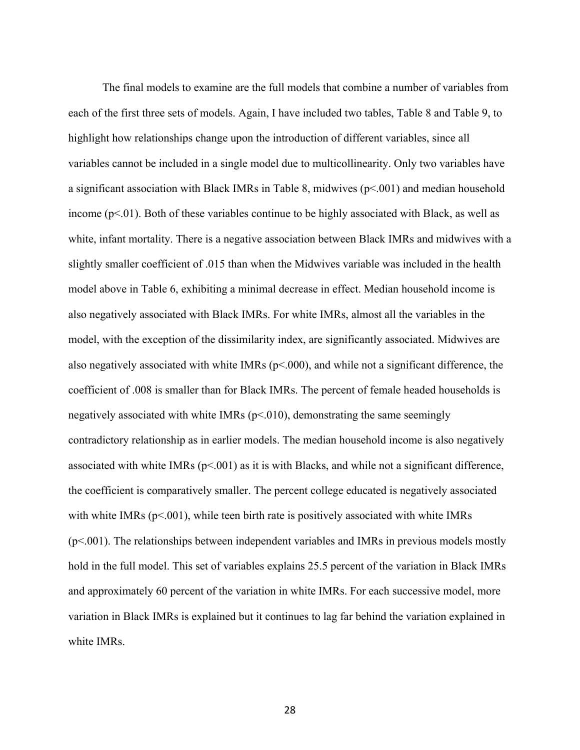The final models to examine are the full models that combine a number of variables from each of the first three sets of models. Again, I have included two tables, Table 8 and Table 9, to highlight how relationships change upon the introduction of different variables, since all variables cannot be included in a single model due to multicollinearity. Only two variables have a significant association with Black IMRs in Table 8, midwives ($p<.001$) and median household income ($p<.01$). Both of these variables continue to be highly associated with Black, as well as white, infant mortality. There is a negative association between Black IMRs and midwives with a slightly smaller coefficient of .015 than when the Midwives variable was included in the health model above in Table 6, exhibiting a minimal decrease in effect. Median household income is also negatively associated with Black IMRs. For white IMRs, almost all the variables in the model, with the exception of the dissimilarity index, are significantly associated. Midwives are also negatively associated with white IMRs ($p<.000$), and while not a significant difference, the coefficient of .008 is smaller than for Black IMRs. The percent of female headed households is negatively associated with white IMRs ($p<.010$), demonstrating the same seemingly contradictory relationship as in earlier models. The median household income is also negatively associated with white IMRs ($p<.001$) as it is with Blacks, and while not a significant difference, the coefficient is comparatively smaller. The percent college educated is negatively associated with white IMRs ($p<.001$), while teen birth rate is positively associated with white IMRs ($p<.001$). The relationships between independent variables and IMRs in previous models mostly hold in the full model. This set of variables explains 25.5 percent of the variation in Black IMRs and approximately 60 percent of the variation in white IMRs. For each successive model, more variation in Black IMRs is explained but it continues to lag far behind the variation explained in white IMRs.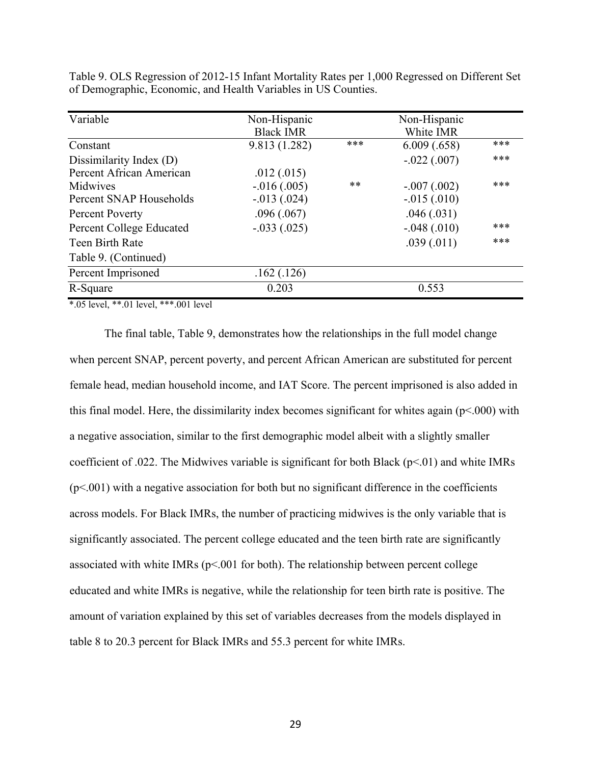Table 9. OLS Regression of 2012-15 Infant Mortality Rates per 1,000 Regressed on Different Set of Demographic, Economic, and Health Variables in US Counties.

| Variable | Non-Hispanic Black IMR | | Non-Hispanic White IMR | |
|---|---|---|---|---|
| Constant | 9.813 (1.282) | *** | 6.009 (.658) | *** |
| Dissimilarity Index (D) | | | -.022 (.007) | *** |
| Percent African American | .012 (.015) | | | |
| Midwives | -.016 (.005) | ** | -.007 (.002) | *** |
| Percent SNAP Households | -.013 (.024) | | -.015 (.010) | |
| Percent Poverty | .096 (.067) | | .046 (.031) | |
| Percent College Educated | -.033 (.025) | | -.048 (.010) | *** |
| Teen Birth Rate | | | .039 (.011) | *** |
| Percent Imprisoned | .162 (.126) | | | |
| R-Square | 0.203 | | 0.553 | |

*.05 level, **.01 level, ***.001 level

The final table, Table 9, demonstrates how the relationships in the full model change when percent SNAP, percent poverty, and percent African American are substituted for percent female head, median household income, and IAT Score. The percent imprisoned is also added in this final model. Here, the dissimilarity index becomes significant for whites again ($p<.000$) with a negative association, similar to the first demographic model albeit with a slightly smaller coefficient of .022. The Midwives variable is significant for both Black ($p<.01$) and white IMRs ($p<.001$) with a negative association for both but no significant difference in the coefficients across models. For Black IMRs, the number of practicing midwives is the only variable that is significantly associated. The percent college educated and the teen birth rate are significantly associated with white IMRs ($p<.001$ for both). The relationship between percent college educated and white IMRs is negative, while the relationship for teen birth rate is positive. The amount of variation explained by this set of variables decreases from the models displayed in table 8 to 20.3 percent for Black IMRs and 55.3 percent for white IMRs.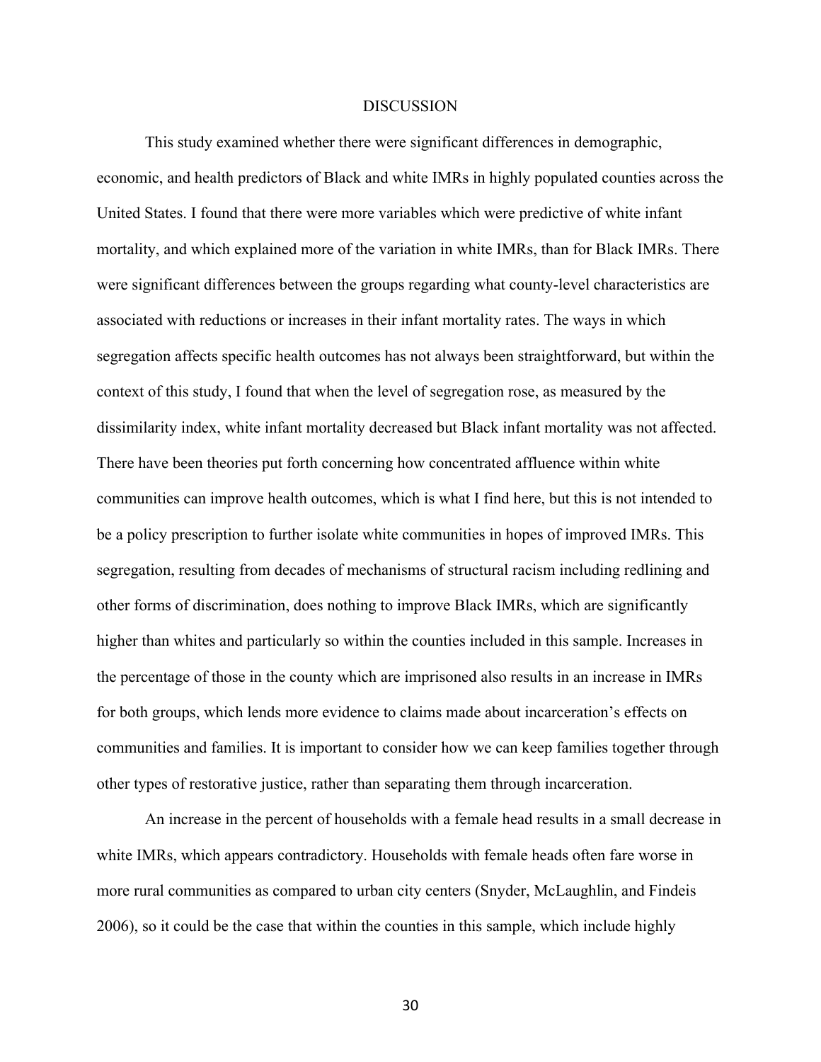# DISCUSSION

This study examined whether there were significant differences in demographic, economic, and health predictors of Black and white IMRs in highly populated counties across the United States. I found that there were more variables which were predictive of white infant mortality, and which explained more of the variation in white IMRs, than for Black IMRs. There were significant differences between the groups regarding what county-level characteristics are associated with reductions or increases in their infant mortality rates. The ways in which segregation affects specific health outcomes has not always been straightforward, but within the context of this study, I found that when the level of segregation rose, as measured by the dissimilarity index, white infant mortality decreased but Black infant mortality was not affected. There have been theories put forth concerning how concentrated affluence within white communities can improve health outcomes, which is what I find here, but this is not intended to be a policy prescription to further isolate white communities in hopes of improved IMRs. This segregation, resulting from decades of mechanisms of structural racism including redlining and other forms of discrimination, does nothing to improve Black IMRs, which are significantly higher than whites and particularly so within the counties included in this sample. Increases in the percentage of those in the county which are imprisoned also results in an increase in IMRs for both groups, which lends more evidence to claims made about incarceration's effects on communities and families. It is important to consider how we can keep families together through other types of restorative justice, rather than separating them through incarceration.

An increase in the percent of households with a female head results in a small decrease in white IMRs, which appears contradictory. Households with female heads often fare worse in more rural communities as compared to urban city centers (Snyder, McLaughlin, and Findeis 2006), so it could be the case that within the counties in this sample, which include highly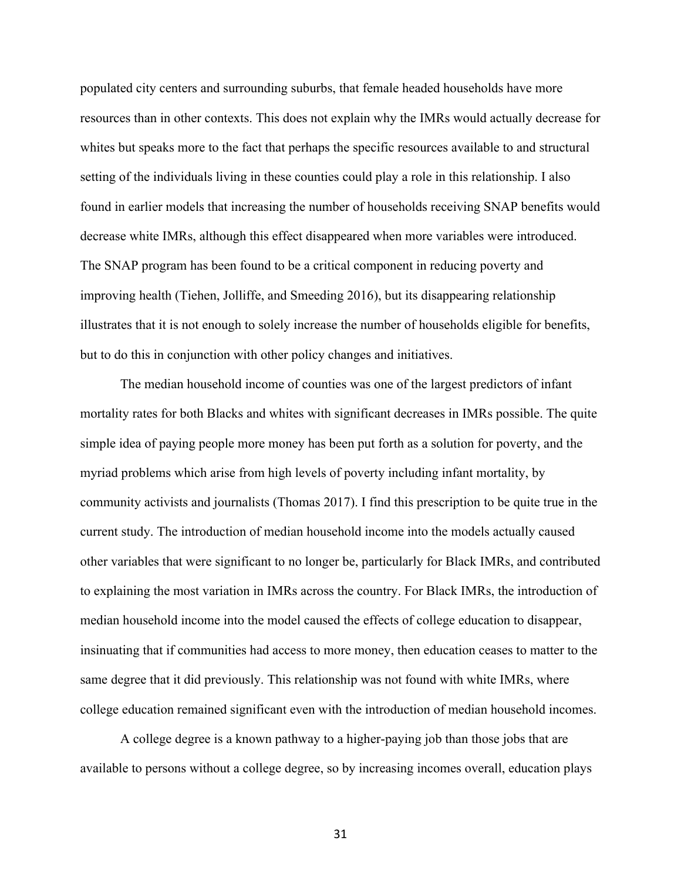populated city centers and surrounding suburbs, that female headed households have more resources than in other contexts. This does not explain why the IMRs would actually decrease for whites but speaks more to the fact that perhaps the specific resources available to and structural setting of the individuals living in these counties could play a role in this relationship. I also found in earlier models that increasing the number of households receiving SNAP benefits would decrease white IMRs, although this effect disappeared when more variables were introduced. The SNAP program has been found to be a critical component in reducing poverty and improving health (Tiehen, Jolliffe, and Smeeding 2016), but its disappearing relationship illustrates that it is not enough to solely increase the number of households eligible for benefits, but to do this in conjunction with other policy changes and initiatives.

The median household income of counties was one of the largest predictors of infant mortality rates for both Blacks and whites with significant decreases in IMRs possible. The quite simple idea of paying people more money has been put forth as a solution for poverty, and the myriad problems which arise from high levels of poverty including infant mortality, by community activists and journalists (Thomas 2017). I find this prescription to be quite true in the current study. The introduction of median household income into the models actually caused other variables that were significant to no longer be, particularly for Black IMRs, and contributed to explaining the most variation in IMRs across the country. For Black IMRs, the introduction of median household income into the model caused the effects of college education to disappear, insinuating that if communities had access to more money, then education ceases to matter to the same degree that it did previously. This relationship was not found with white IMRs, where college education remained significant even with the introduction of median household incomes.

A college degree is a known pathway to a higher-paying job than those jobs that are available to persons without a college degree, so by increasing incomes overall, education plays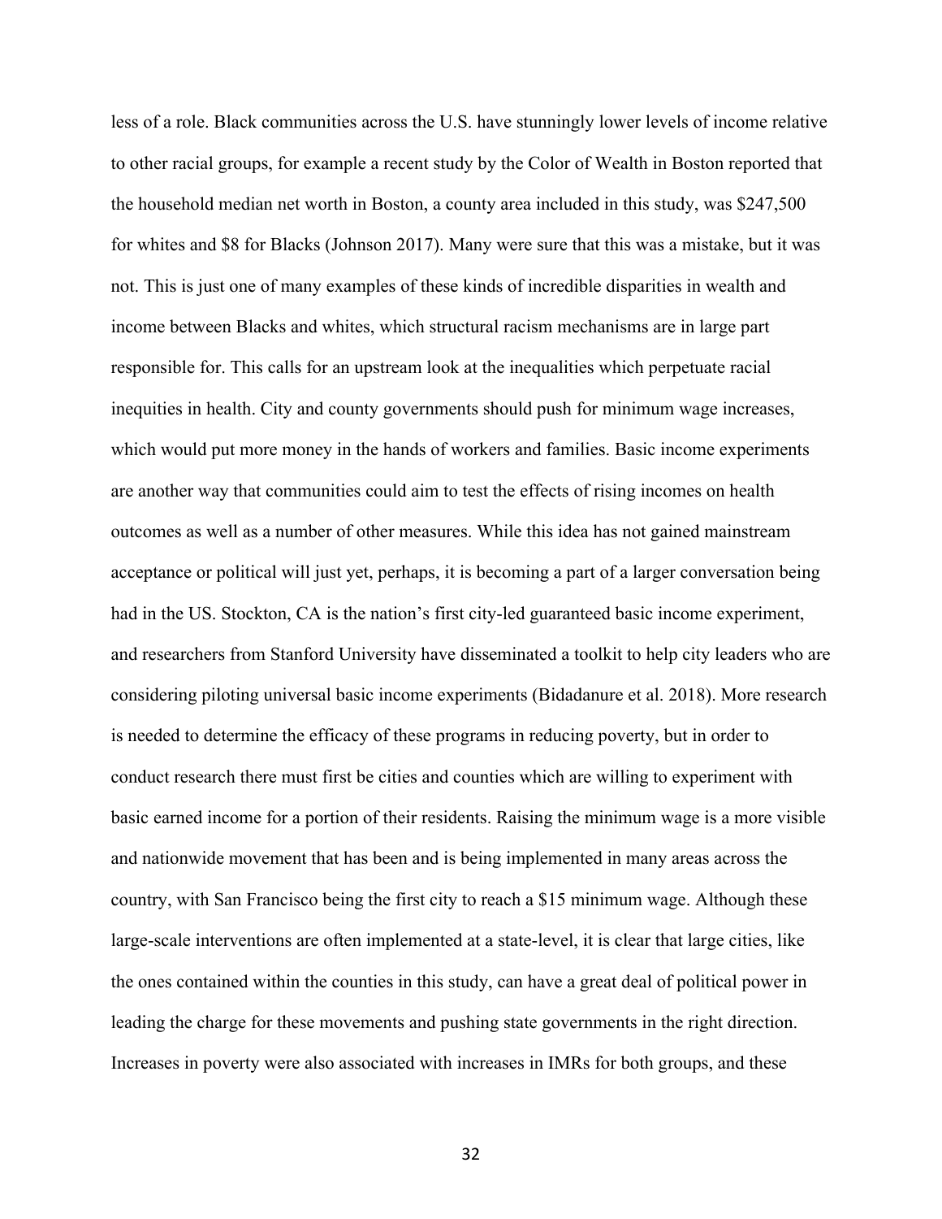less of a role. Black communities across the U.S. have stunningly lower levels of income relative to other racial groups, for example a recent study by the Color of Wealth in Boston reported that the household median net worth in Boston, a county area included in this study, was $247,500 for whites and $8 for Blacks (Johnson 2017). Many were sure that this was a mistake, but it was not. This is just one of many examples of these kinds of incredible disparities in wealth and income between Blacks and whites, which structural racism mechanisms are in large part responsible for. This calls for an upstream look at the inequalities which perpetuate racial inequities in health. City and county governments should push for minimum wage increases, which would put more money in the hands of workers and families. Basic income experiments are another way that communities could aim to test the effects of rising incomes on health outcomes as well as a number of other measures. While this idea has not gained mainstream acceptance or political will just yet, perhaps, it is becoming a part of a larger conversation being had in the US. Stockton, CA is the nation's first city-led guaranteed basic income experiment, and researchers from Stanford University have disseminated a toolkit to help city leaders who are considering piloting universal basic income experiments (Bidadanure et al. 2018). More research is needed to determine the efficacy of these programs in reducing poverty, but in order to conduct research there must first be cities and counties which are willing to experiment with basic earned income for a portion of their residents. Raising the minimum wage is a more visible and nationwide movement that has been and is being implemented in many areas across the country, with San Francisco being the first city to reach a $15 minimum wage. Although these large-scale interventions are often implemented at a state-level, it is clear that large cities, like the ones contained within the counties in this study, can have a great deal of political power in leading the charge for these movements and pushing state governments in the right direction. Increases in poverty were also associated with increases in IMRs for both groups, and these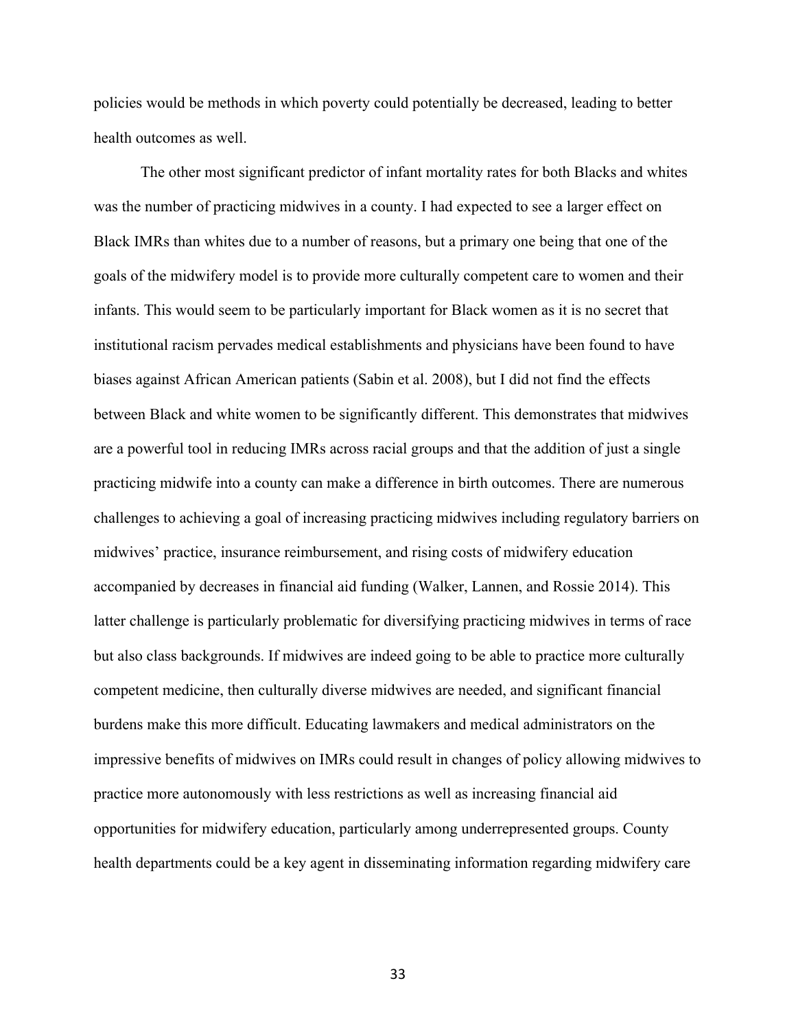policies would be methods in which poverty could potentially be decreased, leading to better health outcomes as well.

The other most significant predictor of infant mortality rates for both Blacks and whites was the number of practicing midwives in a county. I had expected to see a larger effect on Black IMRs than whites due to a number of reasons, but a primary one being that one of the goals of the midwifery model is to provide more culturally competent care to women and their infants. This would seem to be particularly important for Black women as it is no secret that institutional racism pervades medical establishments and physicians have been found to have biases against African American patients (Sabin et al. 2008), but I did not find the effects between Black and white women to be significantly different. This demonstrates that midwives are a powerful tool in reducing IMRs across racial groups and that the addition of just a single practicing midwife into a county can make a difference in birth outcomes. There are numerous challenges to achieving a goal of increasing practicing midwives including regulatory barriers on midwives' practice, insurance reimbursement, and rising costs of midwifery education accompanied by decreases in financial aid funding (Walker, Lannen, and Rossie 2014). This latter challenge is particularly problematic for diversifying practicing midwives in terms of race but also class backgrounds. If midwives are indeed going to be able to practice more culturally competent medicine, then culturally diverse midwives are needed, and significant financial burdens make this more difficult. Educating lawmakers and medical administrators on the impressive benefits of midwives on IMRs could result in changes of policy allowing midwives to practice more autonomously with less restrictions as well as increasing financial aid opportunities for midwifery education, particularly among underrepresented groups. County health departments could be a key agent in disseminating information regarding midwifery care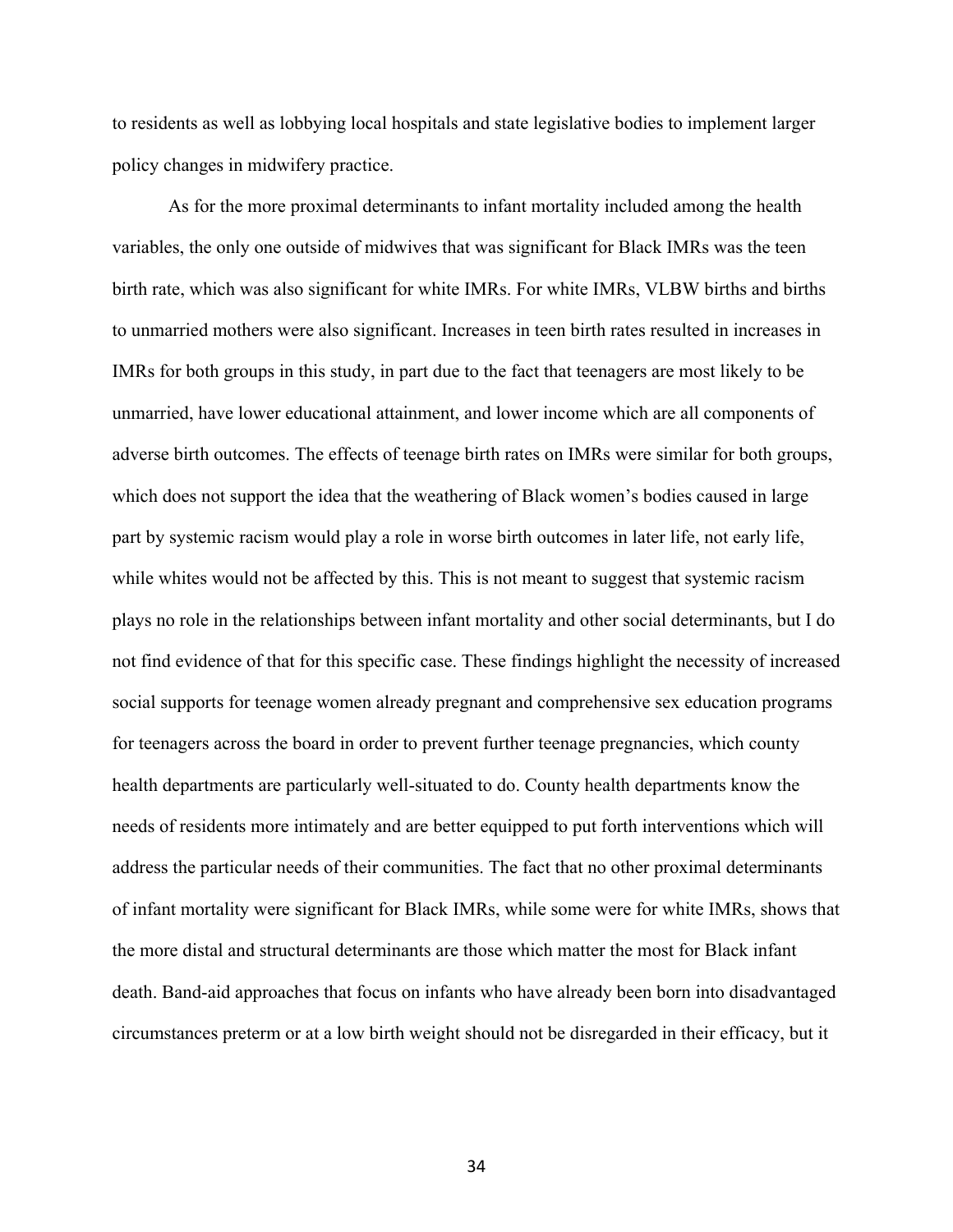to residents as well as lobbying local hospitals and state legislative bodies to implement larger policy changes in midwifery practice.

As for the more proximal determinants to infant mortality included among the health variables, the only one outside of midwives that was significant for Black IMRs was the teen birth rate, which was also significant for white IMRs. For white IMRs, VLBW births and births to unmarried mothers were also significant. Increases in teen birth rates resulted in increases in IMRs for both groups in this study, in part due to the fact that teenagers are most likely to be unmarried, have lower educational attainment, and lower income which are all components of adverse birth outcomes. The effects of teenage birth rates on IMRs were similar for both groups, which does not support the idea that the weathering of Black women's bodies caused in large part by systemic racism would play a role in worse birth outcomes in later life, not early life, while whites would not be affected by this. This is not meant to suggest that systemic racism plays no role in the relationships between infant mortality and other social determinants, but I do not find evidence of that for this specific case. These findings highlight the necessity of increased social supports for teenage women already pregnant and comprehensive sex education programs for teenagers across the board in order to prevent further teenage pregnancies, which county health departments are particularly well-situated to do. County health departments know the needs of residents more intimately and are better equipped to put forth interventions which will address the particular needs of their communities. The fact that no other proximal determinants of infant mortality were significant for Black IMRs, while some were for white IMRs, shows that the more distal and structural determinants are those which matter the most for Black infant death. Band-aid approaches that focus on infants who have already been born into disadvantaged circumstances preterm or at a low birth weight should not be disregarded in their efficacy, but it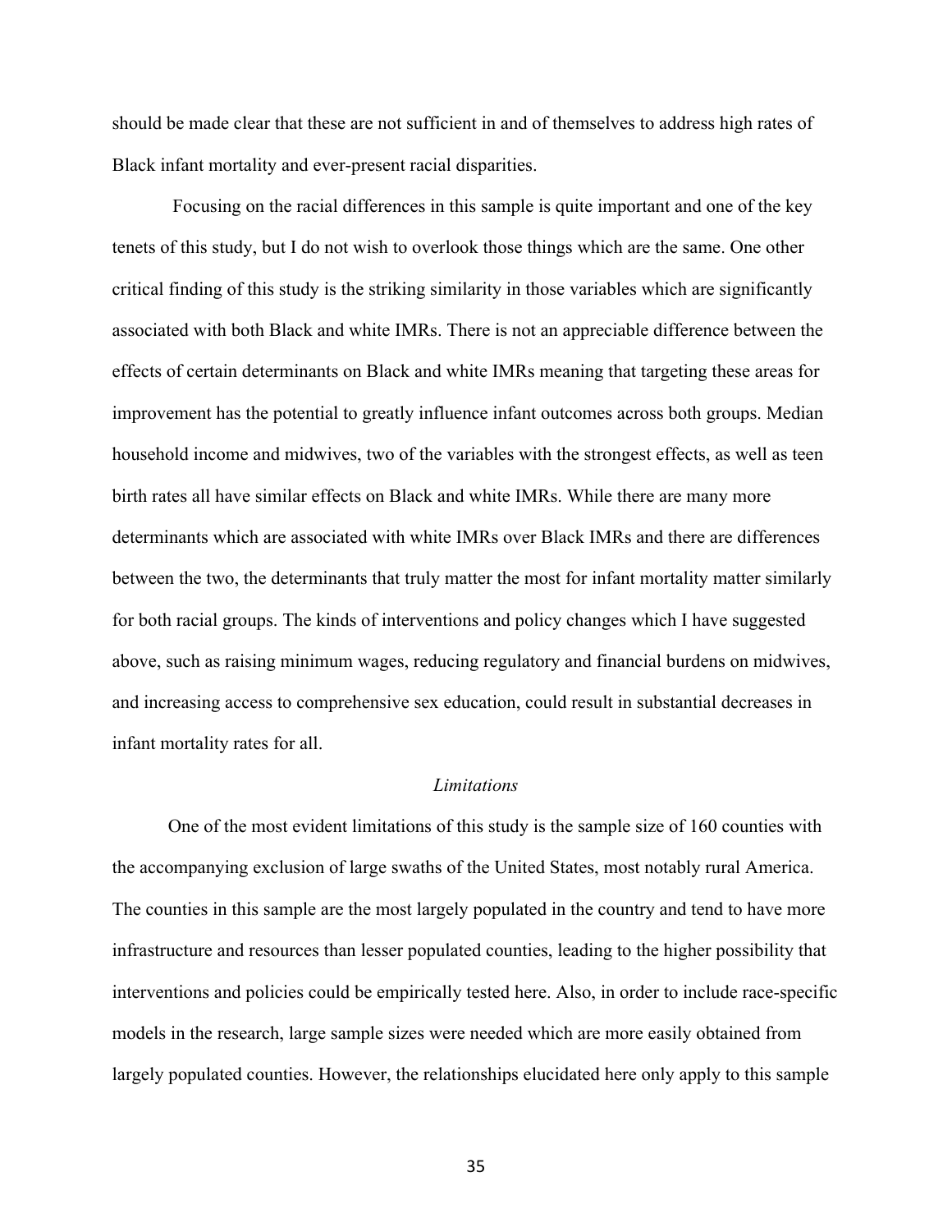should be made clear that these are not sufficient in and of themselves to address high rates of Black infant mortality and ever-present racial disparities.

Focusing on the racial differences in this sample is quite important and one of the key tenets of this study, but I do not wish to overlook those things which are the same. One other critical finding of this study is the striking similarity in those variables which are significantly associated with both Black and white IMRs. There is not an appreciable difference between the effects of certain determinants on Black and white IMRs meaning that targeting these areas for improvement has the potential to greatly influence infant outcomes across both groups. Median household income and midwives, two of the variables with the strongest effects, as well as teen birth rates all have similar effects on Black and white IMRs. While there are many more determinants which are associated with white IMRs over Black IMRs and there are differences between the two, the determinants that truly matter the most for infant mortality matter similarly for both racial groups. The kinds of interventions and policy changes which I have suggested above, such as raising minimum wages, reducing regulatory and financial burdens on midwives, and increasing access to comprehensive sex education, could result in substantial decreases in infant mortality rates for all.

### *Limitations*

One of the most evident limitations of this study is the sample size of 160 counties with the accompanying exclusion of large swaths of the United States, most notably rural America. The counties in this sample are the most largely populated in the country and tend to have more infrastructure and resources than lesser populated counties, leading to the higher possibility that interventions and policies could be empirically tested here. Also, in order to include race-specific models in the research, large sample sizes were needed which are more easily obtained from largely populated counties. However, the relationships elucidated here only apply to this sample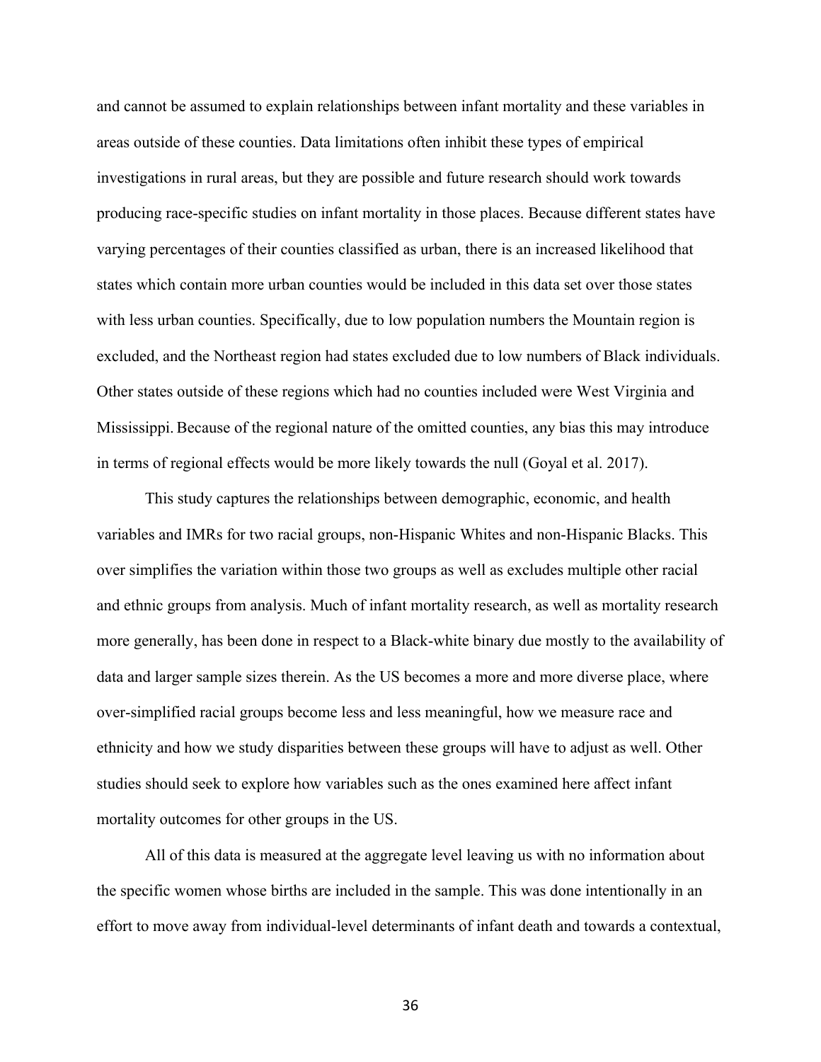and cannot be assumed to explain relationships between infant mortality and these variables in areas outside of these counties. Data limitations often inhibit these types of empirical investigations in rural areas, but they are possible and future research should work towards producing race-specific studies on infant mortality in those places. Because different states have varying percentages of their counties classified as urban, there is an increased likelihood that states which contain more urban counties would be included in this data set over those states with less urban counties. Specifically, due to low population numbers the Mountain region is excluded, and the Northeast region had states excluded due to low numbers of Black individuals. Other states outside of these regions which had no counties included were West Virginia and Mississippi. Because of the regional nature of the omitted counties, any bias this may introduce in terms of regional effects would be more likely towards the null (Goyal et al. 2017).

This study captures the relationships between demographic, economic, and health variables and IMRs for two racial groups, non-Hispanic Whites and non-Hispanic Blacks. This over simplifies the variation within those two groups as well as excludes multiple other racial and ethnic groups from analysis. Much of infant mortality research, as well as mortality research more generally, has been done in respect to a Black-white binary due mostly to the availability of data and larger sample sizes therein. As the US becomes a more and more diverse place, where over-simplified racial groups become less and less meaningful, how we measure race and ethnicity and how we study disparities between these groups will have to adjust as well. Other studies should seek to explore how variables such as the ones examined here affect infant mortality outcomes for other groups in the US.

All of this data is measured at the aggregate level leaving us with no information about the specific women whose births are included in the sample. This was done intentionally in an effort to move away from individual-level determinants of infant death and towards a contextual,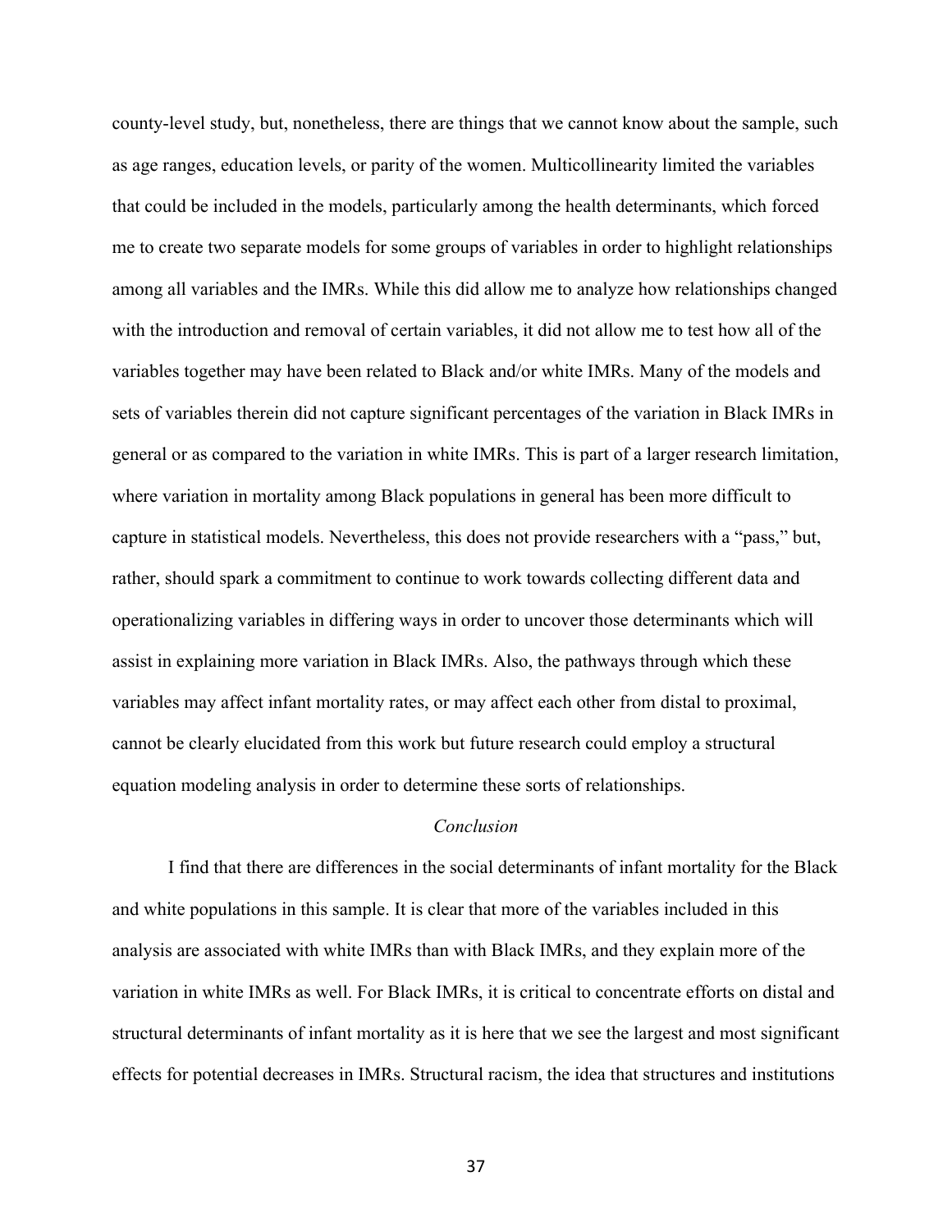county-level study, but, nonetheless, there are things that we cannot know about the sample, such as age ranges, education levels, or parity of the women. Multicollinearity limited the variables that could be included in the models, particularly among the health determinants, which forced me to create two separate models for some groups of variables in order to highlight relationships among all variables and the IMRs. While this did allow me to analyze how relationships changed with the introduction and removal of certain variables, it did not allow me to test how all of the variables together may have been related to Black and/or white IMRs. Many of the models and sets of variables therein did not capture significant percentages of the variation in Black IMRs in general or as compared to the variation in white IMRs. This is part of a larger research limitation, where variation in mortality among Black populations in general has been more difficult to capture in statistical models. Nevertheless, this does not provide researchers with a "pass," but, rather, should spark a commitment to continue to work towards collecting different data and operationalizing variables in differing ways in order to uncover those determinants which will assist in explaining more variation in Black IMRs. Also, the pathways through which these variables may affect infant mortality rates, or may affect each other from distal to proximal, cannot be clearly elucidated from this work but future research could employ a structural equation modeling analysis in order to determine these sorts of relationships.

### *Conclusion*

I find that there are differences in the social determinants of infant mortality for the Black and white populations in this sample. It is clear that more of the variables included in this analysis are associated with white IMRs than with Black IMRs, and they explain more of the variation in white IMRs as well. For Black IMRs, it is critical to concentrate efforts on distal and structural determinants of infant mortality as it is here that we see the largest and most significant effects for potential decreases in IMRs. Structural racism, the idea that structures and institutions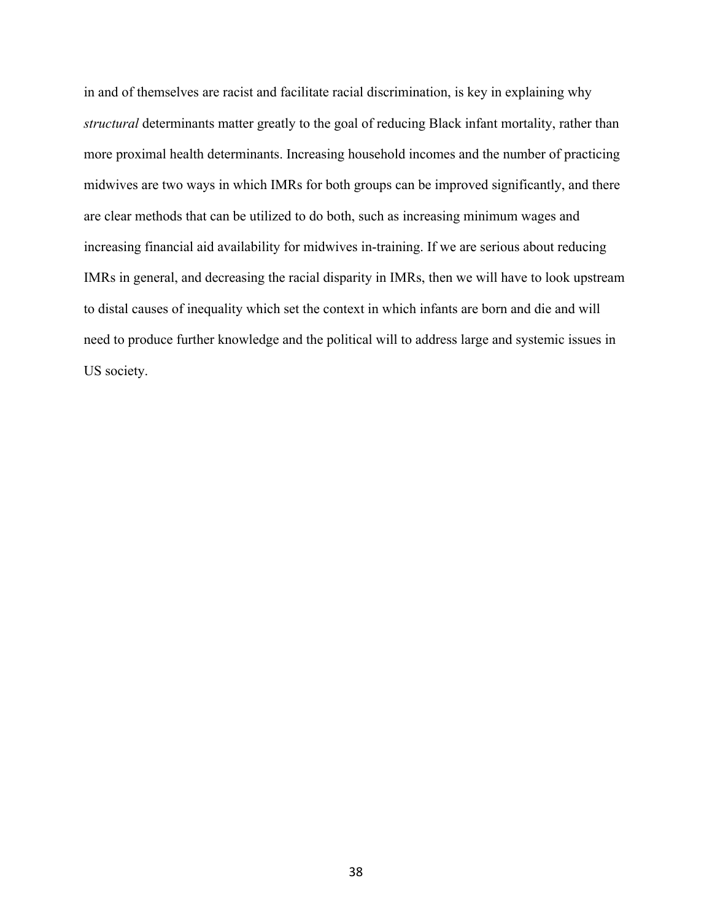in and of themselves are racist and facilitate racial discrimination, is key in explaining why *structural* determinants matter greatly to the goal of reducing Black infant mortality, rather than more proximal health determinants. Increasing household incomes and the number of practicing midwives are two ways in which IMRs for both groups can be improved significantly, and there are clear methods that can be utilized to do both, such as increasing minimum wages and increasing financial aid availability for midwives in-training. If we are serious about reducing IMRs in general, and decreasing the racial disparity in IMRs, then we will have to look upstream to distal causes of inequality which set the context in which infants are born and die and will need to produce further knowledge and the political will to address large and systemic issues in US society.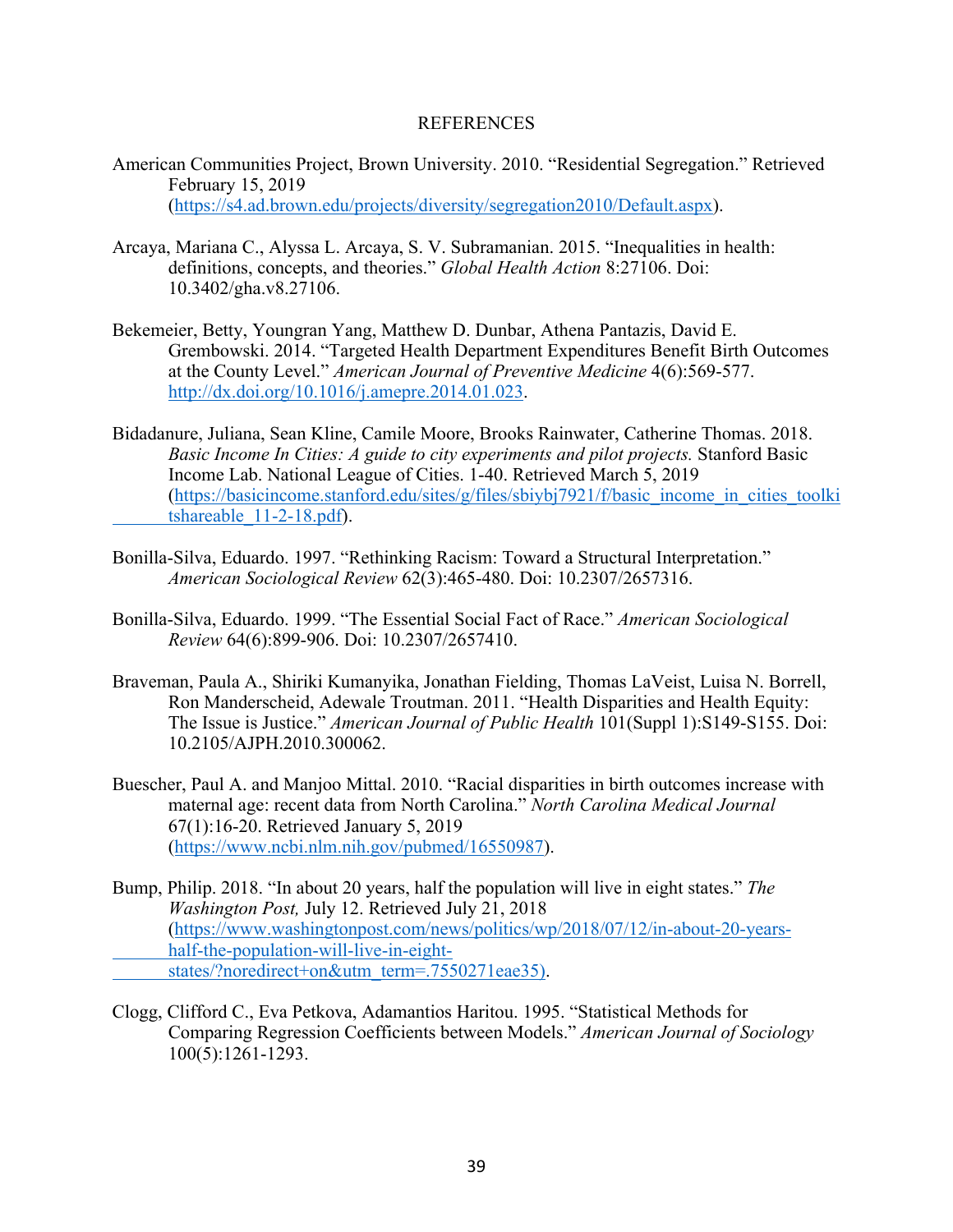# REFERENCES

American Communities Project, Brown University. 2010. "Residential Segregation." Retrieved February 15, 2019 (https://s4.ad.brown.edu/projects/diversity/segregation2010/Default.aspx).

Arcaya, Mariana C., Alyssa L. Arcaya, S. V. Subramanian. 2015. "Inequalities in health: definitions, concepts, and theories." *Global Health Action* 8:27106. Doi: 10.3402/gha.v8.27106.

Bekemeier, Betty, Youngran Yang, Matthew D. Dunbar, Athena Pantazis, David E. Grembowski. 2014. "Targeted Health Department Expenditures Benefit Birth Outcomes at the County Level." *American Journal of Preventive Medicine* 4(6):569-577. http://dx.doi.org/10.1016/j.amepre.2014.01.023.

Bidadanure, Juliana, Sean Kline, Camile Moore, Brooks Rainwater, Catherine Thomas. 2018. *Basic Income In Cities: A guide to city experiments and pilot projects.* Stanford Basic Income Lab. National League of Cities. 1-40. Retrieved March 5, 2019 (https://basicincome.stanford.edu/sites/g/files/sbiybj7921/f/basic_income_in_cities_toolkitshareable_11-2-18.pdf).

Bonilla-Silva, Eduardo. 1997. "Rethinking Racism: Toward a Structural Interpretation." *American Sociological Review* 62(3):465-480. Doi: 10.2307/2657316.

Bonilla-Silva, Eduardo. 1999. "The Essential Social Fact of Race." *American Sociological Review* 64(6):899-906. Doi: 10.2307/2657410.

Braveman, Paula A., Shiriki Kumanyika, Jonathan Fielding, Thomas LaVeist, Luisa N. Borrell, Ron Manderscheid, Adewale Troutman. 2011. "Health Disparities and Health Equity: The Issue is Justice." *American Journal of Public Health* 101(Suppl 1):S149-S155. Doi: 10.2105/AJPH.2010.300062.

Buescher, Paul A. and Manjoo Mittal. 2010. "Racial disparities in birth outcomes increase with maternal age: recent data from North Carolina." *North Carolina Medical Journal* 67(1):16-20. Retrieved January 5, 2019 (https://www.ncbi.nlm.nih.gov/pubmed/16550987).

Bump, Philip. 2018. "In about 20 years, half the population will live in eight states." *The Washington Post,* July 12. Retrieved July 21, 2018 (https://www.washingtonpost.com/news/politics/wp/2018/07/12/in-about-20-years-half-the-population-will-live-in-eight-states/?noredirect+on&utm_term=.7550271eae35).

Clogg, Clifford C., Eva Petkova, Adamantios Haritou. 1995. "Statistical Methods for Comparing Regression Coefficients between Models." *American Journal of Sociology* 100(5):1261-1293.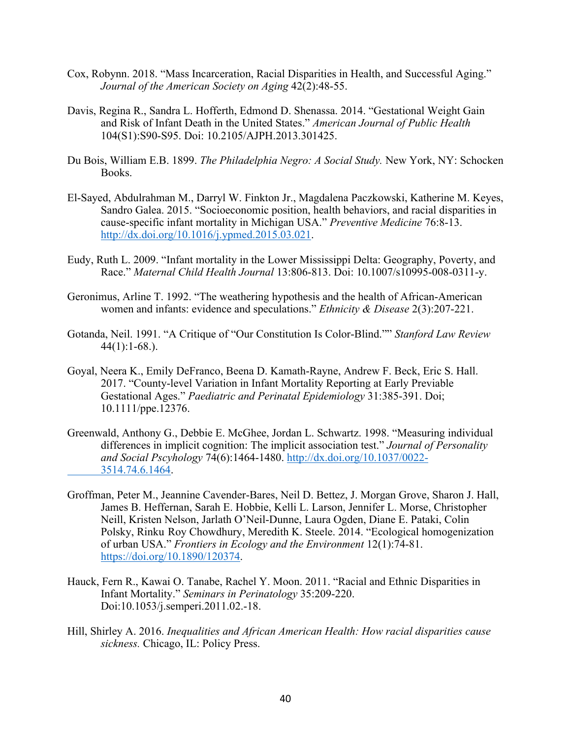Cox, Robynn. 2018. "Mass Incarceration, Racial Disparities in Health, and Successful Aging." *Journal of the American Society on Aging* 42(2):48-55.

Davis, Regina R., Sandra L. Hofferth, Edmond D. Shenassa. 2014. "Gestational Weight Gain and Risk of Infant Death in the United States." *American Journal of Public Health* 104(S1):S90-S95. Doi: 10.2105/AJPH.2013.301425.

Du Bois, William E.B. 1899. *The Philadelphia Negro: A Social Study.* New York, NY: Schocken Books.

El-Sayed, Abdulrahman M., Darryl W. Finkton Jr., Magdalena Paczkowski, Katherine M. Keyes, Sandro Galea. 2015. "Socioeconomic position, health behaviors, and racial disparities in cause-specific infant mortality in Michigan USA." *Preventive Medicine* 76:8-13. http://dx.doi.org/10.1016/j.ypmed.2015.03.021.

Eudy, Ruth L. 2009. "Infant mortality in the Lower Mississippi Delta: Geography, Poverty, and Race." *Maternal Child Health Journal* 13:806-813. Doi: 10.1007/s10995-008-0311-y.

Geronimus, Arline T. 1992. "The weathering hypothesis and the health of African-American women and infants: evidence and speculations." *Ethnicity & Disease* 2(3):207-221.

Gotanda, Neil. 1991. "A Critique of "Our Constitution Is Color-Blind."" *Stanford Law Review* 44(1):1-68.).

Goyal, Neera K., Emily DeFranco, Beena D. Kamath-Rayne, Andrew F. Beck, Eric S. Hall. 2017. "County-level Variation in Infant Mortality Reporting at Early Previable Gestational Ages." *Paediatric and Perinatal Epidemiology* 31:385-391. Doi; 10.1111/ppe.12376.

Greenwald, Anthony G., Debbie E. McGhee, Jordan L. Schwartz. 1998. "Measuring individual differences in implicit cognition: The implicit association test." *Journal of Personality and Social Pscyhology* 74(6):1464-1480. http://dx.doi.org/10.1037/0022-3514.74.6.1464.

Groffman, Peter M., Jeannine Cavender-Bares, Neil D. Bettez, J. Morgan Grove, Sharon J. Hall, James B. Heffernan, Sarah E. Hobbie, Kelli L. Larson, Jennifer L. Morse, Christopher Neill, Kristen Nelson, Jarlath O'Neil-Dunne, Laura Ogden, Diane E. Pataki, Colin Polsky, Rinku Roy Chowdhury, Meredith K. Steele. 2014. "Ecological homogenization of urban USA." *Frontiers in Ecology and the Environment* 12(1):74-81. https://doi.org/10.1890/120374.

Hauck, Fern R., Kawai O. Tanabe, Rachel Y. Moon. 2011. "Racial and Ethnic Disparities in Infant Mortality." *Seminars in Perinatology* 35:209-220. Doi:10.1053/j.semperi.2011.02.-18.

Hill, Shirley A. 2016. *Inequalities and African American Health: How racial disparities cause sickness.* Chicago, IL: Policy Press.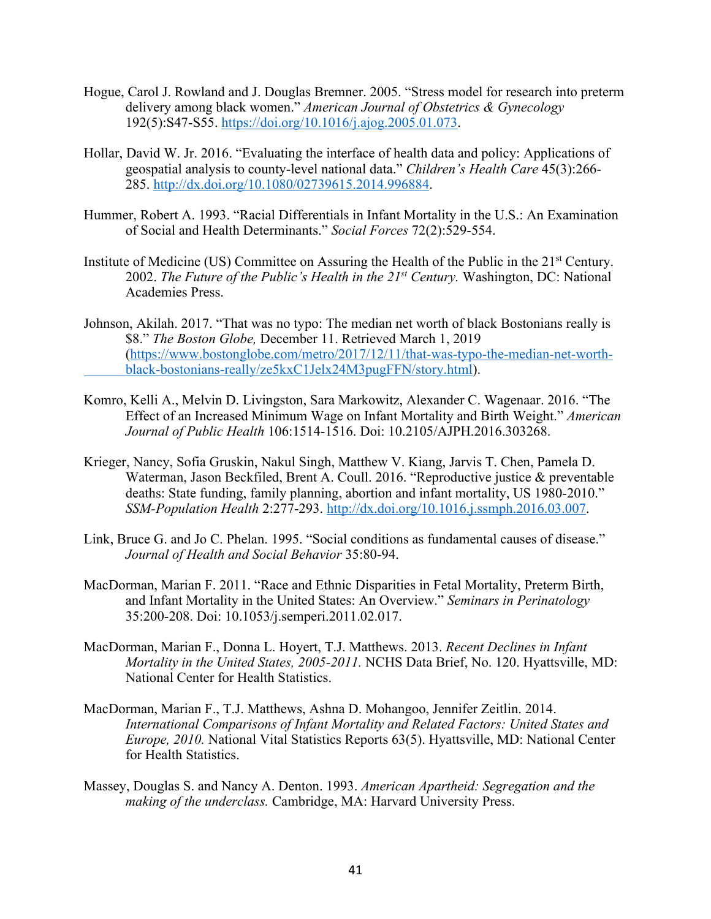Hogue, Carol J. Rowland and J. Douglas Bremner. 2005. "Stress model for research into preterm delivery among black women." *American Journal of Obstetrics & Gynecology* 192(5):S47-S55. https://doi.org/10.1016/j.ajog.2005.01.073.

Hollar, David W. Jr. 2016. "Evaluating the interface of health data and policy: Applications of geospatial analysis to county-level national data." *Children's Health Care* 45(3):266-285. http://dx.doi.org/10.1080/02739615.2014.996884.

Hummer, Robert A. 1993. "Racial Differentials in Infant Mortality in the U.S.: An Examination of Social and Health Determinants." *Social Forces* 72(2):529-554.

Institute of Medicine (US) Committee on Assuring the Health of the Public in the 21st Century. 2002. *The Future of the Public's Health in the 21st Century.* Washington, DC: National Academies Press.

Johnson, Akilah. 2017. "That was no typo: The median net worth of black Bostonians really is $8." *The Boston Globe,* December 11. Retrieved March 1, 2019 (https://www.bostonglobe.com/metro/2017/12/11/that-was-typo-the-median-net-worth-black-bostonians-really/ze5kxC1Jelx24M3pugFFN/story.html).

Komro, Kelli A., Melvin D. Livingston, Sara Markowitz, Alexander C. Wagenaar. 2016. "The Effect of an Increased Minimum Wage on Infant Mortality and Birth Weight." *American Journal of Public Health* 106:1514-1516. Doi: 10.2105/AJPH.2016.303268.

Krieger, Nancy, Sofia Gruskin, Nakul Singh, Matthew V. Kiang, Jarvis T. Chen, Pamela D. Waterman, Jason Beckfiled, Brent A. Coull. 2016. "Reproductive justice & preventable deaths: State funding, family planning, abortion and infant mortality, US 1980-2010." *SSM-Population Health* 2:277-293. http://dx.doi.org/10.1016.j.ssmph.2016.03.007.

Link, Bruce G. and Jo C. Phelan. 1995. "Social conditions as fundamental causes of disease." *Journal of Health and Social Behavior* 35:80-94.

MacDorman, Marian F. 2011. "Race and Ethnic Disparities in Fetal Mortality, Preterm Birth, and Infant Mortality in the United States: An Overview." *Seminars in Perinatology* 35:200-208. Doi: 10.1053/j.semperi.2011.02.017.

MacDorman, Marian F., Donna L. Hoyert, T.J. Matthews. 2013. *Recent Declines in Infant Mortality in the United States, 2005-2011.* NCHS Data Brief, No. 120. Hyattsville, MD: National Center for Health Statistics.

MacDorman, Marian F., T.J. Matthews, Ashna D. Mohangoo, Jennifer Zeitlin. 2014. *International Comparisons of Infant Mortality and Related Factors: United States and Europe, 2010.* National Vital Statistics Reports 63(5). Hyattsville, MD: National Center for Health Statistics.

Massey, Douglas S. and Nancy A. Denton. 1993. *American Apartheid: Segregation and the making of the underclass.* Cambridge, MA: Harvard University Press.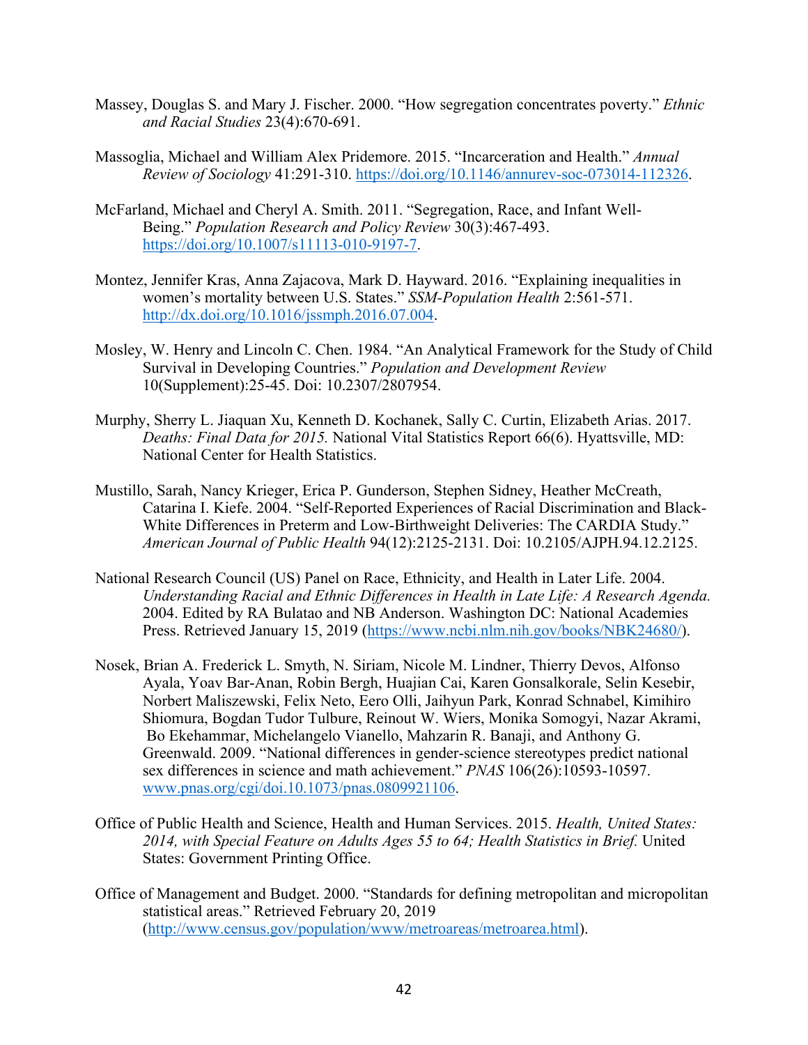Massey, Douglas S. and Mary J. Fischer. 2000. "How segregation concentrates poverty." *Ethnic and Racial Studies* 23(4):670-691.

Massoglia, Michael and William Alex Pridemore. 2015. "Incarceration and Health." *Annual Review of Sociology* 41:291-310. https://doi.org/10.1146/annurev-soc-073014-112326.

McFarland, Michael and Cheryl A. Smith. 2011. "Segregation, Race, and Infant Well-Being." *Population Research and Policy Review* 30(3):467-493. https://doi.org/10.1007/s11113-010-9197-7.

Montez, Jennifer Kras, Anna Zajacova, Mark D. Hayward. 2016. "Explaining inequalities in women's mortality between U.S. States." *SSM-Population Health* 2:561-571. http://dx.doi.org/10.1016/jssmph.2016.07.004.

Mosley, W. Henry and Lincoln C. Chen. 1984. "An Analytical Framework for the Study of Child Survival in Developing Countries." *Population and Development Review* 10(Supplement):25-45. Doi: 10.2307/2807954.

Murphy, Sherry L. Jiaquan Xu, Kenneth D. Kochanek, Sally C. Curtin, Elizabeth Arias. 2017. *Deaths: Final Data for 2015.* National Vital Statistics Report 66(6). Hyattsville, MD: National Center for Health Statistics.

Mustillo, Sarah, Nancy Krieger, Erica P. Gunderson, Stephen Sidney, Heather McCreath, Catarina I. Kiefe. 2004. "Self-Reported Experiences of Racial Discrimination and Black-White Differences in Preterm and Low-Birthweight Deliveries: The CARDIA Study." *American Journal of Public Health* 94(12):2125-2131. Doi: 10.2105/AJPH.94.12.2125.

National Research Council (US) Panel on Race, Ethnicity, and Health in Later Life. 2004. *Understanding Racial and Ethnic Differences in Health in Late Life: A Research Agenda.* 2004. Edited by RA Bulatao and NB Anderson. Washington DC: National Academies Press. Retrieved January 15, 2019 (https://www.ncbi.nlm.nih.gov/books/NBK24680/).

Nosek, Brian A. Frederick L. Smyth, N. Siriam, Nicole M. Lindner, Thierry Devos, Alfonso Ayala, Yoav Bar-Anan, Robin Bergh, Huajian Cai, Karen Gonsalkorale, Selin Kesebir, Norbert Maliszewski, Felix Neto, Eero Olli, Jaihyun Park, Konrad Schnabel, Kimihiro Shiomura, Bogdan Tudor Tulbure, Reinout W. Wiers, Monika Somogyi, Nazar Akrami, Bo Ekehammar, Michelangelo Vianello, Mahzarin R. Banaji, and Anthony G. Greenwald. 2009. "National differences in gender-science stereotypes predict national sex differences in science and math achievement." *PNAS* 106(26):10593-10597. www.pnas.org/cgi/doi.10.1073/pnas.0809921106.

Office of Public Health and Science, Health and Human Services. 2015. *Health, United States: 2014, with Special Feature on Adults Ages 55 to 64; Health Statistics in Brief.* United States: Government Printing Office.

Office of Management and Budget. 2000. "Standards for defining metropolitan and micropolitan statistical areas." Retrieved February 20, 2019 (http://www.census.gov/population/www/metroareas/metroarea.html).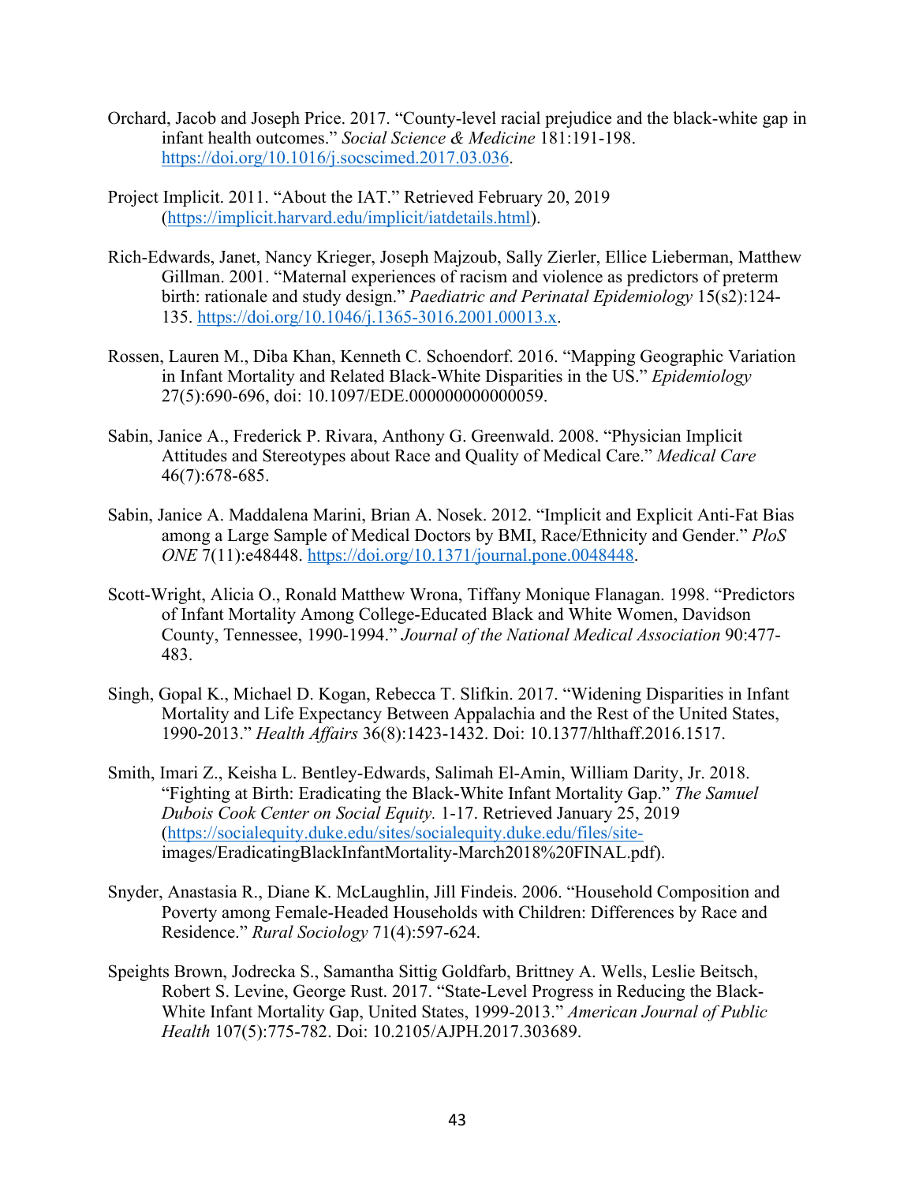Orchard, Jacob and Joseph Price. 2017. "County-level racial prejudice and the black-white gap in infant health outcomes." *Social Science & Medicine* 181:191-198. https://doi.org/10.1016/j.socscimed.2017.03.036.

Project Implicit. 2011. "About the IAT." Retrieved February 20, 2019 (https://implicit.harvard.edu/implicit/iatdetails.html).

Rich-Edwards, Janet, Nancy Krieger, Joseph Majzoub, Sally Zierler, Ellice Lieberman, Matthew Gillman. 2001. "Maternal experiences of racism and violence as predictors of preterm birth: rationale and study design." *Paediatric and Perinatal Epidemiology* 15(s2):124-135. https://doi.org/10.1046/j.1365-3016.2001.00013.x.

Rossen, Lauren M., Diba Khan, Kenneth C. Schoendorf. 2016. "Mapping Geographic Variation in Infant Mortality and Related Black-White Disparities in the US." *Epidemiology* 27(5):690-696, doi: 10.1097/EDE.0000000000000059.

Sabin, Janice A., Frederick P. Rivara, Anthony G. Greenwald. 2008. "Physician Implicit Attitudes and Stereotypes about Race and Quality of Medical Care." *Medical Care* 46(7):678-685.

Sabin, Janice A. Maddalena Marini, Brian A. Nosek. 2012. "Implicit and Explicit Anti-Fat Bias among a Large Sample of Medical Doctors by BMI, Race/Ethnicity and Gender." *PloS ONE* 7(11):e48448. https://doi.org/10.1371/journal.pone.0048448.

Scott-Wright, Alicia O., Ronald Matthew Wrona, Tiffany Monique Flanagan. 1998. "Predictors of Infant Mortality Among College-Educated Black and White Women, Davidson County, Tennessee, 1990-1994." *Journal of the National Medical Association* 90:477-483.

Singh, Gopal K., Michael D. Kogan, Rebecca T. Slifkin. 2017. "Widening Disparities in Infant Mortality and Life Expectancy Between Appalachia and the Rest of the United States, 1990-2013." *Health Affairs* 36(8):1423-1432. Doi: 10.1377/hlthaff.2016.1517.

Smith, Imari Z., Keisha L. Bentley-Edwards, Salimah El-Amin, William Darity, Jr. 2018. "Fighting at Birth: Eradicating the Black-White Infant Mortality Gap." *The Samuel Dubois Cook Center on Social Equity.* 1-17. Retrieved January 25, 2019 (https://socialequity.duke.edu/sites/socialequity.duke.edu/files/site-images/EradicatingBlackInfantMortality-March2018%20FINAL.pdf).

Snyder, Anastasia R., Diane K. McLaughlin, Jill Findeis. 2006. "Household Composition and Poverty among Female-Headed Households with Children: Differences by Race and Residence." *Rural Sociology* 71(4):597-624.

Speights Brown, Jodrecka S., Samantha Sittig Goldfarb, Brittney A. Wells, Leslie Beitsch, Robert S. Levine, George Rust. 2017. "State-Level Progress in Reducing the Black-White Infant Mortality Gap, United States, 1999-2013." *American Journal of Public Health* 107(5):775-782. Doi: 10.2105/AJPH.2017.303689.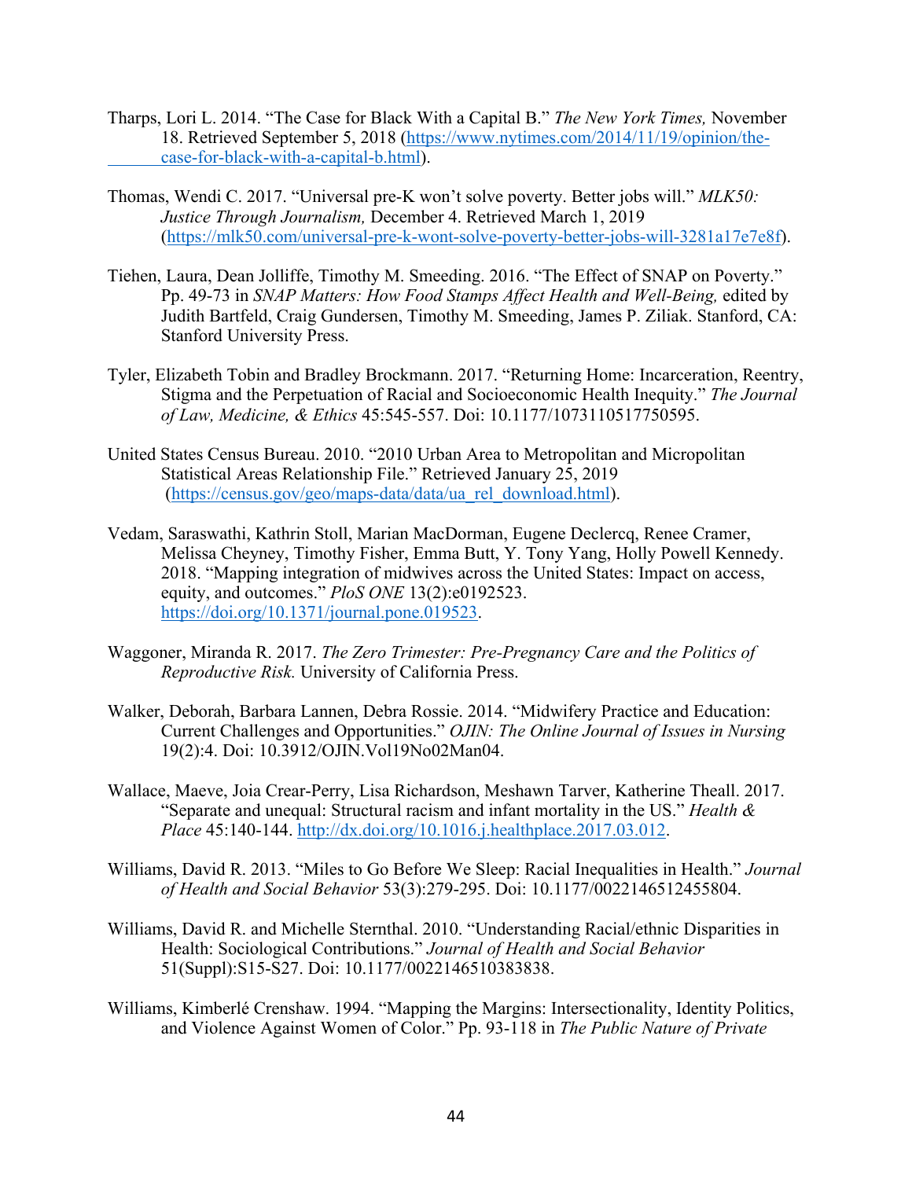Tharps, Lori L. 2014. "The Case for Black With a Capital B." *The New York Times,* November 18. Retrieved September 5, 2018 (https://www.nytimes.com/2014/11/19/opinion/the-case-for-black-with-a-capital-b.html).

Thomas, Wendi C. 2017. "Universal pre-K won't solve poverty. Better jobs will." *MLK50: Justice Through Journalism,* December 4. Retrieved March 1, 2019 (https://mlk50.com/universal-pre-k-wont-solve-poverty-better-jobs-will-3281a17e7e8f).

Tiehen, Laura, Dean Jolliffe, Timothy M. Smeeding. 2016. "The Effect of SNAP on Poverty." Pp. 49-73 in *SNAP Matters: How Food Stamps Affect Health and Well-Being,* edited by Judith Bartfeld, Craig Gundersen, Timothy M. Smeeding, James P. Ziliak. Stanford, CA: Stanford University Press.

Tyler, Elizabeth Tobin and Bradley Brockmann. 2017. "Returning Home: Incarceration, Reentry, Stigma and the Perpetuation of Racial and Socioeconomic Health Inequity." *The Journal of Law, Medicine, & Ethics* 45:545-557. Doi: 10.1177/1073110517750595.

United States Census Bureau. 2010. "2010 Urban Area to Metropolitan and Micropolitan Statistical Areas Relationship File." Retrieved January 25, 2019 (https://census.gov/geo/maps-data/data/ua_rel_download.html).

Vedam, Saraswathi, Kathrin Stoll, Marian MacDorman, Eugene Declercq, Renee Cramer, Melissa Cheyney, Timothy Fisher, Emma Butt, Y. Tony Yang, Holly Powell Kennedy. 2018. "Mapping integration of midwives across the United States: Impact on access, equity, and outcomes." *PloS ONE* 13(2):e0192523. https://doi.org/10.1371/journal.pone.019523.

Waggoner, Miranda R. 2017. *The Zero Trimester: Pre-Pregnancy Care and the Politics of Reproductive Risk.* University of California Press.

Walker, Deborah, Barbara Lannen, Debra Rossie. 2014. "Midwifery Practice and Education: Current Challenges and Opportunities." *OJIN: The Online Journal of Issues in Nursing* 19(2):4. Doi: 10.3912/OJIN.Vol19No02Man04.

Wallace, Maeve, Joia Crear-Perry, Lisa Richardson, Meshawn Tarver, Katherine Theall. 2017. "Separate and unequal: Structural racism and infant mortality in the US." *Health & Place* 45:140-144. http://dx.doi.org/10.1016.j.healthplace.2017.03.012.

Williams, David R. 2013. "Miles to Go Before We Sleep: Racial Inequalities in Health." *Journal of Health and Social Behavior* 53(3):279-295. Doi: 10.1177/0022146512455804.

Williams, David R. and Michelle Sternthal. 2010. "Understanding Racial/ethnic Disparities in Health: Sociological Contributions." *Journal of Health and Social Behavior* 51(Suppl):S15-S27. Doi: 10.1177/0022146510383838.

Williams, Kimberlé Crenshaw. 1994. "Mapping the Margins: Intersectionality, Identity Politics, and Violence Against Women of Color." Pp. 93-118 in *The Public Nature of Private*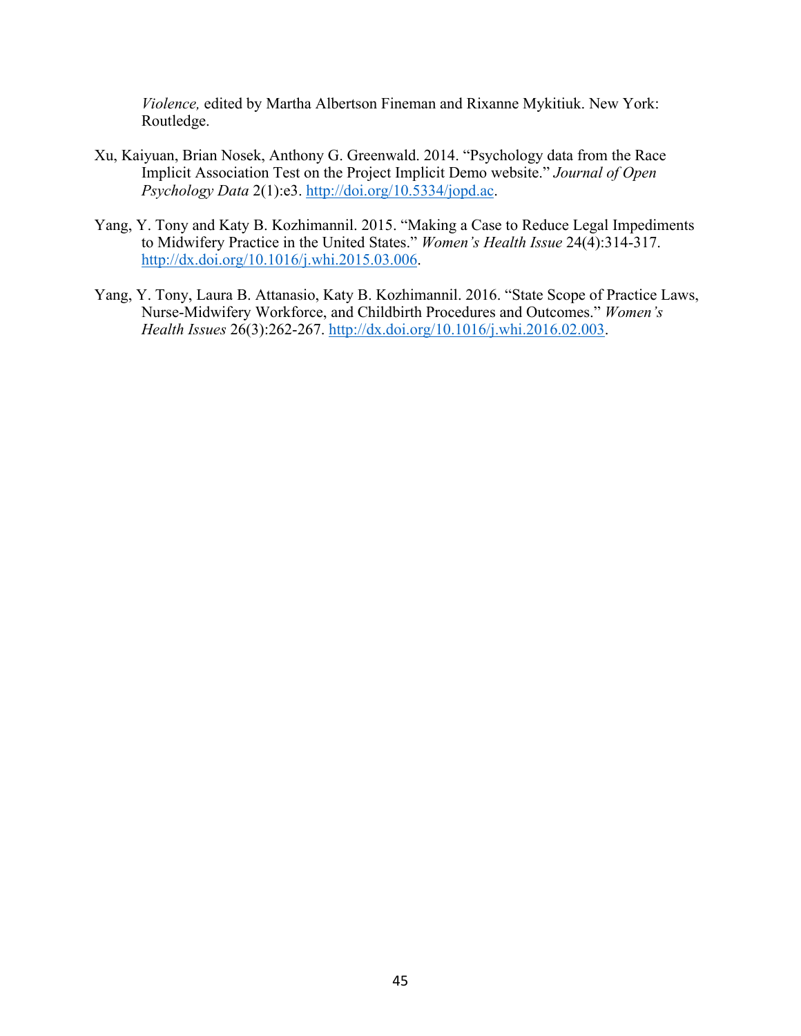*Violence,* edited by Martha Albertson Fineman and Rixanne Mykitiuk. New York: Routledge.

Xu, Kaiyuan, Brian Nosek, Anthony G. Greenwald. 2014. "Psychology data from the Race Implicit Association Test on the Project Implicit Demo website." *Journal of Open Psychology Data* 2(1):e3. http://doi.org/10.5334/jopd.ac.

Yang, Y. Tony and Katy B. Kozhimannil. 2015. "Making a Case to Reduce Legal Impediments to Midwifery Practice in the United States." *Women's Health Issue* 24(4):314-317. http://dx.doi.org/10.1016/j.whi.2015.03.006.

Yang, Y. Tony, Laura B. Attanasio, Katy B. Kozhimannil. 2016. "State Scope of Practice Laws, Nurse-Midwifery Workforce, and Childbirth Procedures and Outcomes." *Women's Health Issues* 26(3):262-267. http://dx.doi.org/10.1016/j.whi.2016.02.003.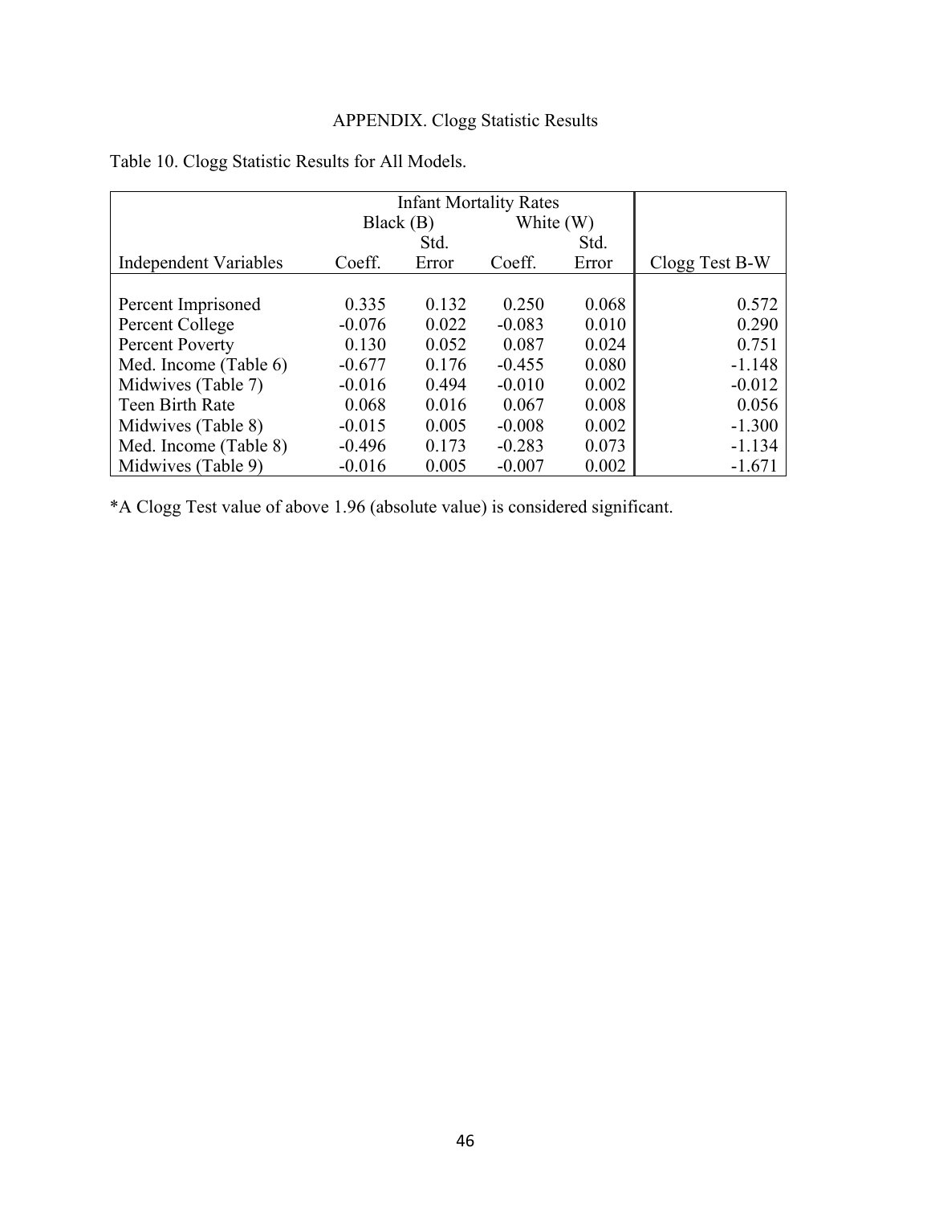APPENDIX. Clogg Statistic Results

Table 10. Clogg Statistic Results for All Models.

| | Infant Mortality Rates | | | | |
|---|---|---|---|---|---|
| | Black (B) | | White (W) | | |
| Independent Variables | Coeff. | Std. Error | Coeff. | Std. Error | Clogg Test B-W |
| Percent Imprisoned | 0.335 | 0.132 | 0.250 | 0.068 | 0.572 |
| Percent College | -0.076 | 0.022 | -0.083 | 0.010 | 0.290 |
| Percent Poverty | 0.130 | 0.052 | 0.087 | 0.024 | 0.751 |
| Med. Income (Table 6) | -0.677 | 0.176 | -0.455 | 0.080 | -1.148 |
| Midwives (Table 7) | -0.016 | 0.494 | -0.010 | 0.002 | -0.012 |
| Teen Birth Rate | 0.068 | 0.016 | 0.067 | 0.008 | 0.056 |
| Midwives (Table 8) | -0.015 | 0.005 | -0.008 | 0.002 | -1.300 |
| Med. Income (Table 8) | -0.496 | 0.173 | -0.283 | 0.073 | -1.134 |
| Midwives (Table 9) | -0.016 | 0.005 | -0.007 | 0.002 | -1.671 |

*A Clogg Test value of above 1.96 (absolute value) is considered significant.